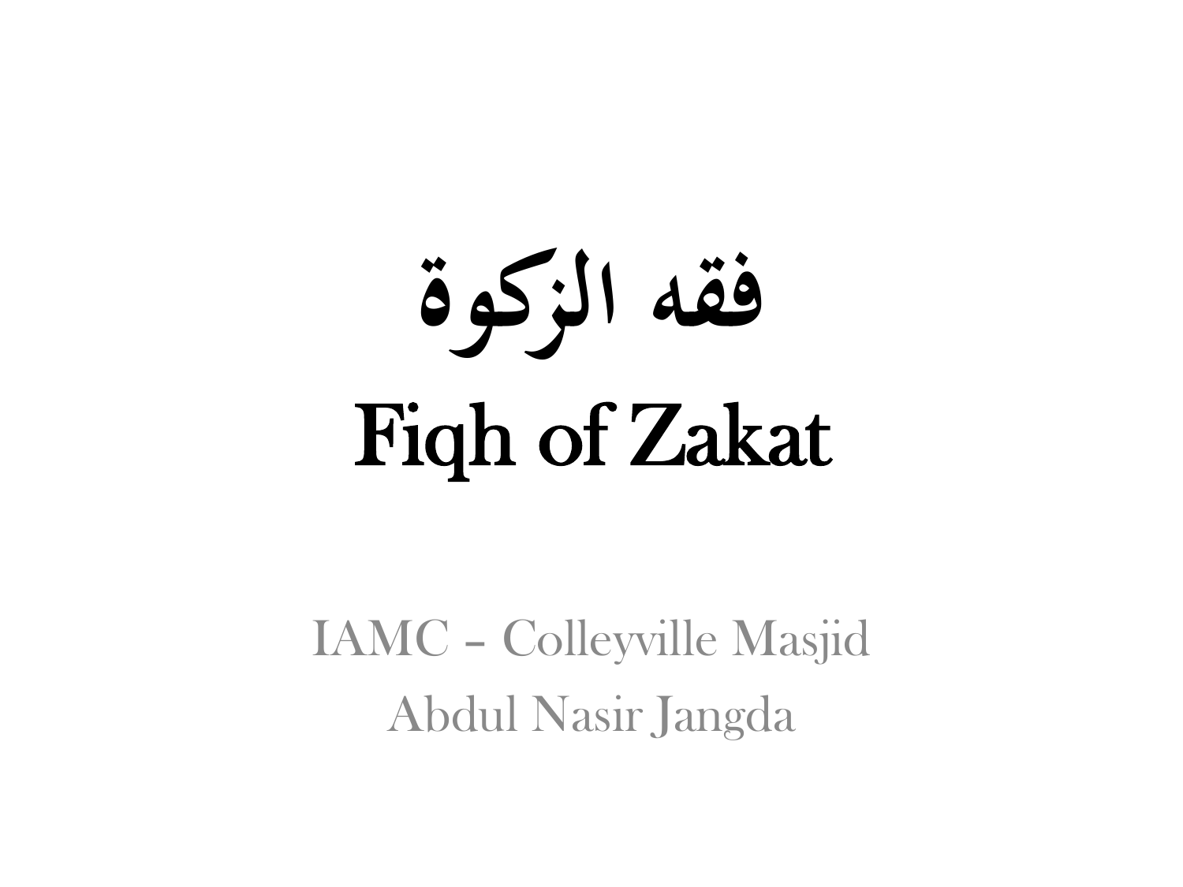# فقه الزكوة

# Fiqh of Zakat

IAMC – Colleyville Masjid

Abdul Nasir Jangda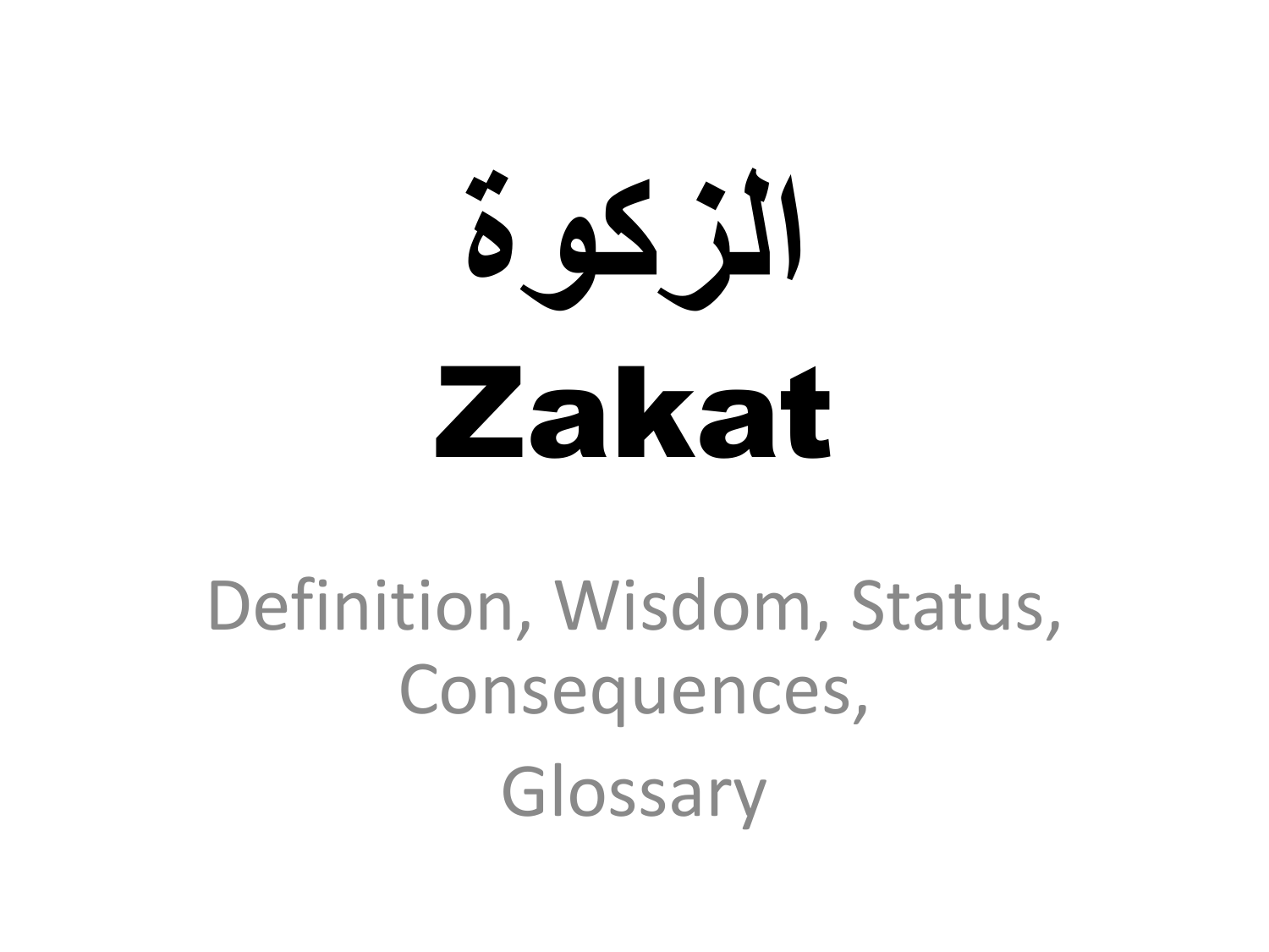# الزكوة

# Zakat

Definition, Wisdom, Status, Consequences,

Glossary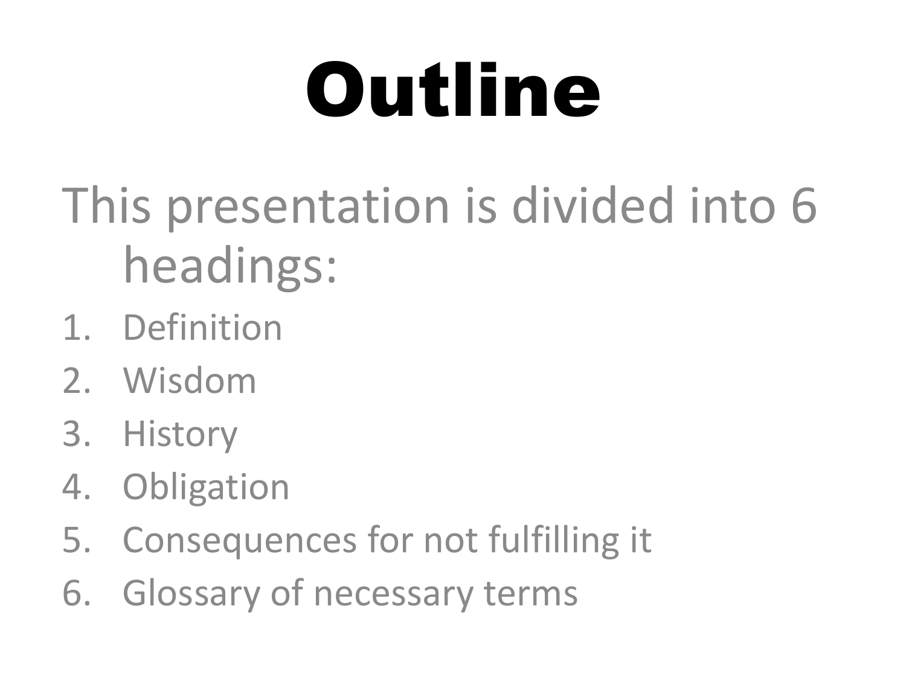# Outline

This presentation is divided into 6 headings:

1. Definition
2. Wisdom
3. History
4. Obligation
5. Consequences for not fulfilling it
6. Glossary of necessary terms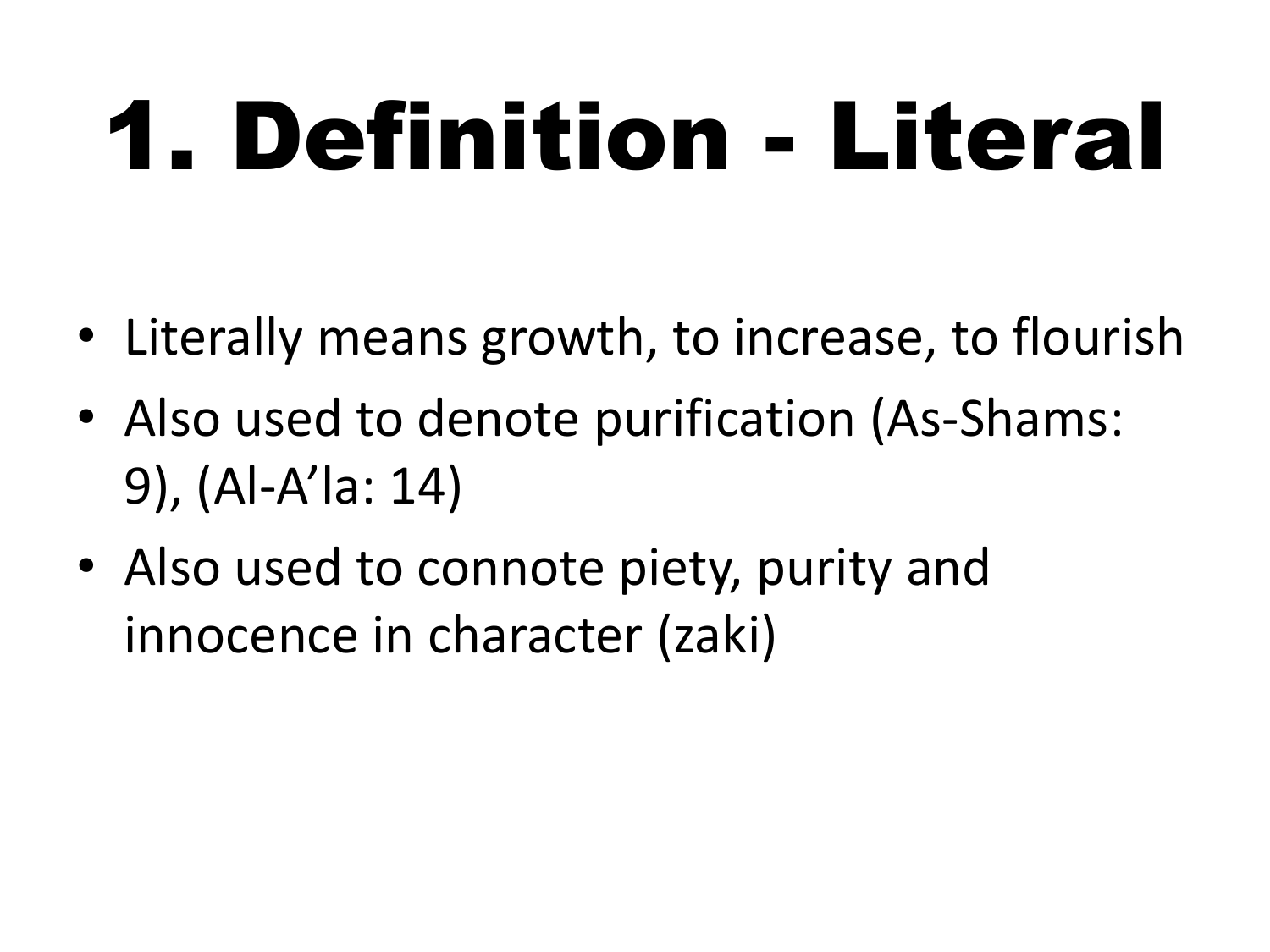# 1. Definition - Literal

- Literally means growth, to increase, to flourish
- Also used to denote purification (As-Shams: 9), (Al-A'la: 14)
- Also used to connote piety, purity and innocence in character (zaki)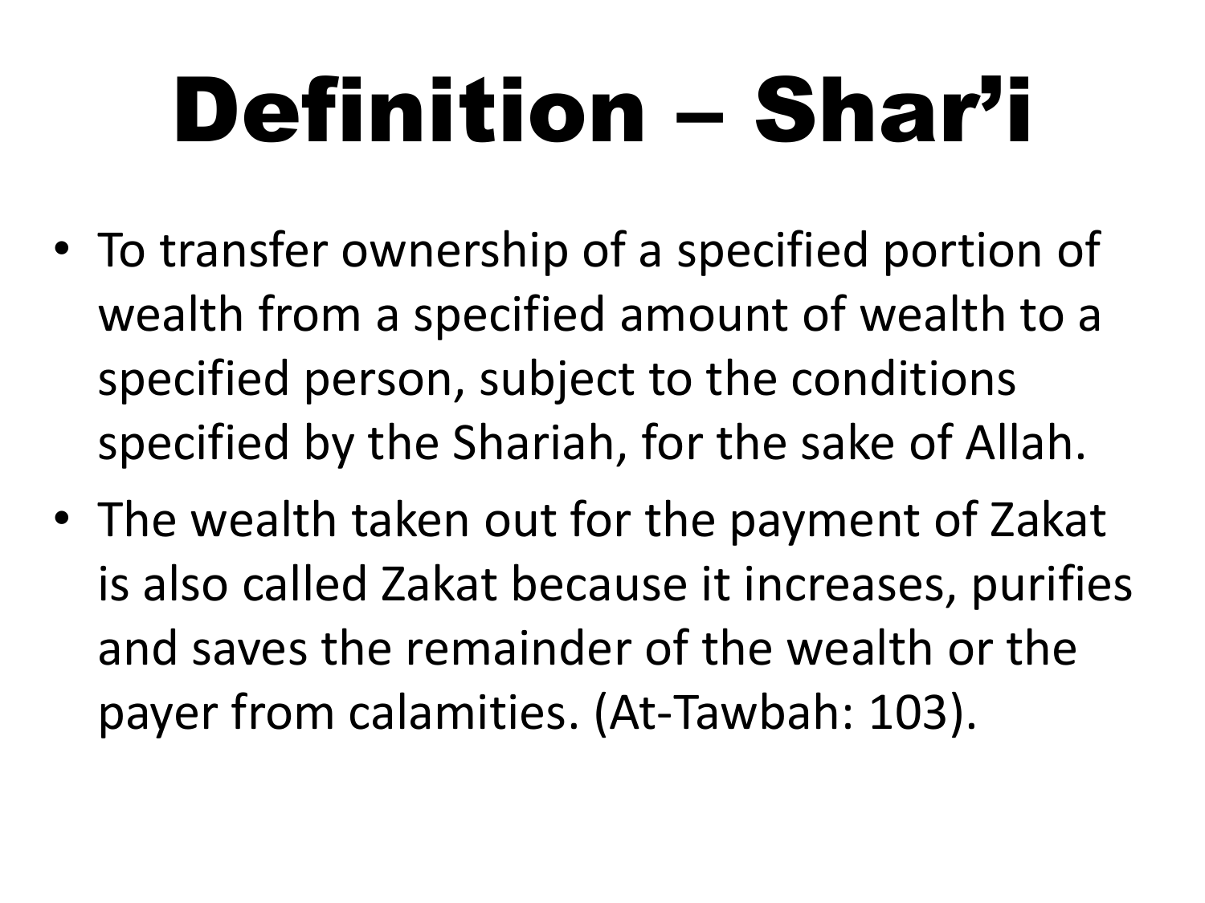# Definition – Shar'i

- To transfer ownership of a specified portion of wealth from a specified amount of wealth to a specified person, subject to the conditions specified by the Shariah, for the sake of Allah.
- The wealth taken out for the payment of Zakat is also called Zakat because it increases, purifies and saves the remainder of the wealth or the payer from calamities. (At-Tawbah: 103).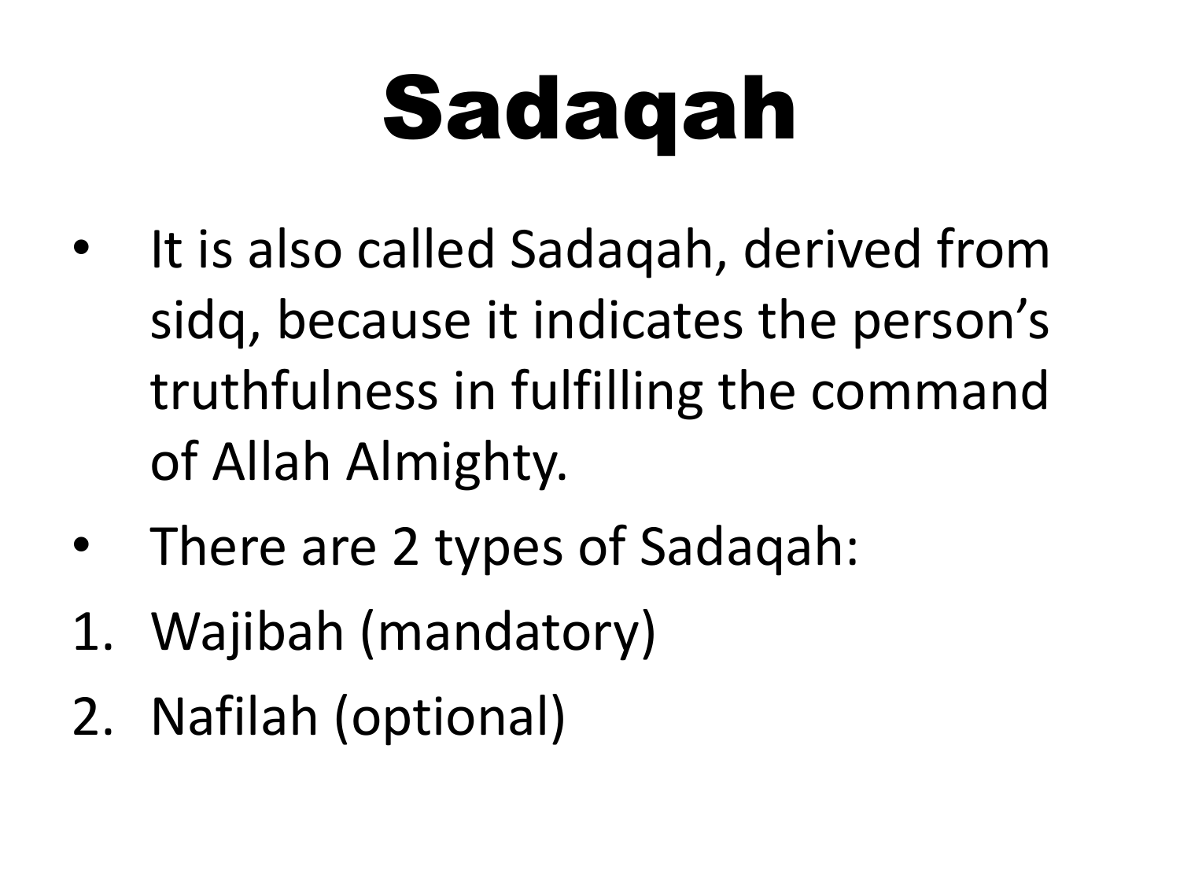# Sadaqah

- It is also called Sadaqah, derived from sidq, because it indicates the person's truthfulness in fulfilling the command of Allah Almighty.
- There are 2 types of Sadaqah:

1. Wajibah (mandatory)
2. Nafilah (optional)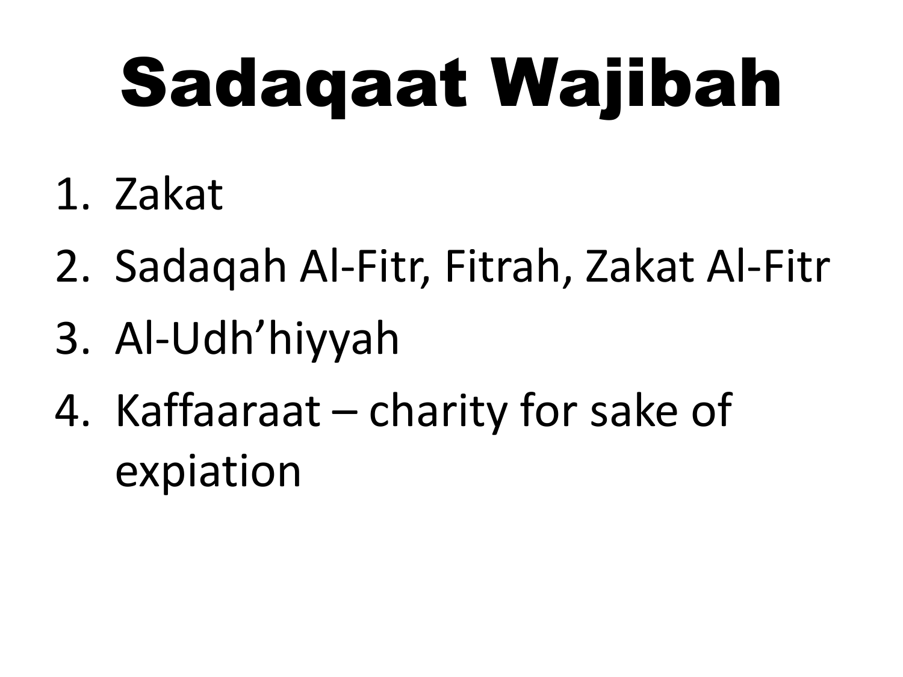# Sadaqaat Wajibah

1. Zakat
2. Sadaqah Al-Fitr, Fitrah, Zakat Al-Fitr
3. Al-Udh'hiyyah
4. Kaffaaraat – charity for sake of expiation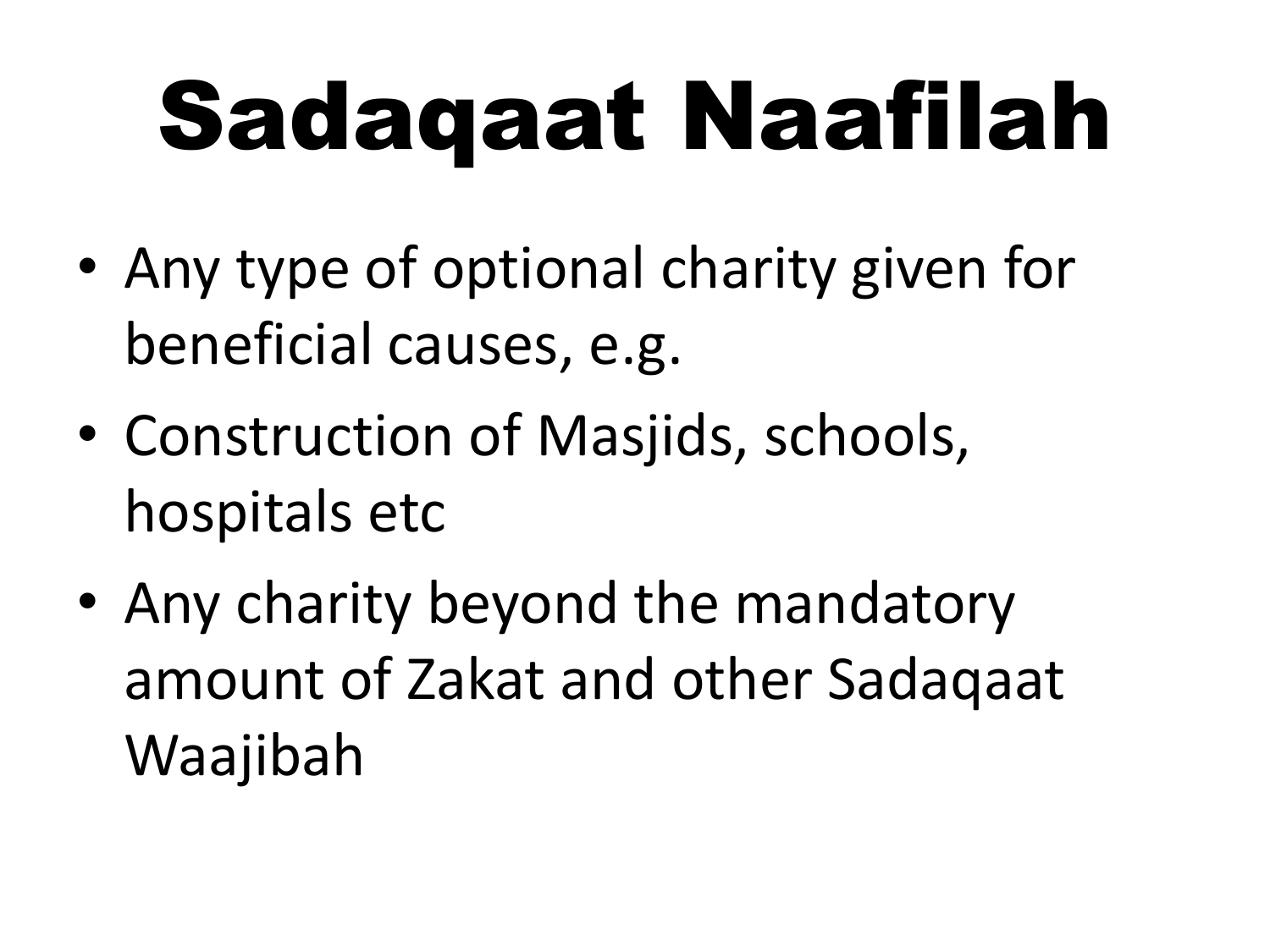# Sadaqaat Naafilah

- Any type of optional charity given for beneficial causes, e.g.
- Construction of Masjids, schools, hospitals etc
- Any charity beyond the mandatory amount of Zakat and other Sadaqaat Waajibah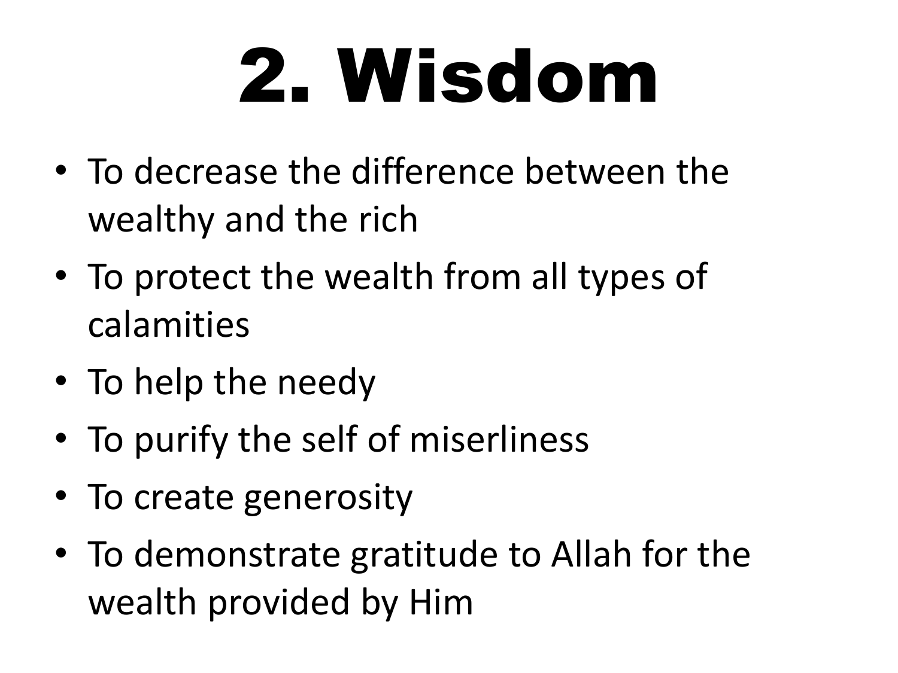# 2. Wisdom

- To decrease the difference between the wealthy and the rich
- To protect the wealth from all types of calamities
- To help the needy
- To purify the self of miserliness
- To create generosity
- To demonstrate gratitude to Allah for the wealth provided by Him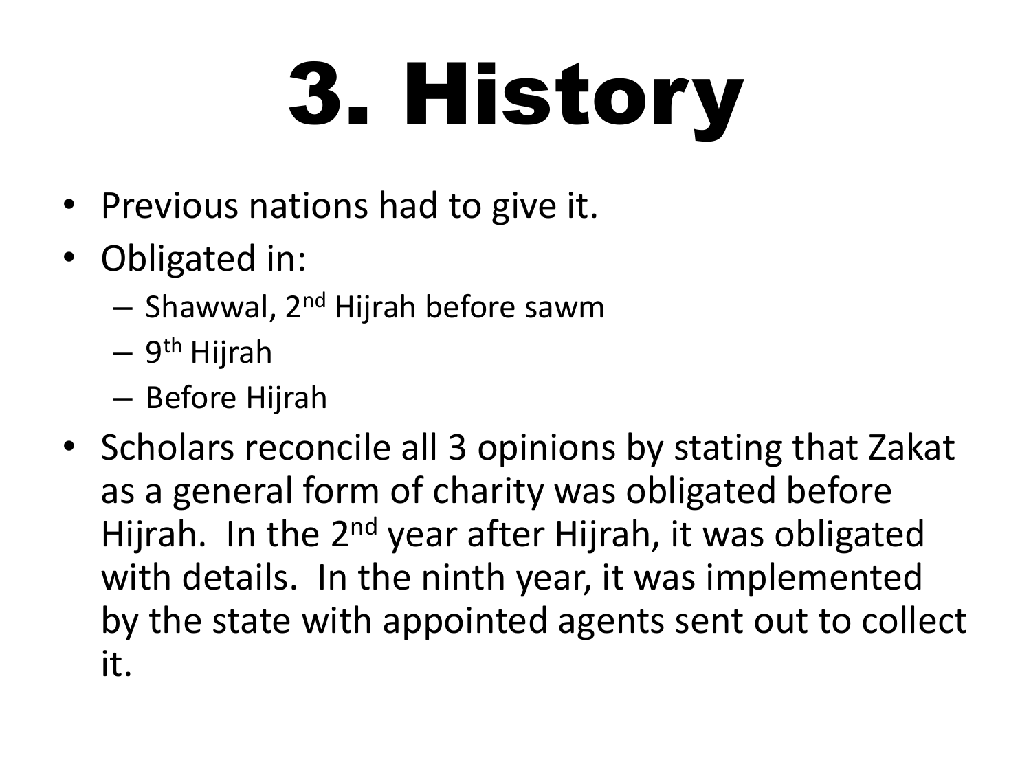# 3. History

- Previous nations had to give it.
- Obligated in:
  - Shawwal, 2nd Hijrah before sawm
  - 9th Hijrah
  - Before Hijrah
- Scholars reconcile all 3 opinions by stating that Zakat as a general form of charity was obligated before Hijrah. In the 2nd year after Hijrah, it was obligated with details. In the ninth year, it was implemented by the state with appointed agents sent out to collect it.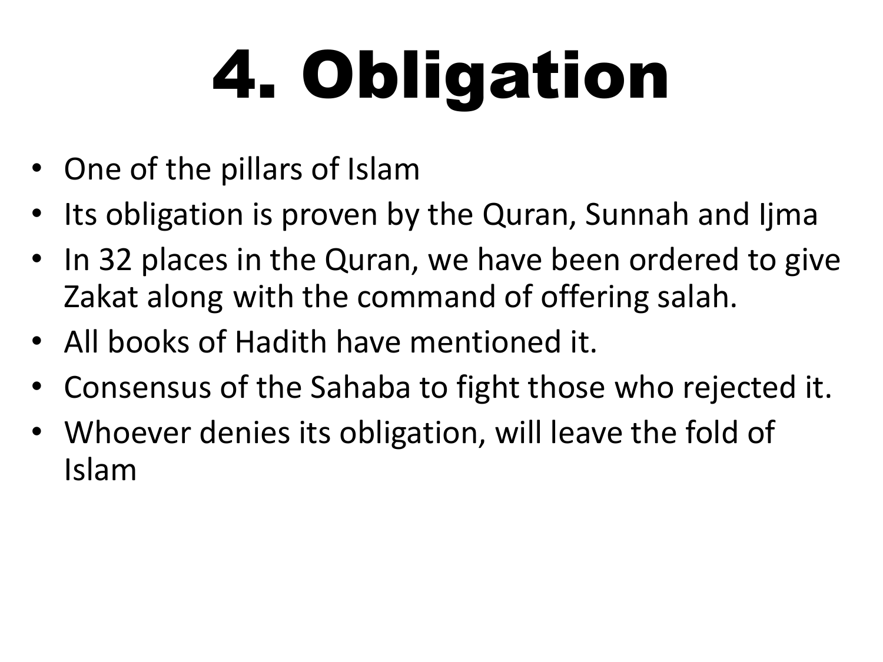# 4. Obligation

- One of the pillars of Islam
- Its obligation is proven by the Quran, Sunnah and Ijma
- In 32 places in the Quran, we have been ordered to give Zakat along with the command of offering salah.
- All books of Hadith have mentioned it.
- Consensus of the Sahaba to fight those who rejected it.
- Whoever denies its obligation, will leave the fold of Islam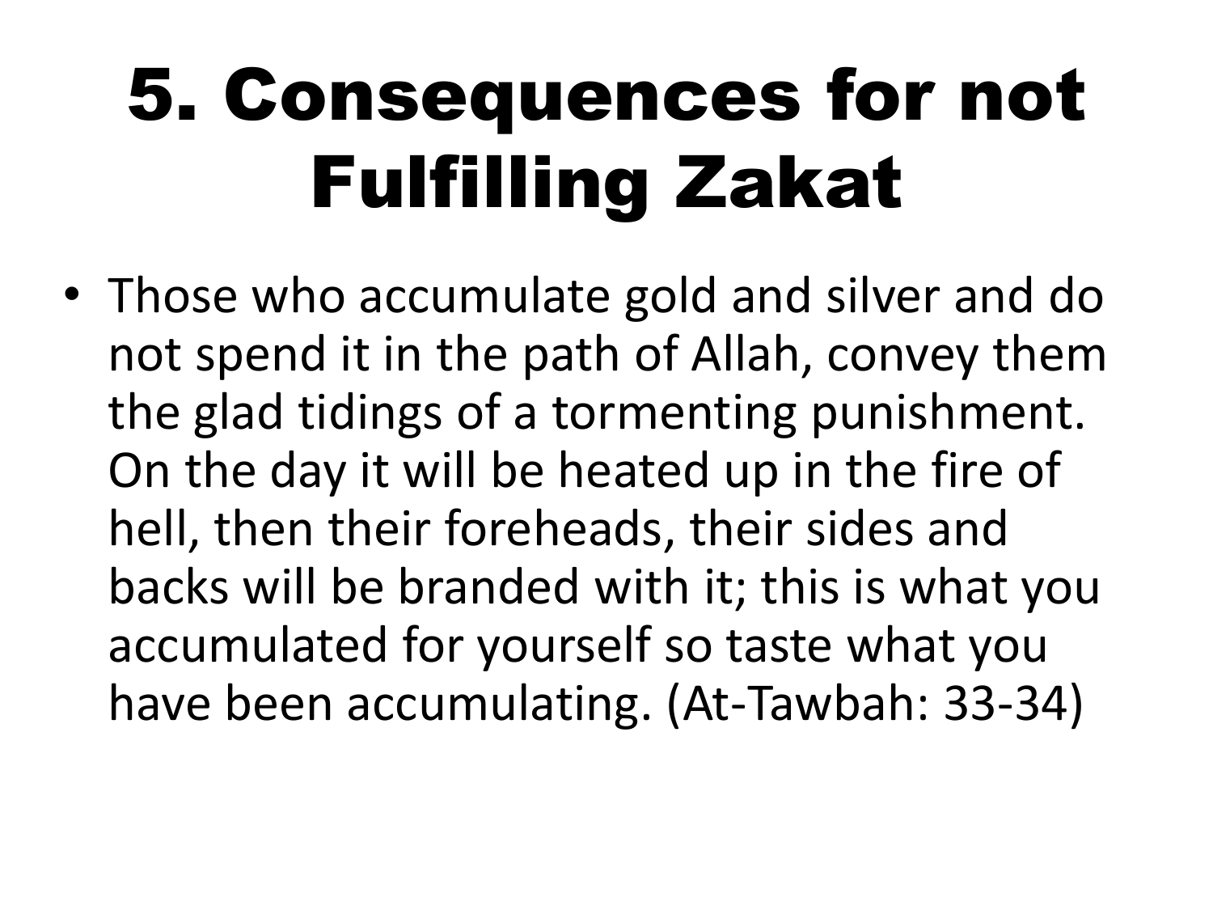# 5. Consequences for not Fulfilling Zakat

- Those who accumulate gold and silver and do not spend it in the path of Allah, convey them the glad tidings of a tormenting punishment. On the day it will be heated up in the fire of hell, then their foreheads, their sides and backs will be branded with it; this is what you accumulated for yourself so taste what you have been accumulating. (At-Tawbah: 33-34)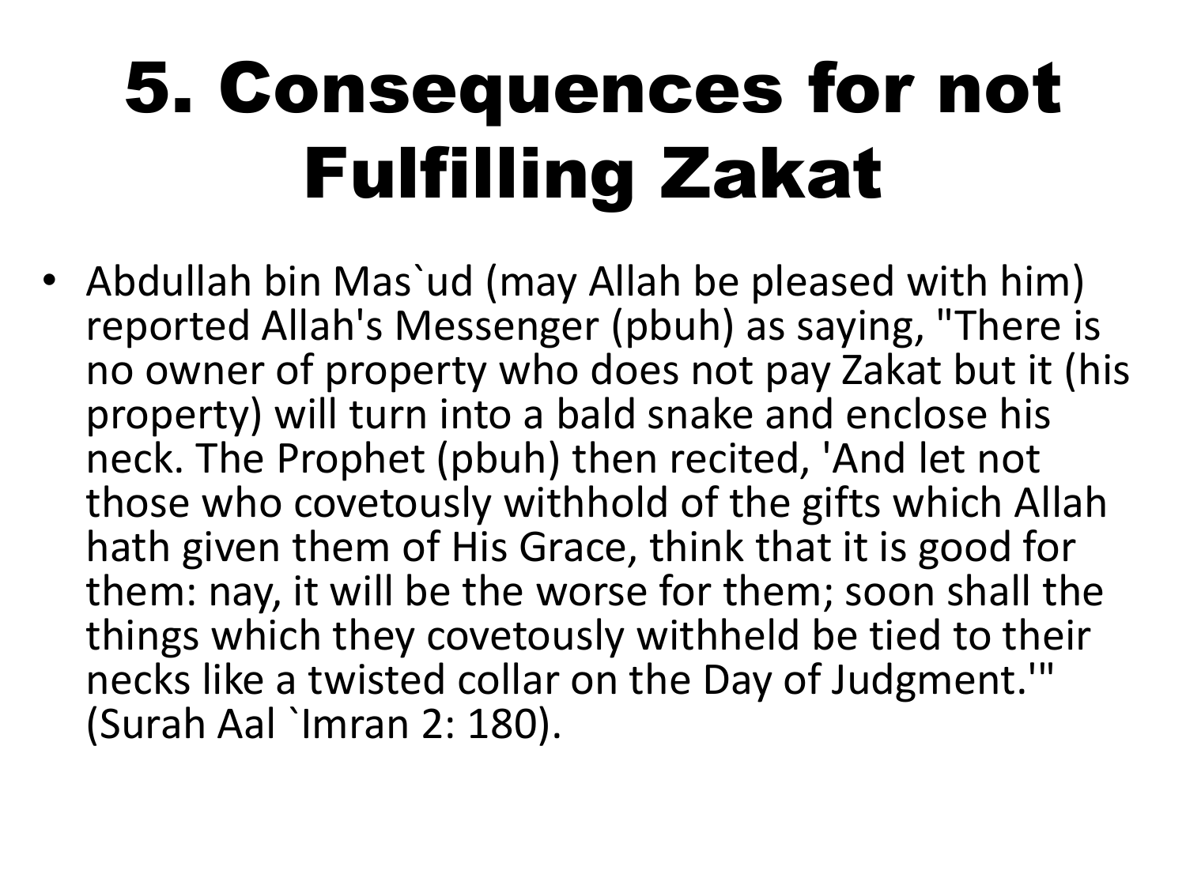# 5. Consequences for not Fulfilling Zakat

- Abdullah bin Mas`ud (may Allah be pleased with him) reported Allah's Messenger (pbuh) as saying, "There is no owner of property who does not pay Zakat but it (his property) will turn into a bald snake and enclose his neck. The Prophet (pbuh) then recited, 'And let not those who covetously withhold of the gifts which Allah hath given them of His Grace, think that it is good for them: nay, it will be the worse for them; soon shall the things which they covetously withheld be tied to their necks like a twisted collar on the Day of Judgment.'" (Surah Aal `Imran 2: 180).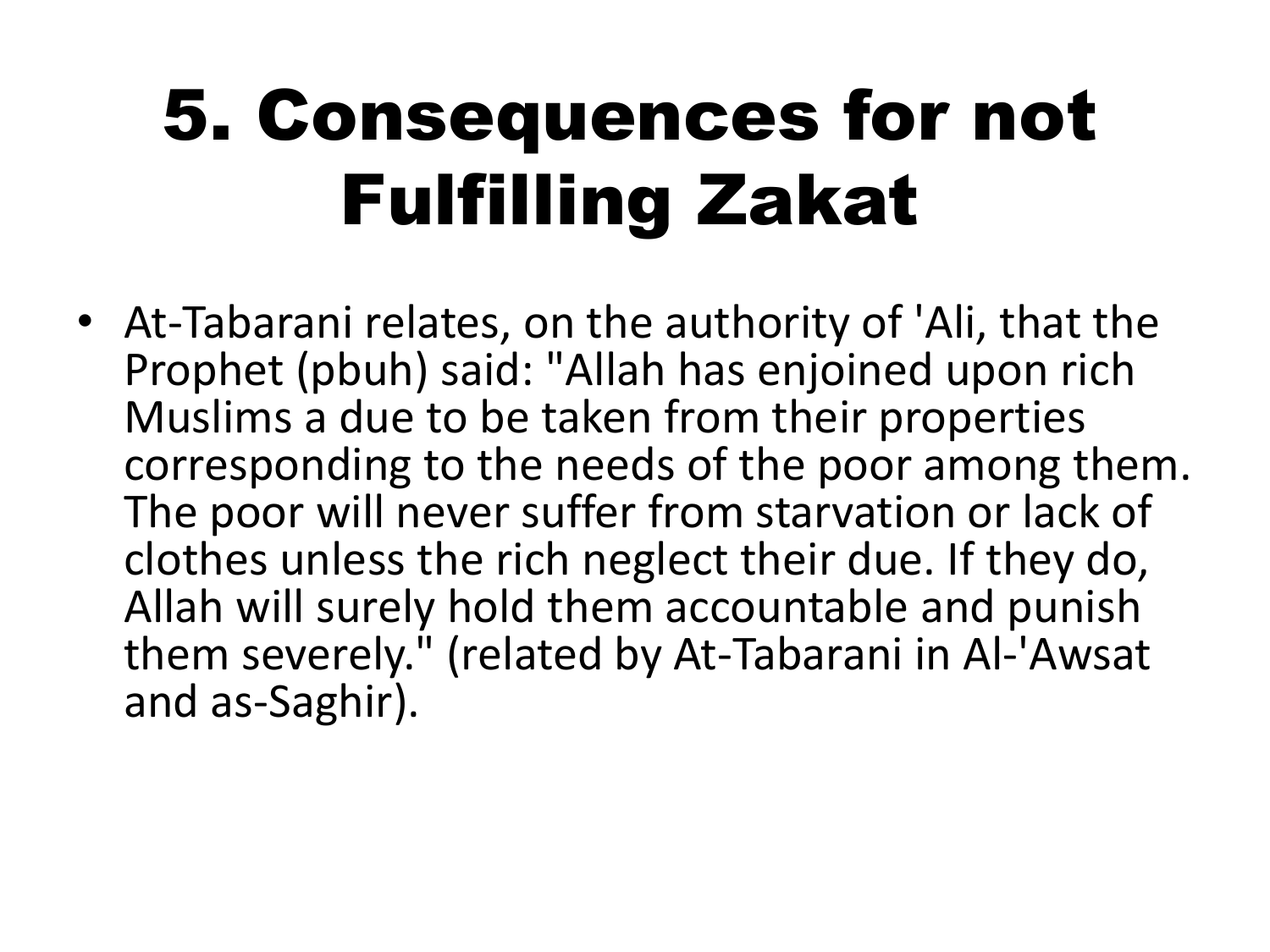# 5. Consequences for not Fulfilling Zakat

- At-Tabarani relates, on the authority of 'Ali, that the Prophet (pbuh) said: "Allah has enjoined upon rich Muslims a due to be taken from their properties corresponding to the needs of the poor among them. The poor will never suffer from starvation or lack of clothes unless the rich neglect their due. If they do, Allah will surely hold them accountable and punish them severely." (related by At-Tabarani in Al-'Awsat and as-Saghir).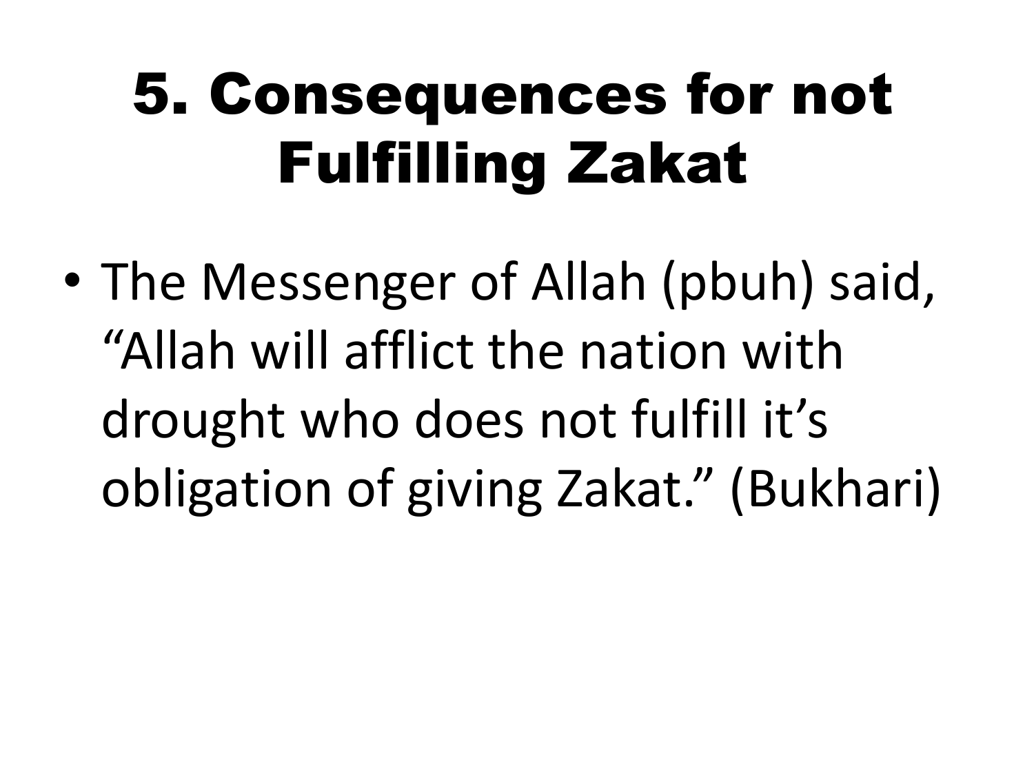# 5. Consequences for not Fulfilling Zakat

- The Messenger of Allah (pbuh) said, "Allah will afflict the nation with drought who does not fulfill it's obligation of giving Zakat." (Bukhari)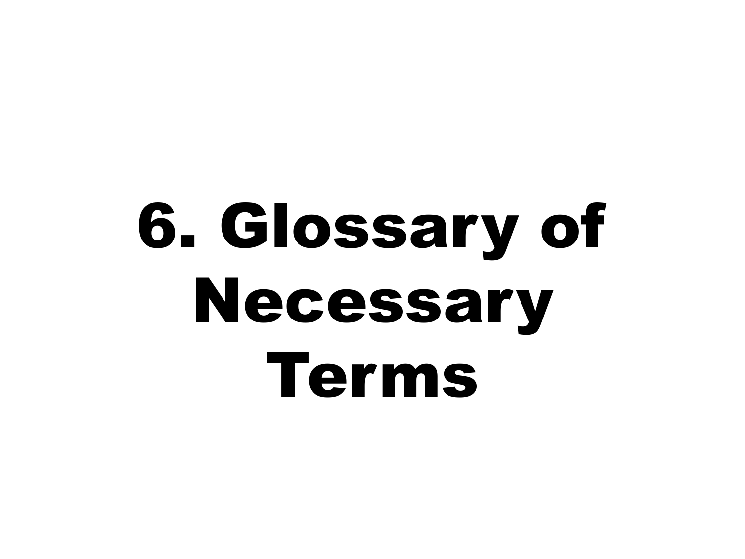# 6. Glossary of Necessary Terms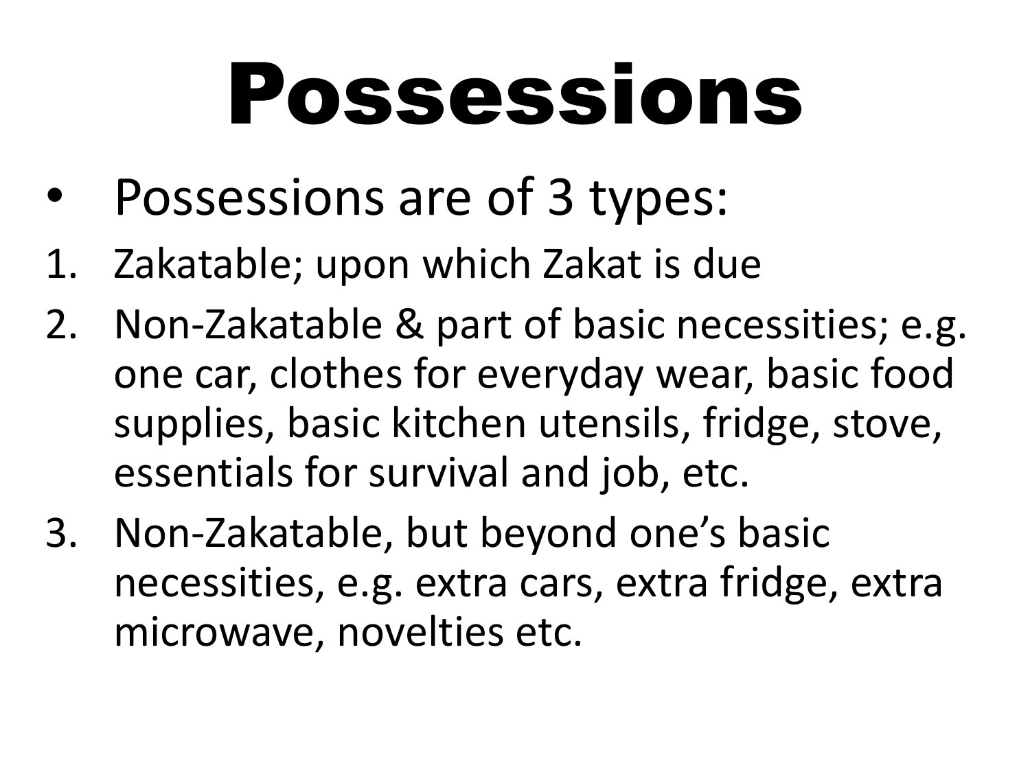# Possessions

- Possessions are of 3 types:

1. Zakatable; upon which Zakat is due
2. Non-Zakatable & part of basic necessities; e.g. one car, clothes for everyday wear, basic food supplies, basic kitchen utensils, fridge, stove, essentials for survival and job, etc.
3. Non-Zakatable, but beyond one's basic necessities, e.g. extra cars, extra fridge, extra microwave, novelties etc.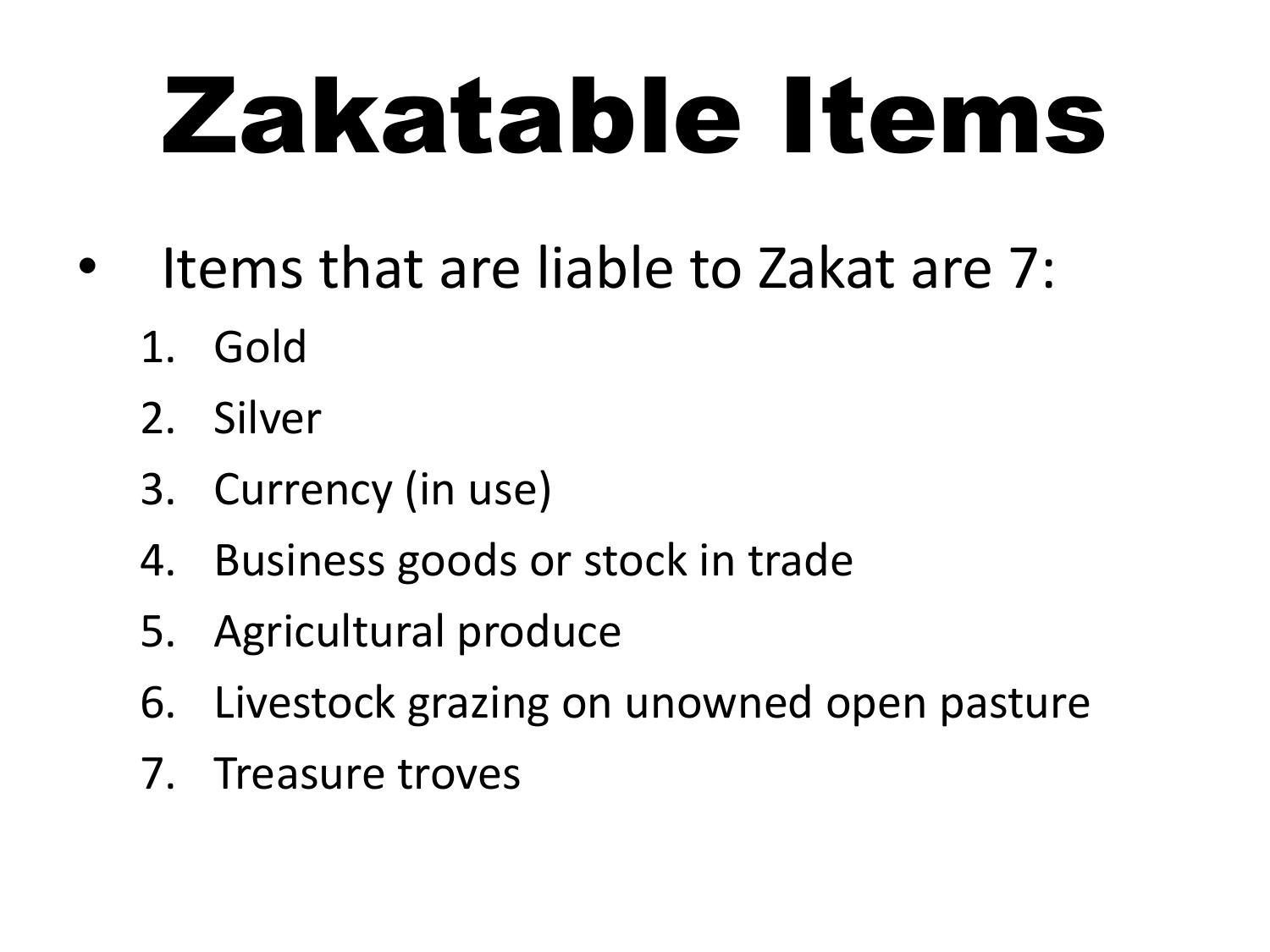# Zakatable Items

- Items that are liable to Zakat are 7:
  1. Gold
  2. Silver
  3. Currency (in use)
  4. Business goods or stock in trade
  5. Agricultural produce
  6. Livestock grazing on unowned open pasture
  7. Treasure troves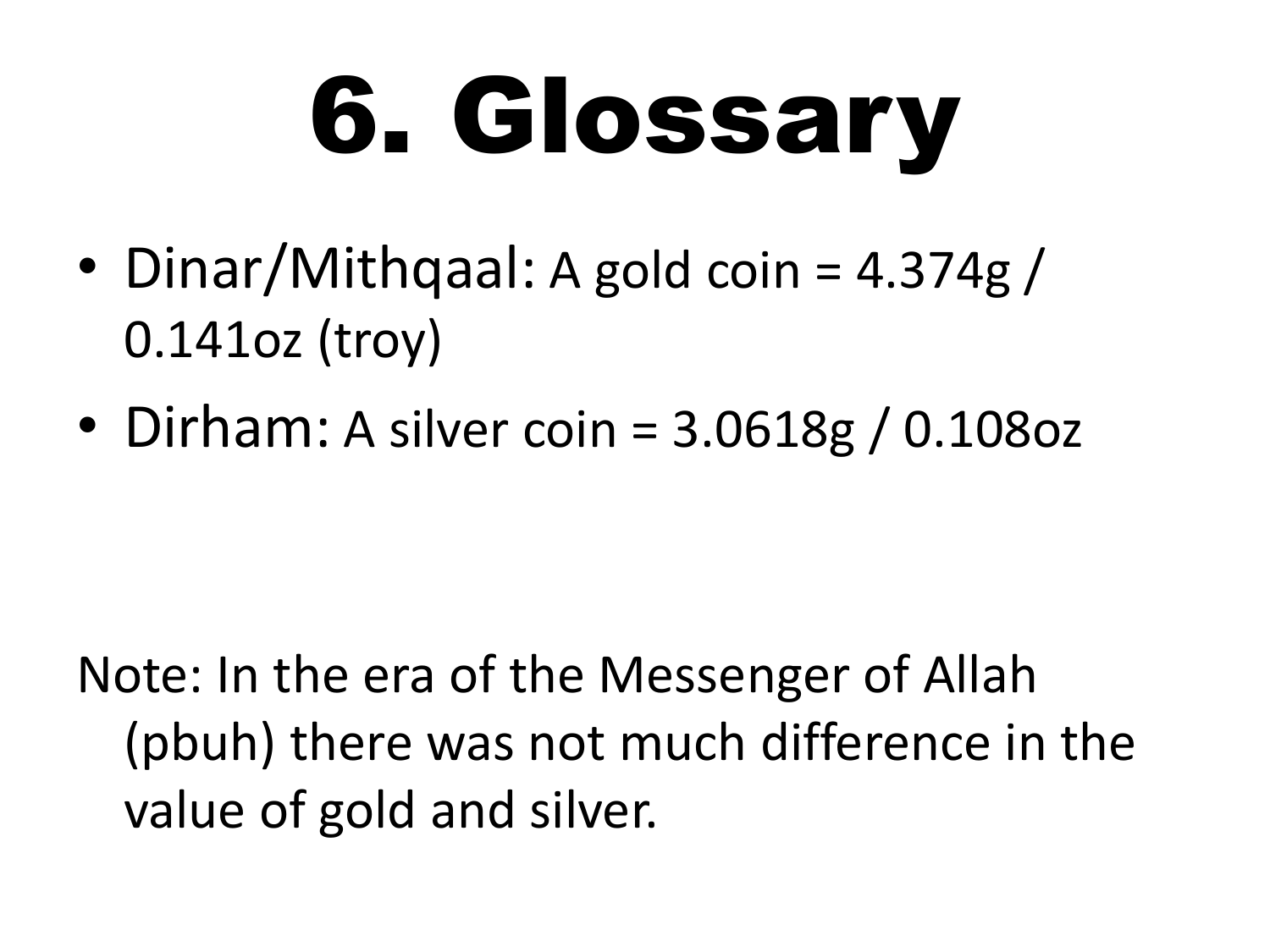# 6. Glossary

- Dinar/Mithqaal: A gold coin = 4.374g / 0.141oz (troy)
- Dirham: A silver coin = 3.0618g / 0.108oz

Note: In the era of the Messenger of Allah (pbuh) there was not much difference in the value of gold and silver.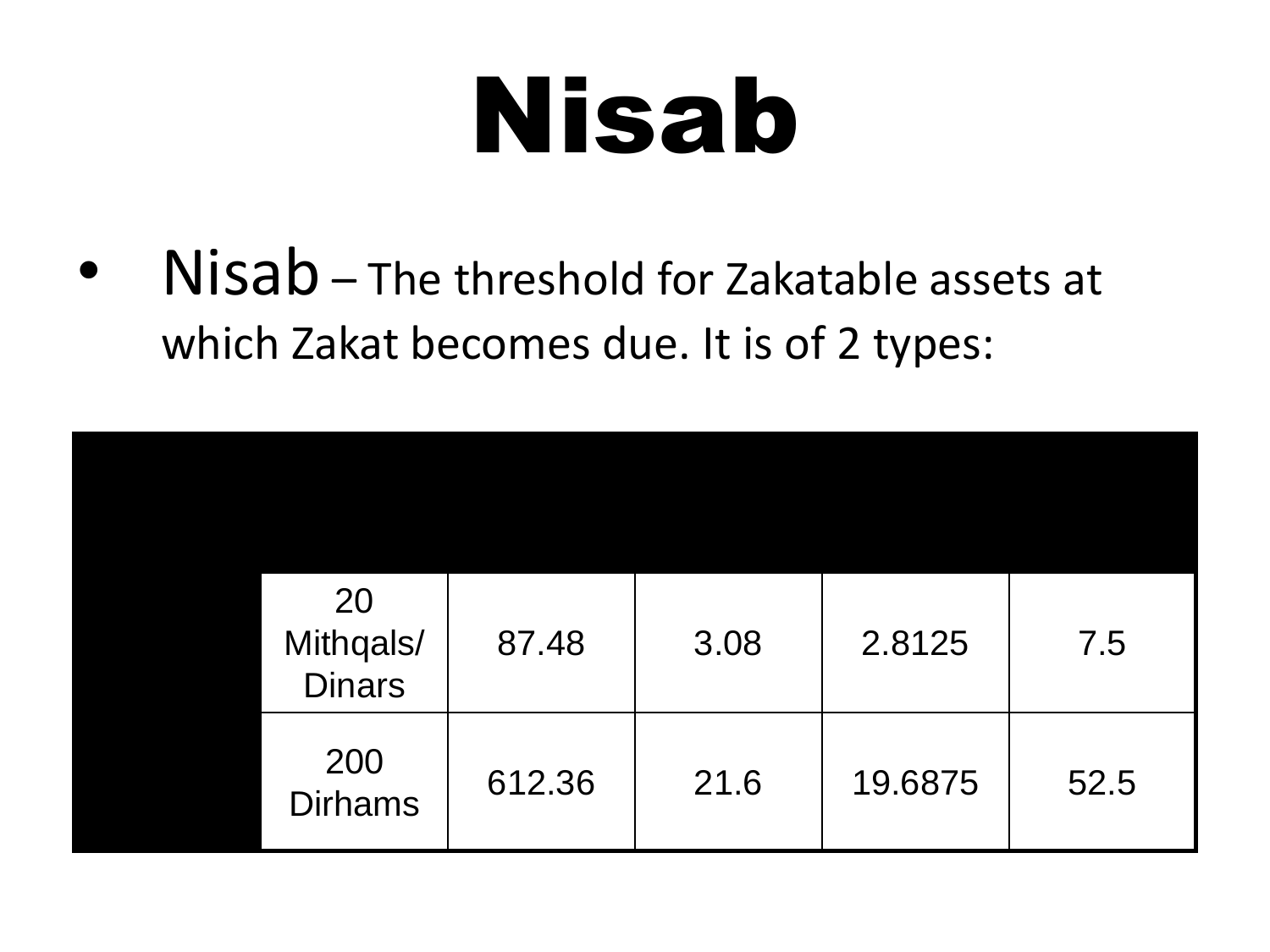# Nisab

- Nisab – The threshold for Zakatable assets at which Zakat becomes due. It is of 2 types:

| | | | | | |
|---|---|---|---|---|---|
| | 20 Mithqals/ Dinars | 87.48 | 3.08 | 2.8125 | 7.5 |
| | 200 Dirhams | 612.36 | 21.6 | 19.6875 | 52.5 |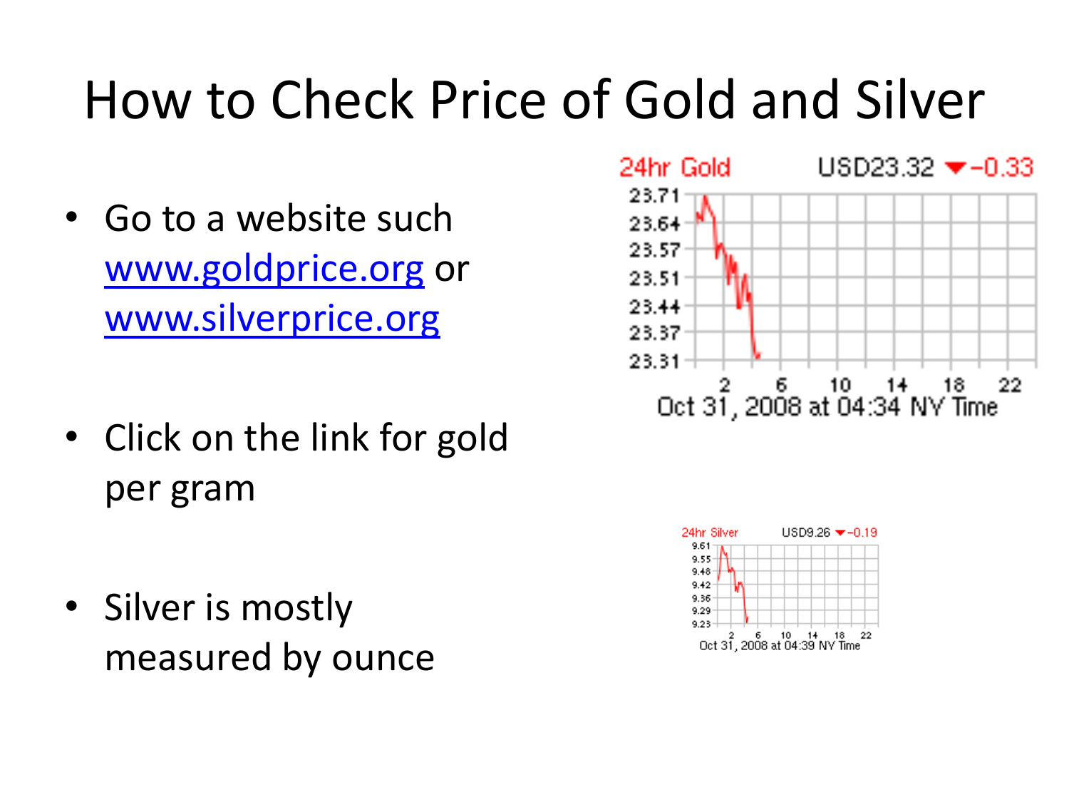# How to Check Price of Gold and Silver

- Go to a website such [www.goldprice.org](http://www.goldprice.org) or [www.silverprice.org](http://www.silverprice.org)

- Click on the link for gold per gram

- Silver is mostly measured by ounce

24hr Gold USD23.32 ▼-0.33

Oct 31, 2008 at 04:34 NY Time

24hr Silver USD9.26 ▼-0.19

Oct 31, 2008 at 04:39 NY Time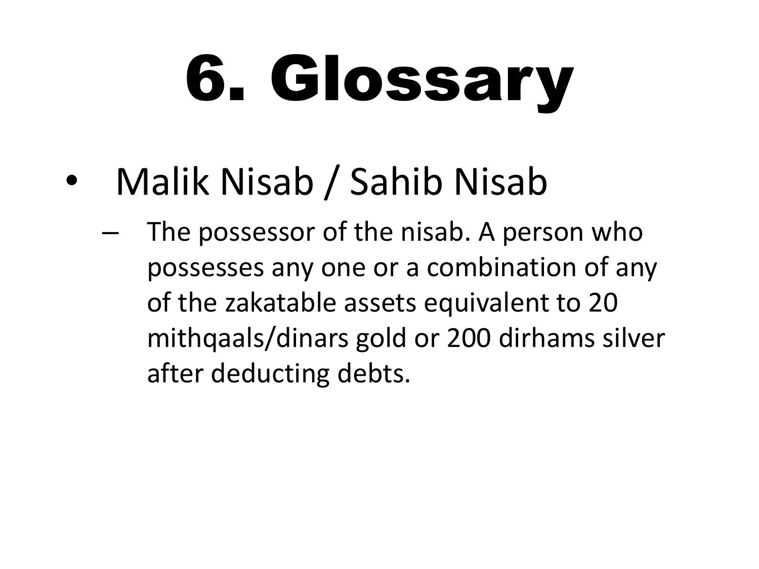# 6. Glossary

- Malik Nisab / Sahib Nisab
  - The possessor of the nisab. A person who possesses any one or a combination of any of the zakatable assets equivalent to 20 mithqaals/dinars gold or 200 dirhams silver after deducting debts.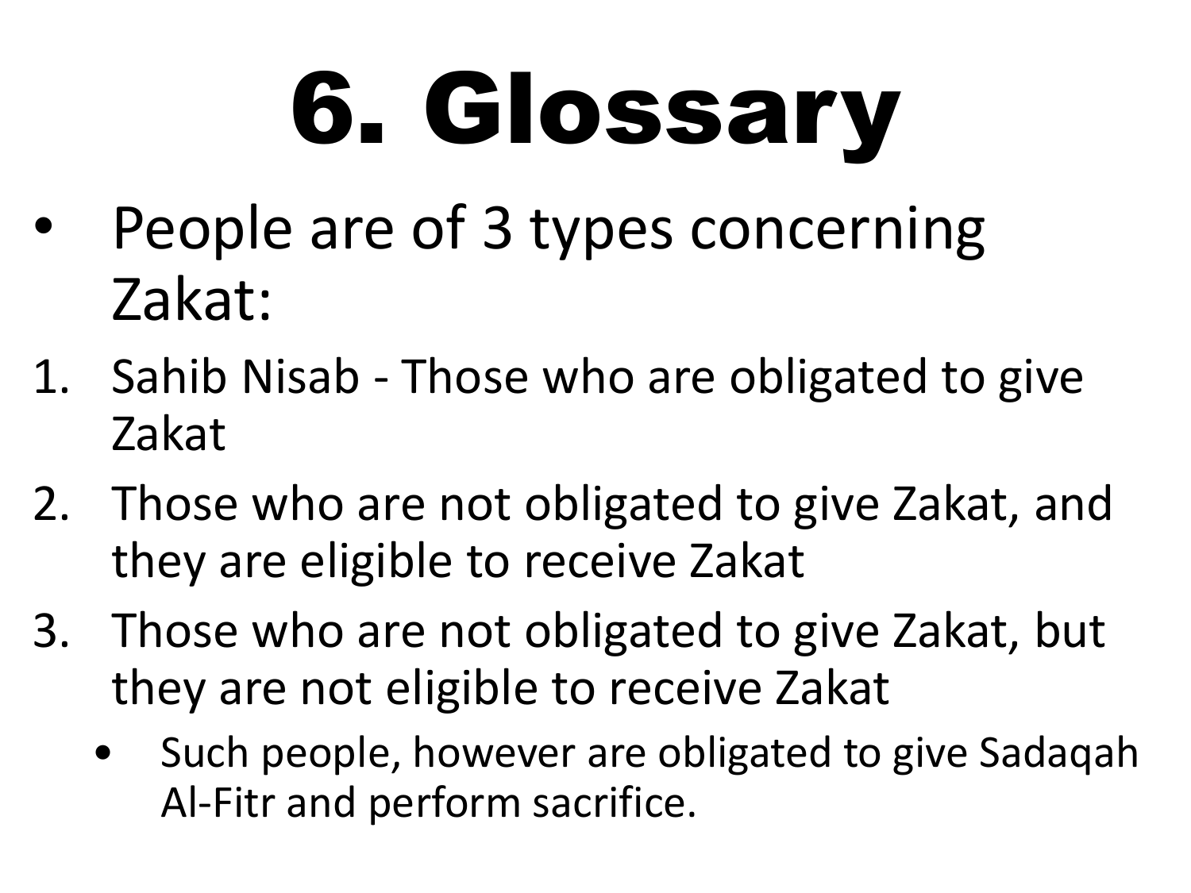# 6. Glossary

- People are of 3 types concerning Zakat:

1. Sahib Nisab - Those who are obligated to give Zakat
2. Those who are not obligated to give Zakat, and they are eligible to receive Zakat
3. Those who are not obligated to give Zakat, but they are not eligible to receive Zakat
   - Such people, however are obligated to give Sadaqah Al-Fitr and perform sacrifice.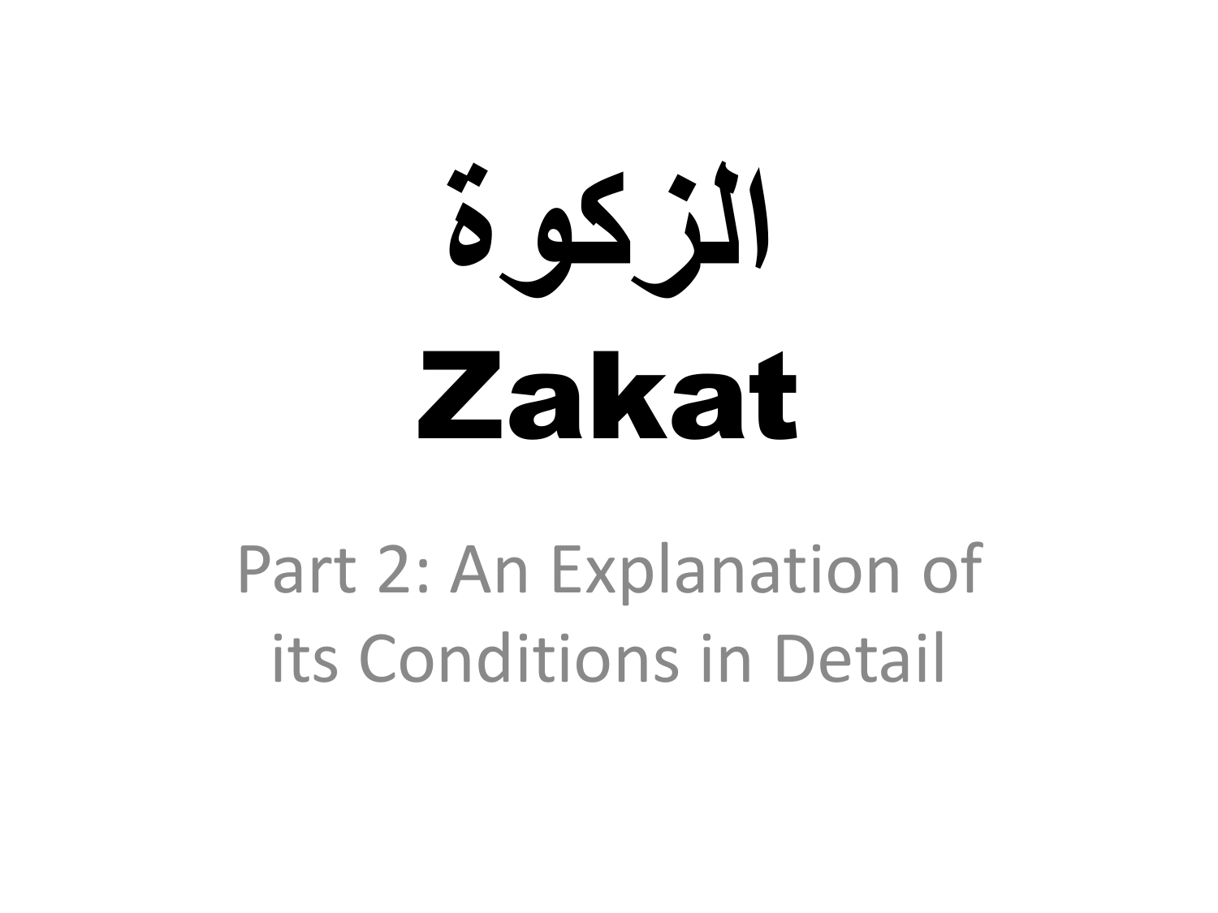# الزكوة

# Zakat

Part 2: An Explanation of its Conditions in Detail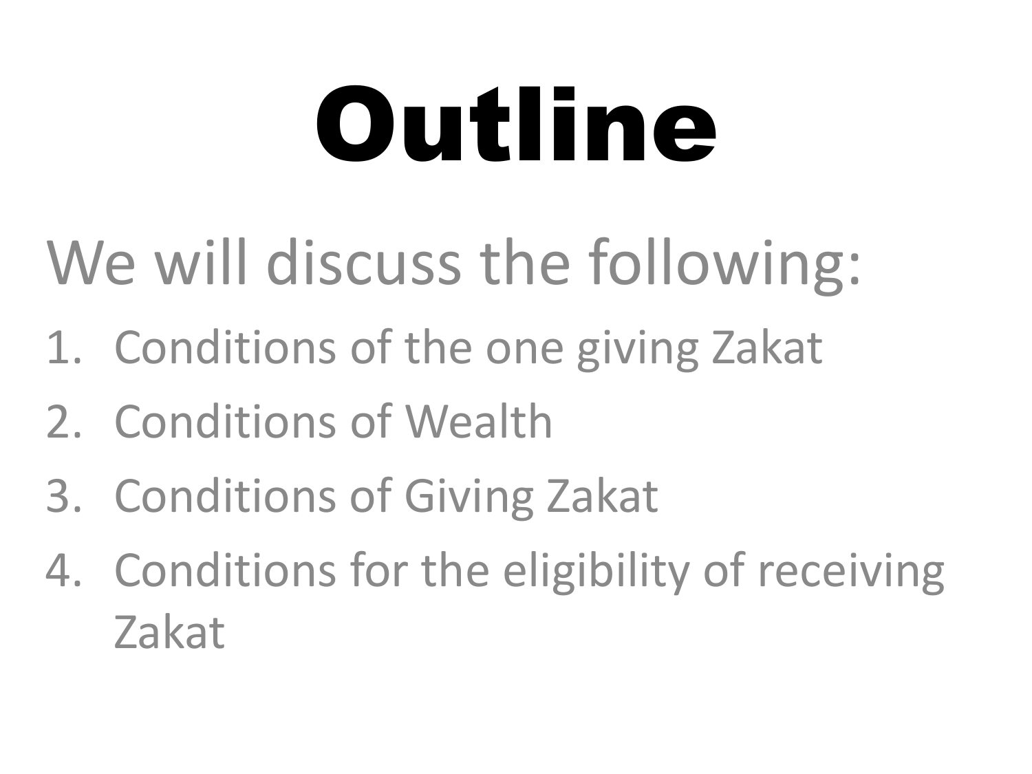# Outline

We will discuss the following:

1. Conditions of the one giving Zakat
2. Conditions of Wealth
3. Conditions of Giving Zakat
4. Conditions for the eligibility of receiving Zakat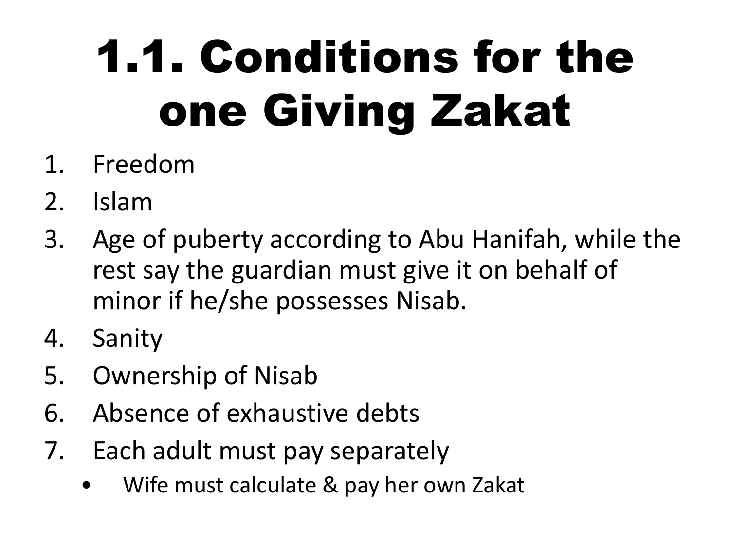# 1.1. Conditions for the one Giving Zakat

1. Freedom
2. Islam
3. Age of puberty according to Abu Hanifah, while the rest say the guardian must give it on behalf of minor if he/she possesses Nisab.
4. Sanity
5. Ownership of Nisab
6. Absence of exhaustive debts
7. Each adult must pay separately
   - Wife must calculate & pay her own Zakat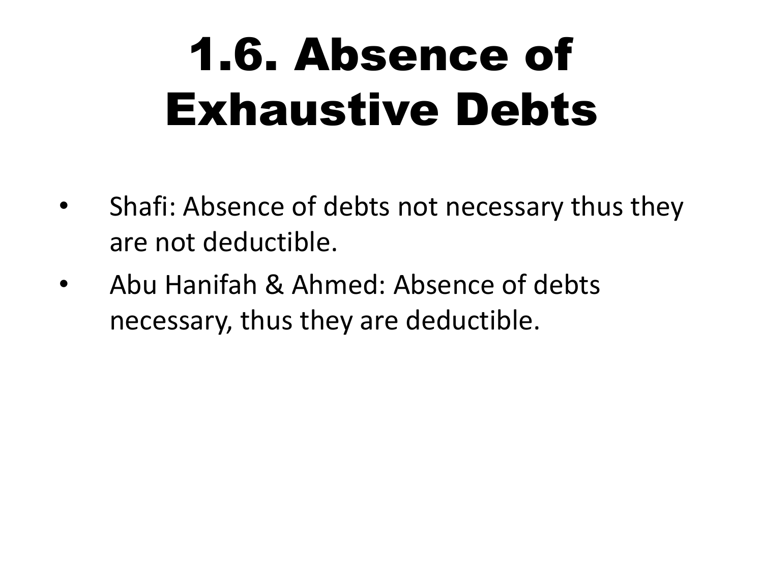# 1.6. Absence of Exhaustive Debts

- Shafi: Absence of debts not necessary thus they are not deductible.
- Abu Hanifah & Ahmed: Absence of debts necessary, thus they are deductible.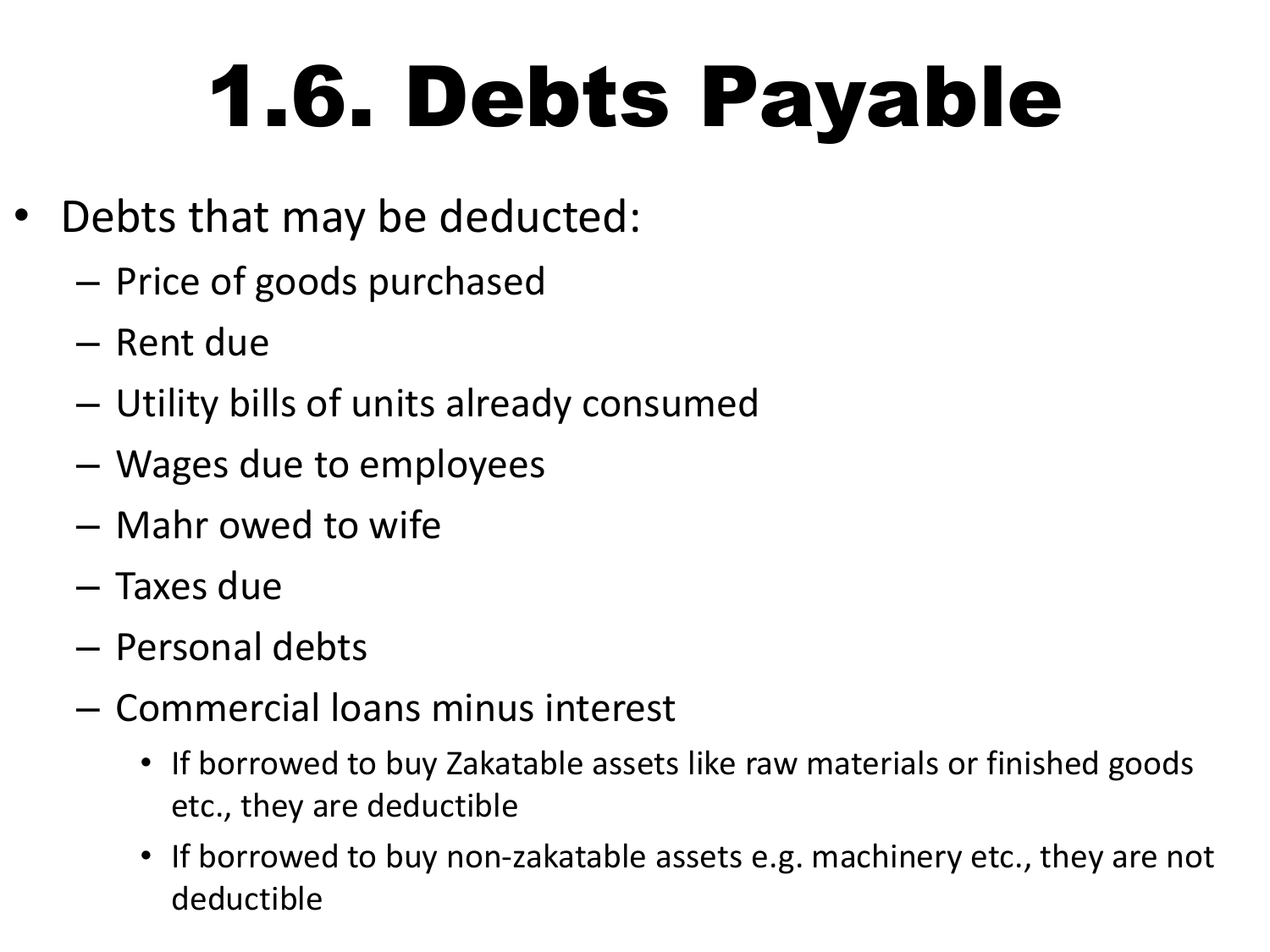# 1.6. Debts Payable

- Debts that may be deducted:
  - Price of goods purchased
  - Rent due
  - Utility bills of units already consumed
  - Wages due to employees
  - Mahr owed to wife
  - Taxes due
  - Personal debts
  - Commercial loans minus interest
    - If borrowed to buy Zakatable assets like raw materials or finished goods etc., they are deductible
    - If borrowed to buy non-zakatable assets e.g. machinery etc., they are not deductible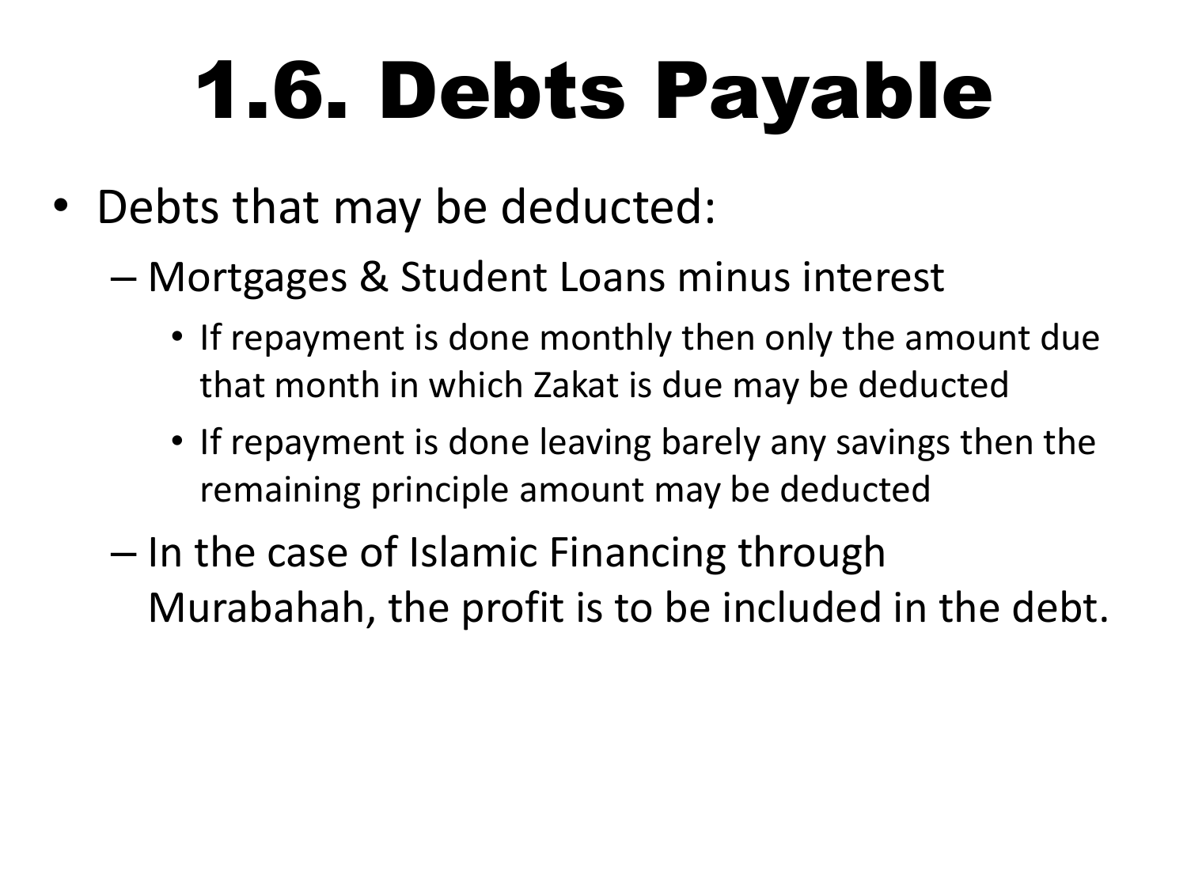# 1.6. Debts Payable

- Debts that may be deducted:
  - Mortgages & Student Loans minus interest
    - If repayment is done monthly then only the amount due that month in which Zakat is due may be deducted
    - If repayment is done leaving barely any savings then the remaining principle amount may be deducted
  - In the case of Islamic Financing through Murabahah, the profit is to be included in the debt.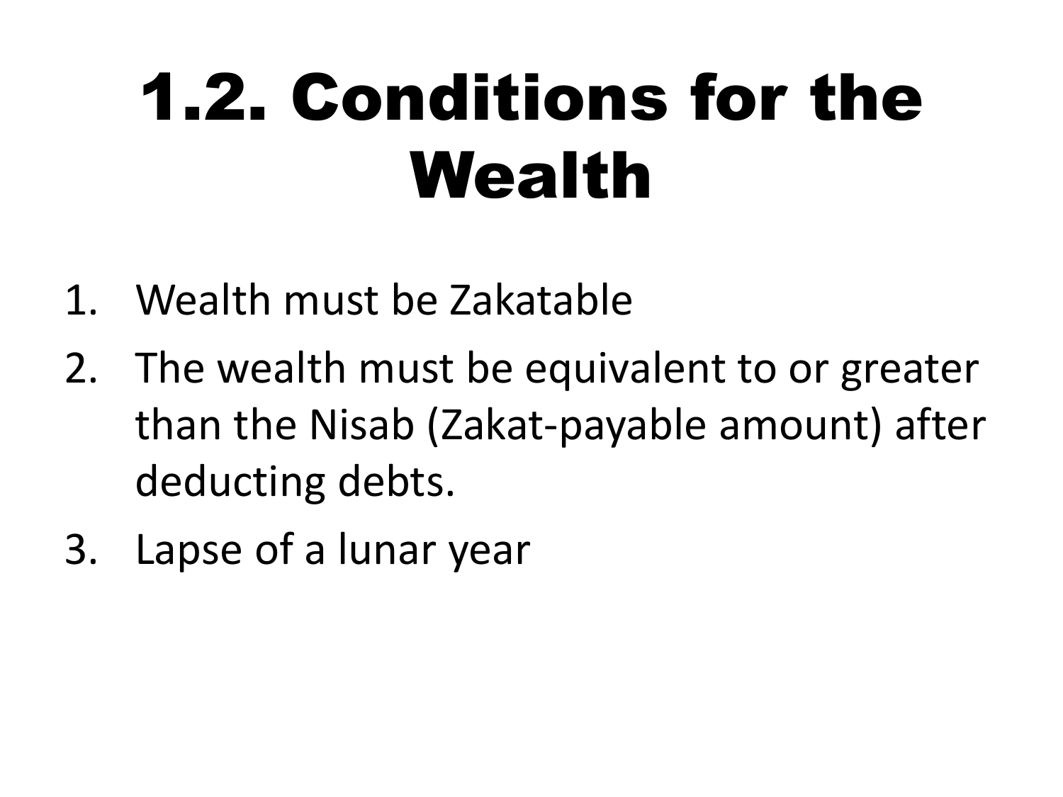# 1.2. Conditions for the Wealth

1. Wealth must be Zakatable
2. The wealth must be equivalent to or greater than the Nisab (Zakat-payable amount) after deducting debts.
3. Lapse of a lunar year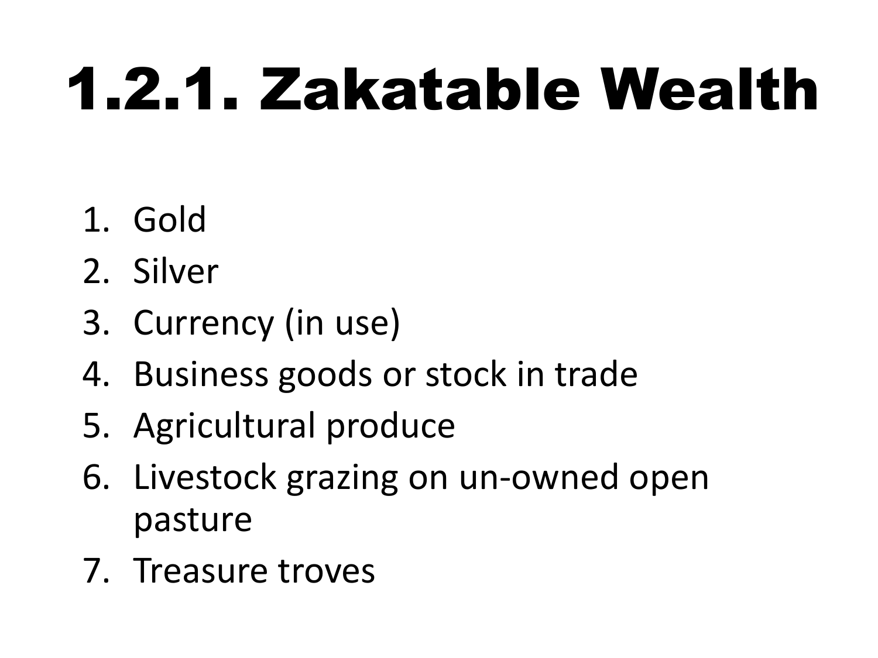# 1.2.1. Zakatable Wealth

1. Gold
2. Silver
3. Currency (in use)
4. Business goods or stock in trade
5. Agricultural produce
6. Livestock grazing on un-owned open pasture
7. Treasure troves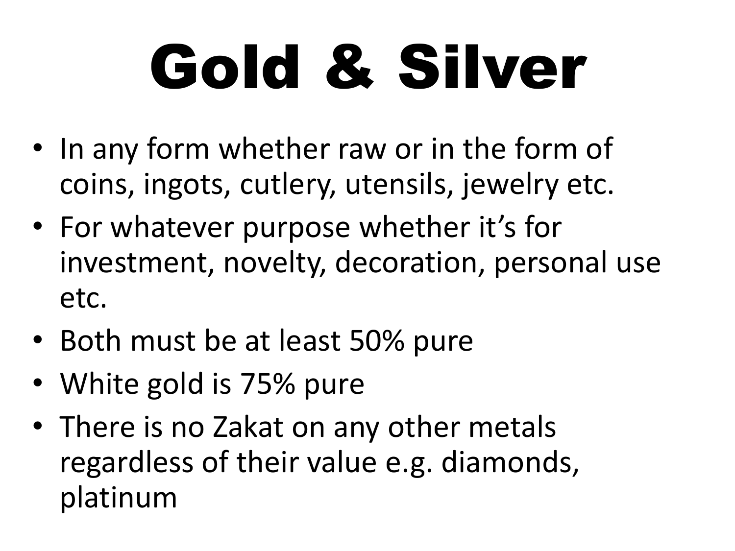# Gold & Silver

- In any form whether raw or in the form of coins, ingots, cutlery, utensils, jewelry etc.
- For whatever purpose whether it's for investment, novelty, decoration, personal use etc.
- Both must be at least 50% pure
- White gold is 75% pure
- There is no Zakat on any other metals regardless of their value e.g. diamonds, platinum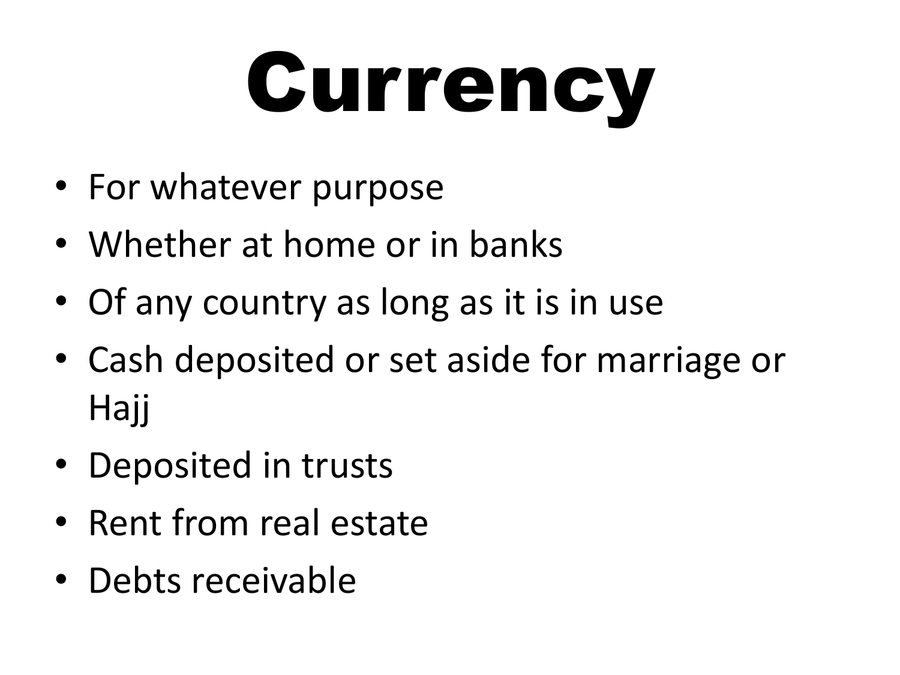# Currency

- For whatever purpose
- Whether at home or in banks
- Of any country as long as it is in use
- Cash deposited or set aside for marriage or Hajj
- Deposited in trusts
- Rent from real estate
- Debts receivable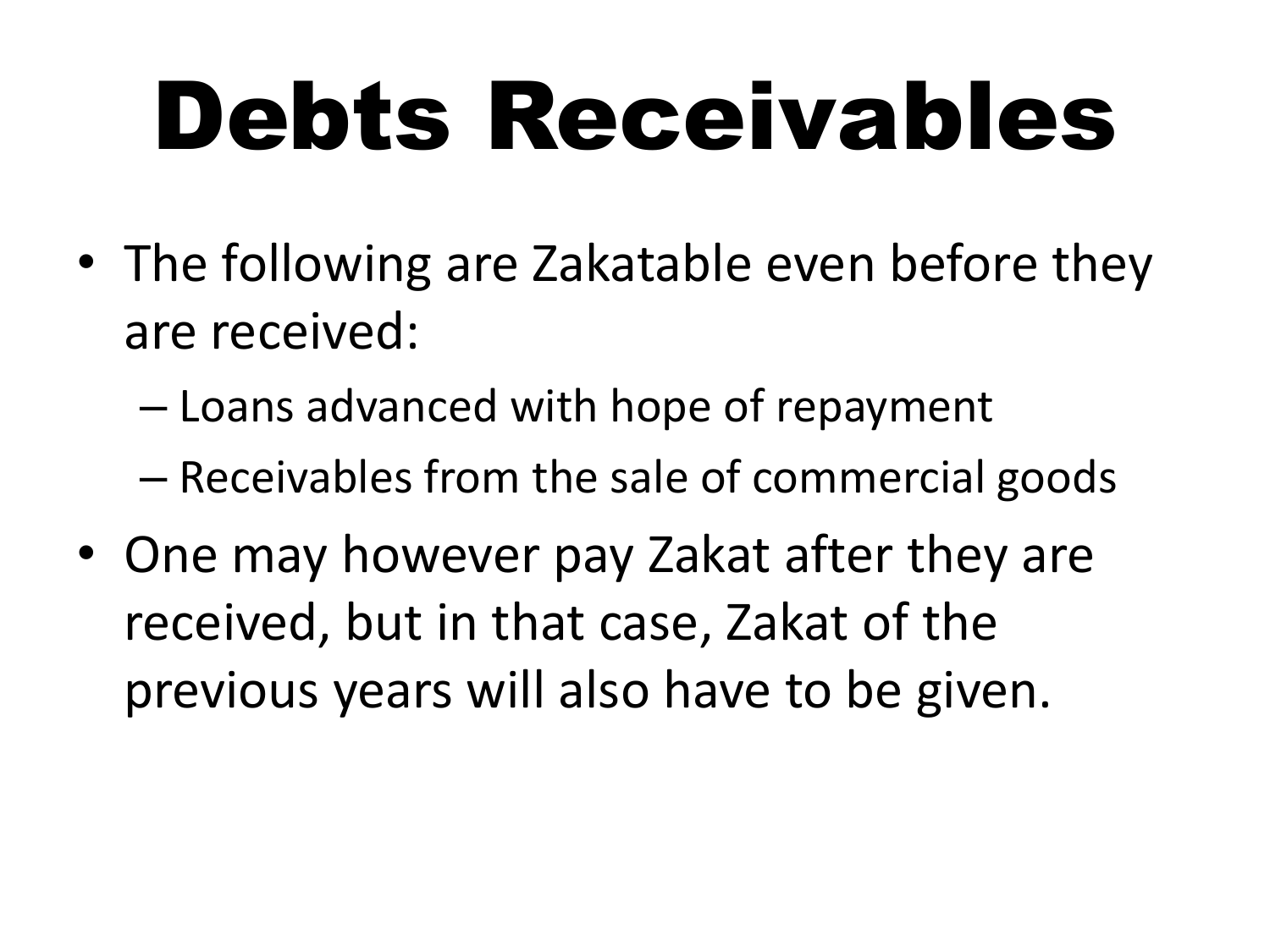# Debts Receivables

- The following are Zakatable even before they are received:
  - Loans advanced with hope of repayment
  - Receivables from the sale of commercial goods
- One may however pay Zakat after they are received, but in that case, Zakat of the previous years will also have to be given.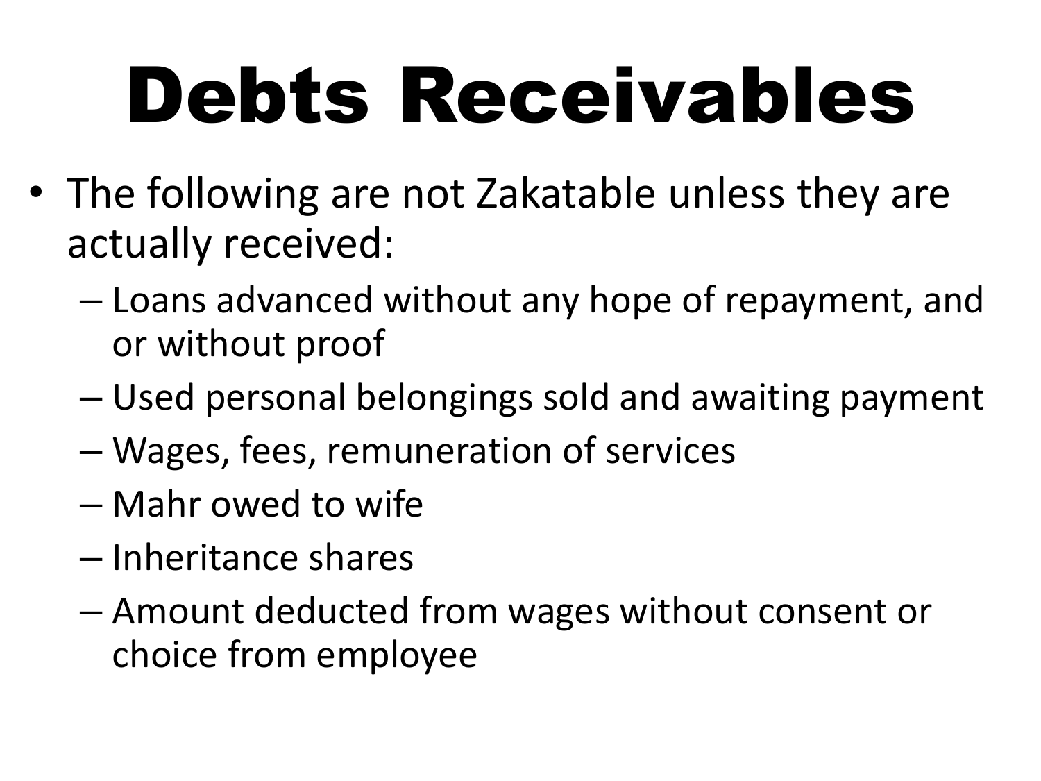# Debts Receivables

- The following are not Zakatable unless they are actually received:
  - Loans advanced without any hope of repayment, and or without proof
  - Used personal belongings sold and awaiting payment
  - Wages, fees, remuneration of services
  - Mahr owed to wife
  - Inheritance shares
  - Amount deducted from wages without consent or choice from employee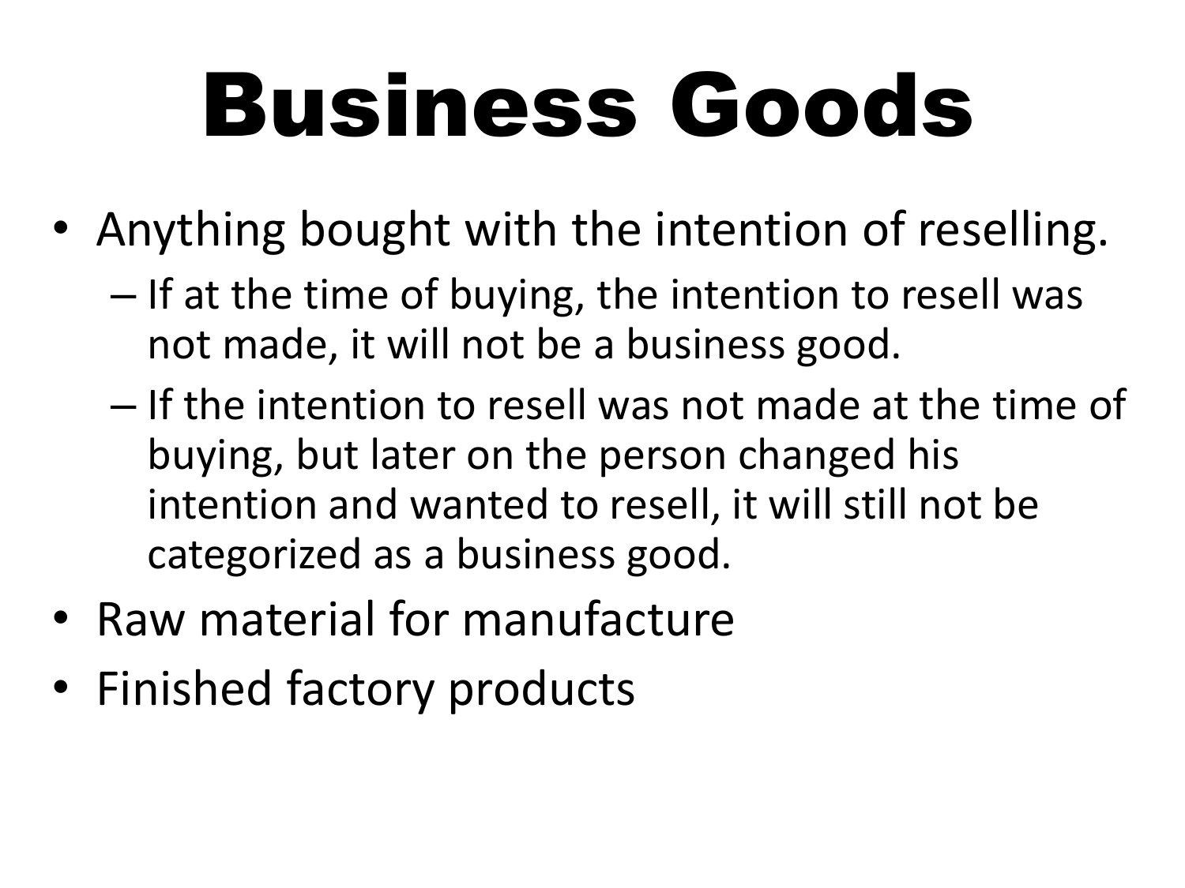# Business Goods

- Anything bought with the intention of reselling.
  - If at the time of buying, the intention to resell was not made, it will not be a business good.
  - If the intention to resell was not made at the time of buying, but later on the person changed his intention and wanted to resell, it will still not be categorized as a business good.
- Raw material for manufacture
- Finished factory products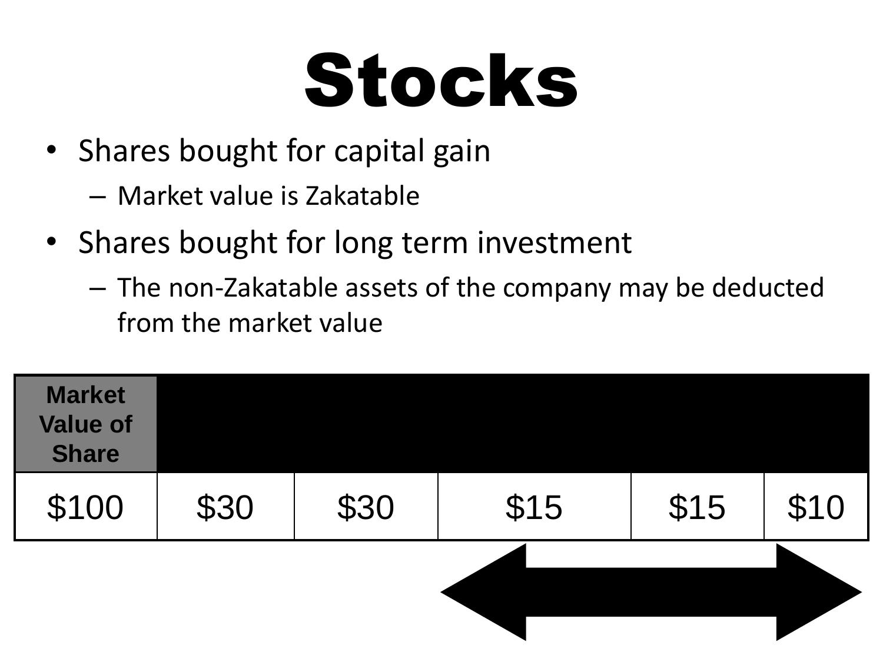# Stocks

- Shares bought for capital gain
  - Market value is Zakatable
- Shares bought for long term investment
  - The non-Zakatable assets of the company may be deducted from the market value

| Market Value of Share | | | | | |
|---|---|---|---|---|---|
| $100 | $30 | $30 | $15 | $15 | $10 |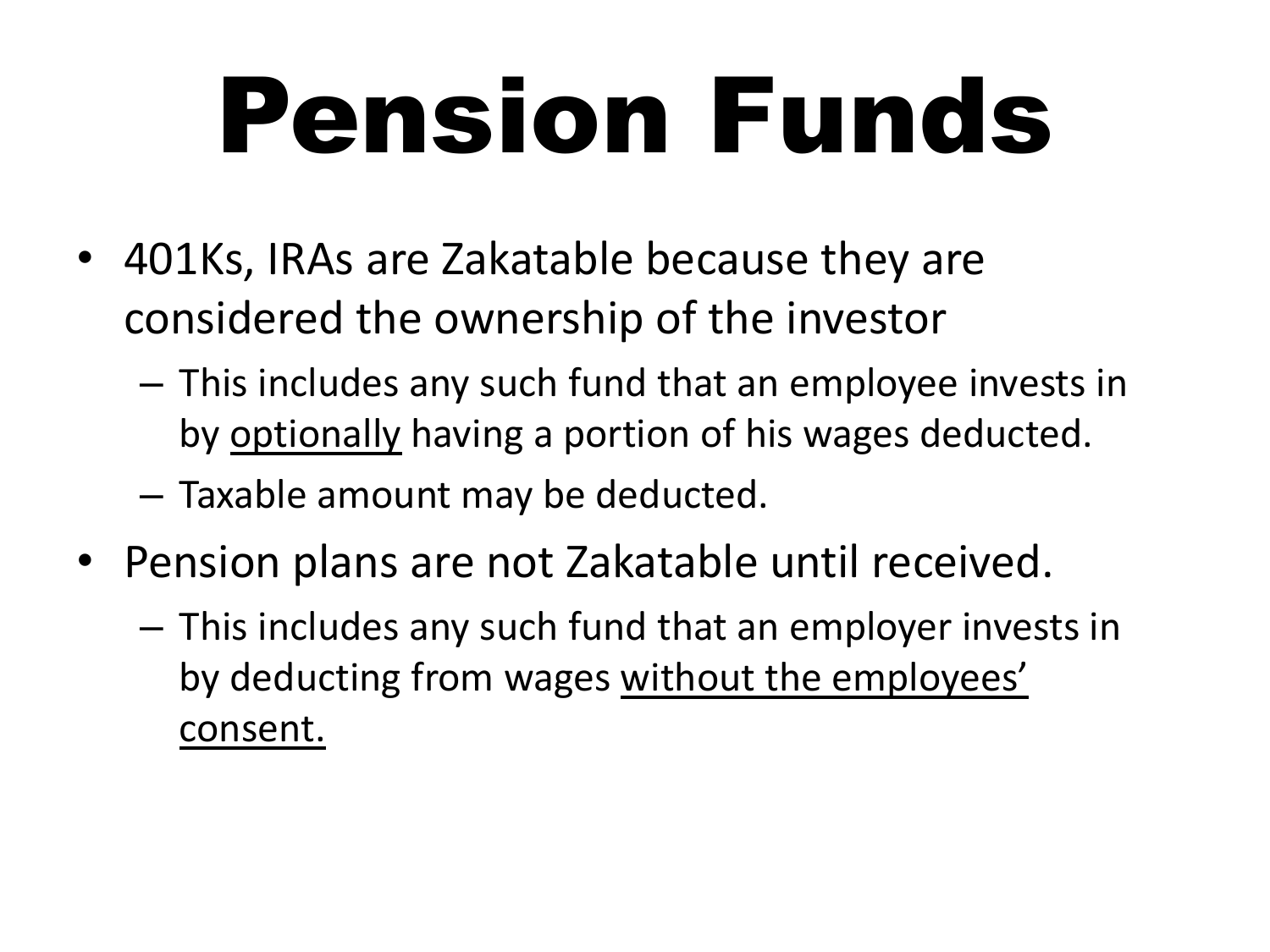# Pension Funds

- 401Ks, IRAs are Zakatable because they are considered the ownership of the investor
  - This includes any such fund that an employee invests in by <u>optionally</u> having a portion of his wages deducted.
  - Taxable amount may be deducted.
- Pension plans are not Zakatable until received.
  - This includes any such fund that an employer invests in by deducting from wages <u>without the employees' consent.</u>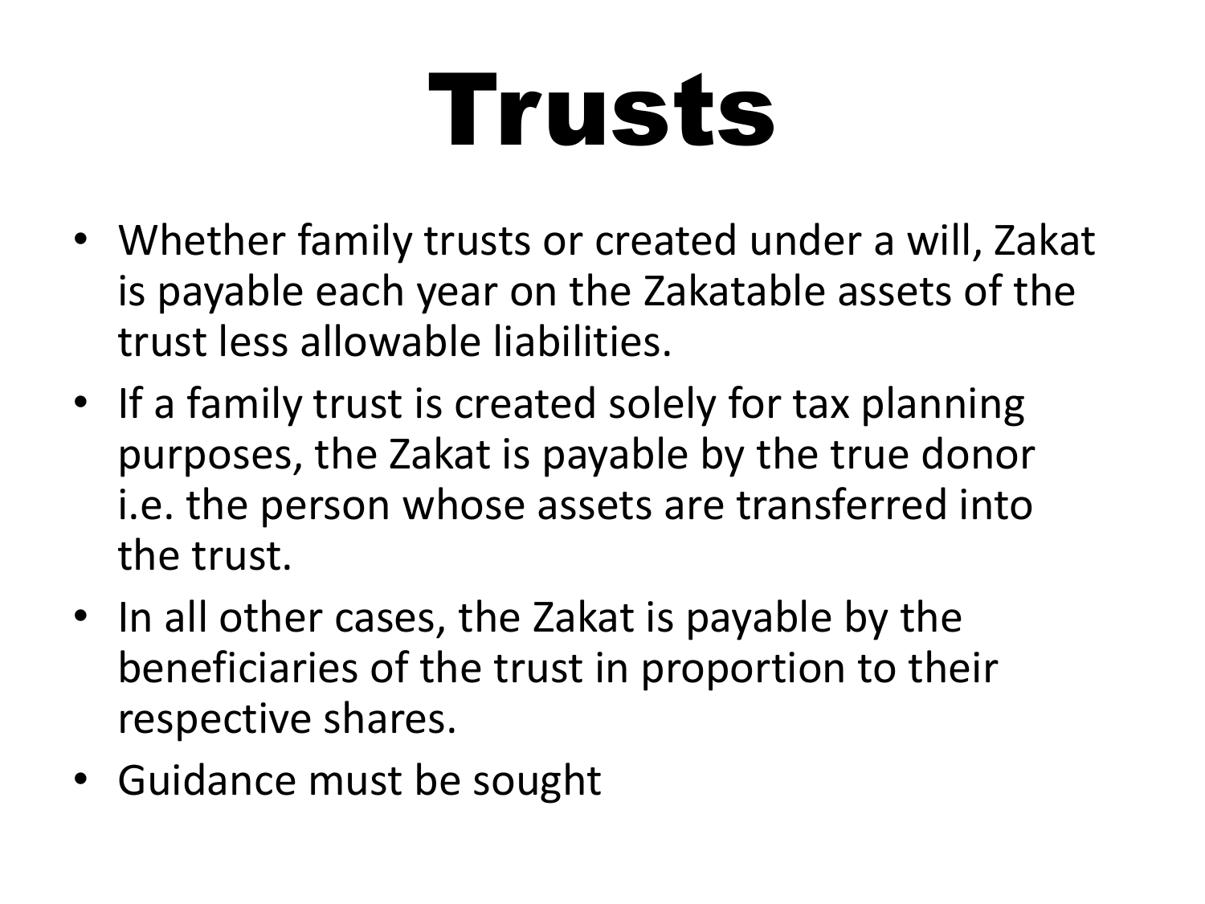# Trusts

- Whether family trusts or created under a will, Zakat is payable each year on the Zakatable assets of the trust less allowable liabilities.
- If a family trust is created solely for tax planning purposes, the Zakat is payable by the true donor i.e. the person whose assets are transferred into the trust.
- In all other cases, the Zakat is payable by the beneficiaries of the trust in proportion to their respective shares.
- Guidance must be sought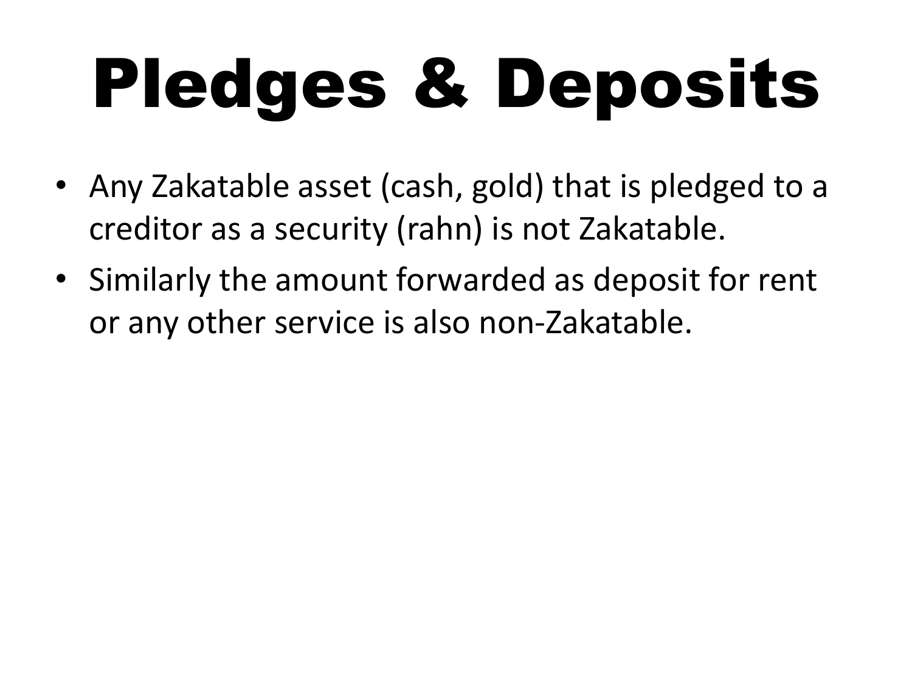# Pledges & Deposits

- Any Zakatable asset (cash, gold) that is pledged to a creditor as a security (rahn) is not Zakatable.
- Similarly the amount forwarded as deposit for rent or any other service is also non-Zakatable.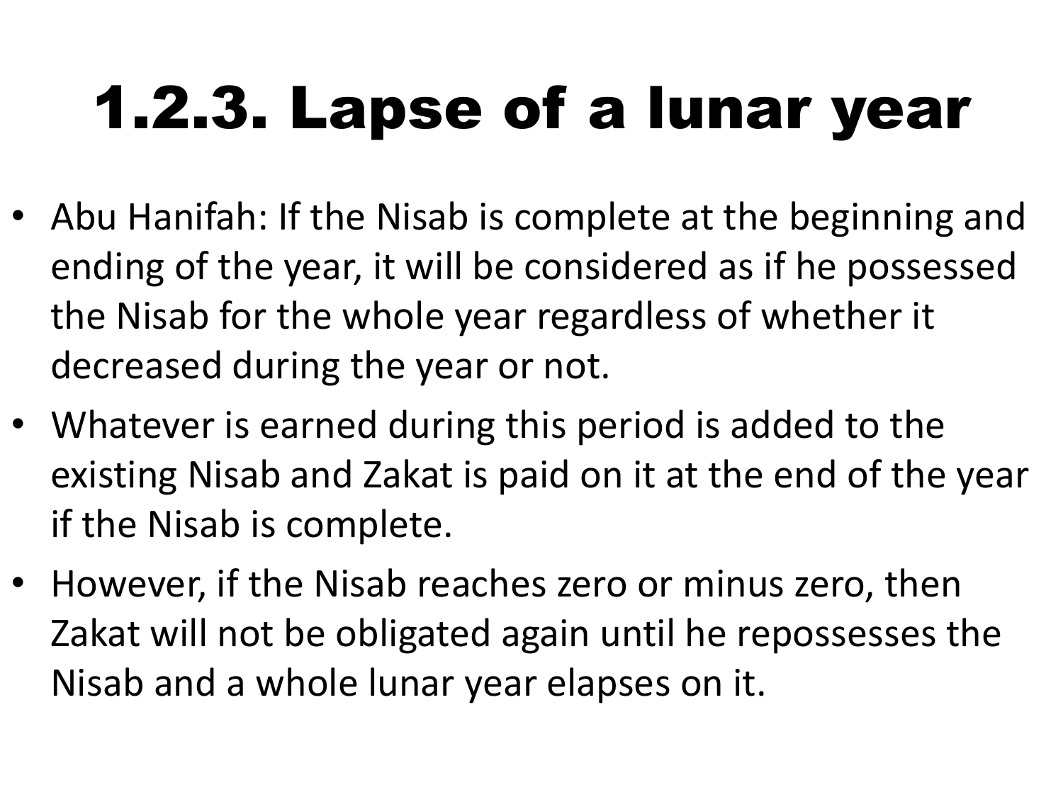# 1.2.3. Lapse of a lunar year

- Abu Hanifah: If the Nisab is complete at the beginning and ending of the year, it will be considered as if he possessed the Nisab for the whole year regardless of whether it decreased during the year or not.
- Whatever is earned during this period is added to the existing Nisab and Zakat is paid on it at the end of the year if the Nisab is complete.
- However, if the Nisab reaches zero or minus zero, then Zakat will not be obligated again until he repossesses the Nisab and a whole lunar year elapses on it.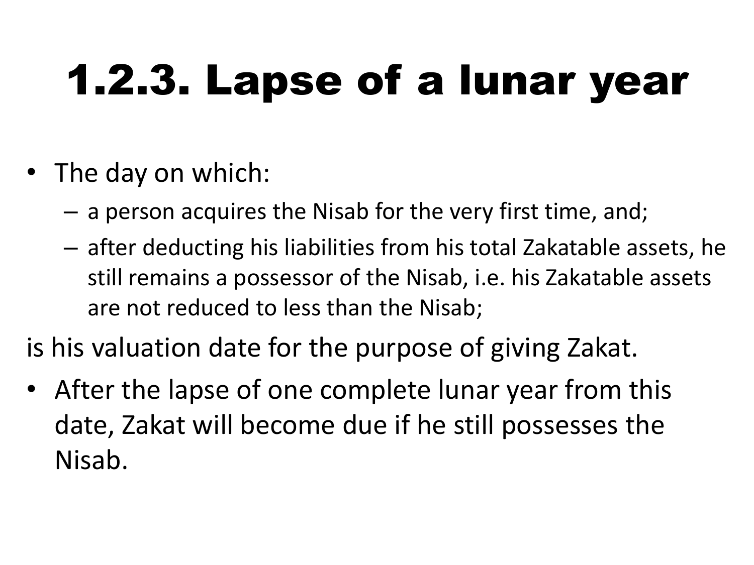# 1.2.3. Lapse of a lunar year

- The day on which:
  - a person acquires the Nisab for the very first time, and;
  - after deducting his liabilities from his total Zakatable assets, he still remains a possessor of the Nisab, i.e. his Zakatable assets are not reduced to less than the Nisab;

is his valuation date for the purpose of giving Zakat.

- After the lapse of one complete lunar year from this date, Zakat will become due if he still possesses the Nisab.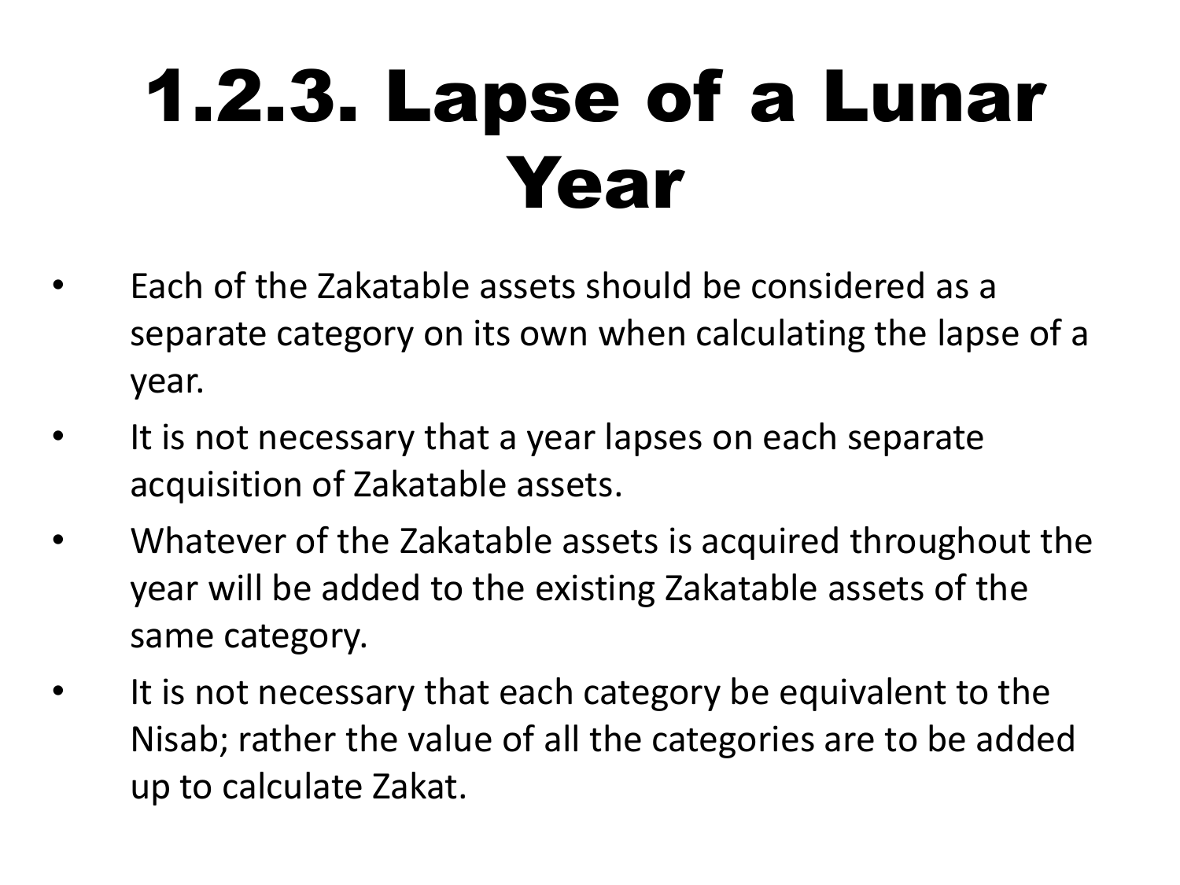# 1.2.3. Lapse of a Lunar Year

- Each of the Zakatable assets should be considered as a separate category on its own when calculating the lapse of a year.
- It is not necessary that a year lapses on each separate acquisition of Zakatable assets.
- Whatever of the Zakatable assets is acquired throughout the year will be added to the existing Zakatable assets of the same category.
- It is not necessary that each category be equivalent to the Nisab; rather the value of all the categories are to be added up to calculate Zakat.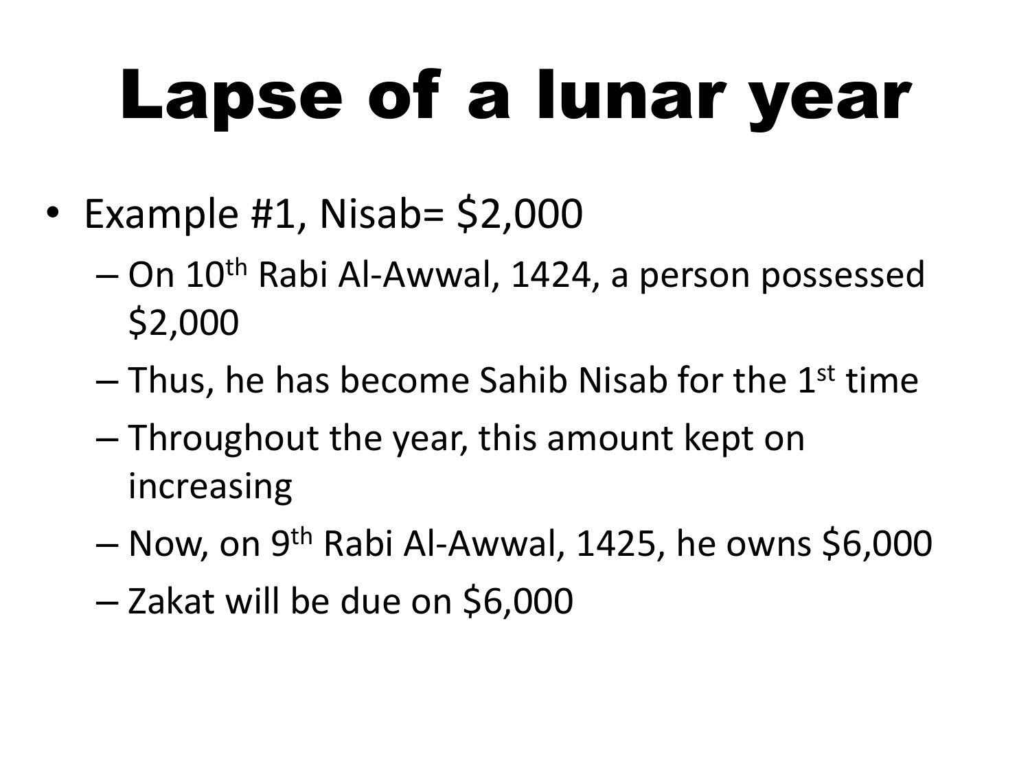# Lapse of a lunar year

- Example #1, Nisab= $2,000
  - On 10th Rabi Al-Awwal, 1424, a person possessed $2,000
  - Thus, he has become Sahib Nisab for the 1st time
  - Throughout the year, this amount kept on increasing
  - Now, on 9th Rabi Al-Awwal, 1425, he owns $6,000
  - Zakat will be due on $6,000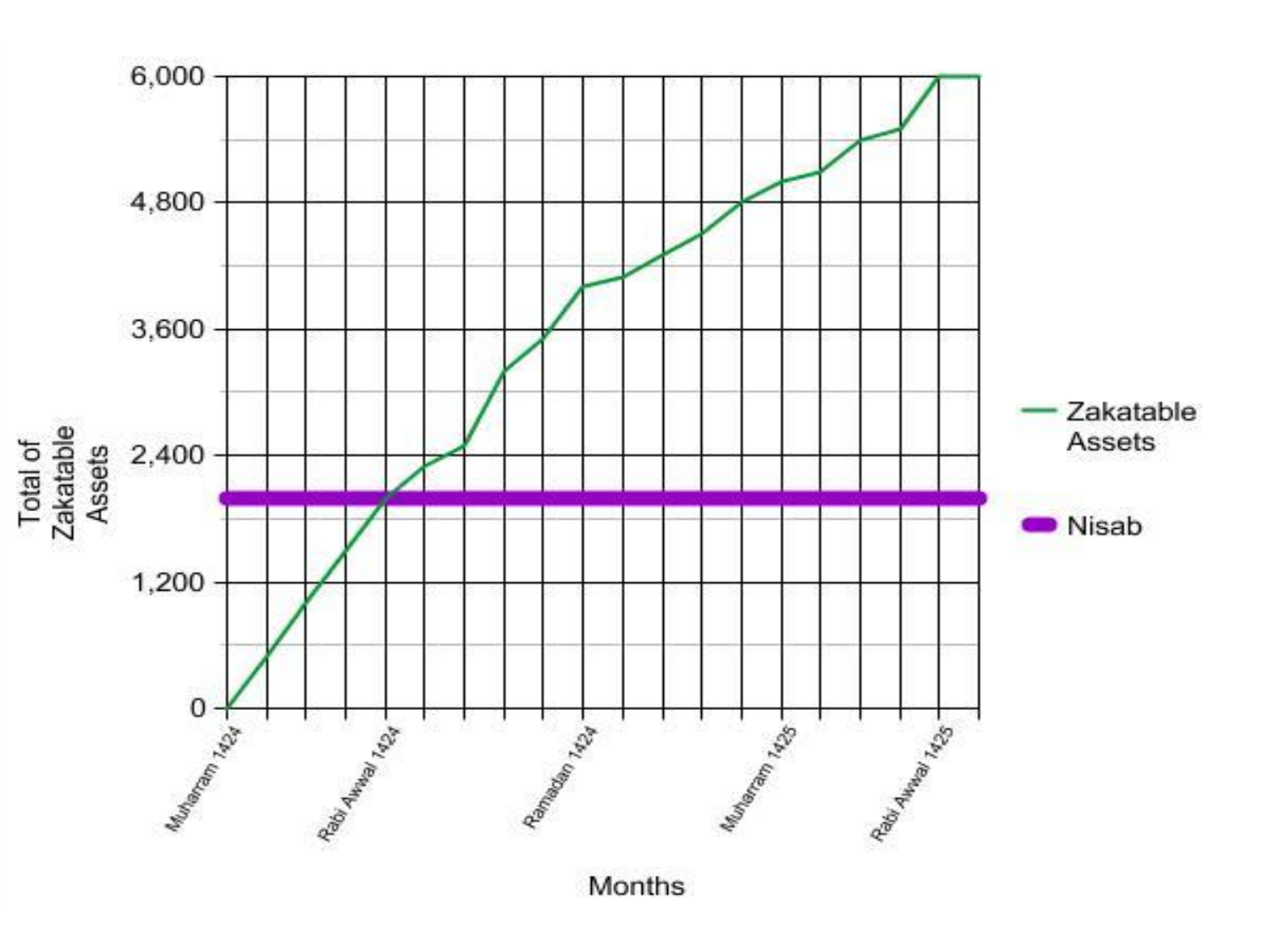Total of Zakatable Assets

6,000

4,800

3,600

2,400

1,200

0

Muharram 1424

Rabi Awwal 1424

Ramadan 1424

Muharram 1425

Rabi Awwal 1425

Months

Zakatable Assets

Nisab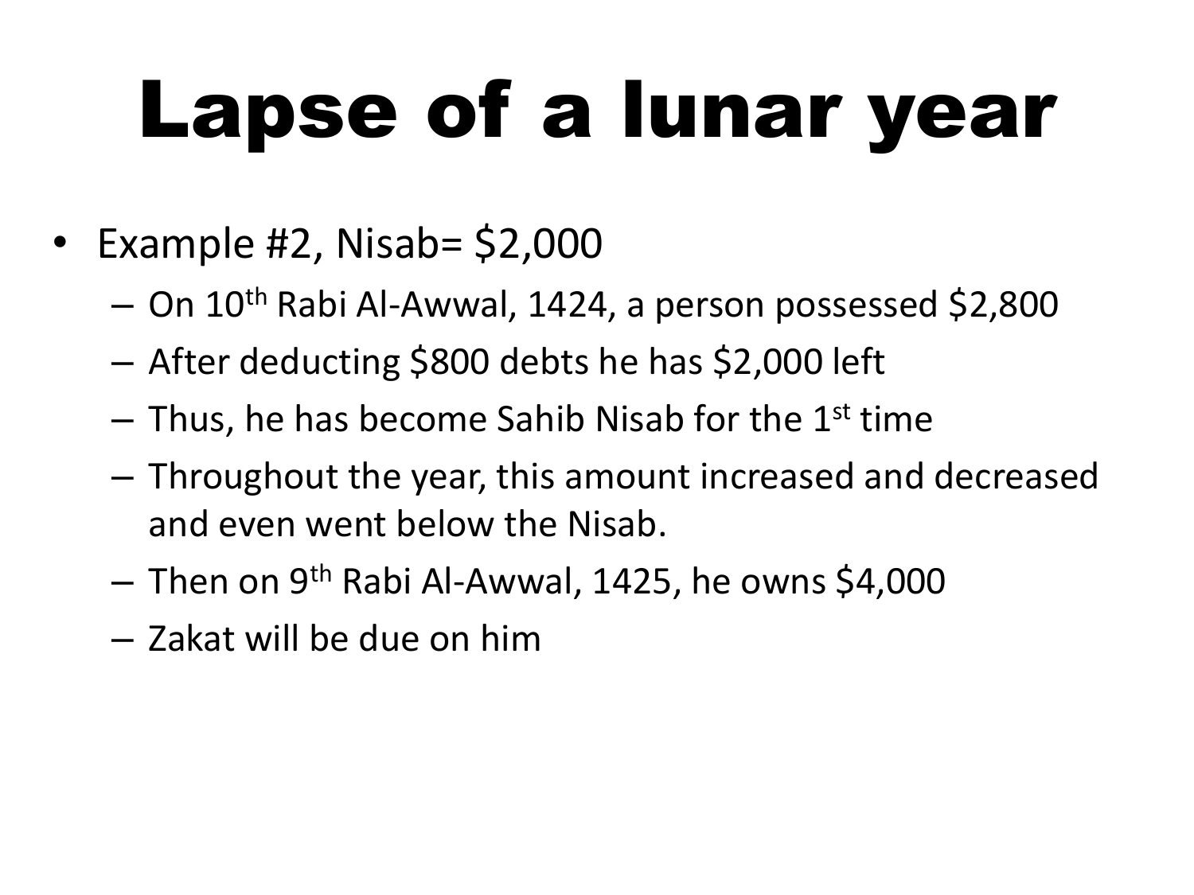# Lapse of a lunar year

- Example #2, Nisab= $2,000
  - On 10th Rabi Al-Awwal, 1424, a person possessed $2,800
  - After deducting $800 debts he has $2,000 left
  - Thus, he has become Sahib Nisab for the 1st time
  - Throughout the year, this amount increased and decreased and even went below the Nisab.
  - Then on 9th Rabi Al-Awwal, 1425, he owns $4,000
  - Zakat will be due on him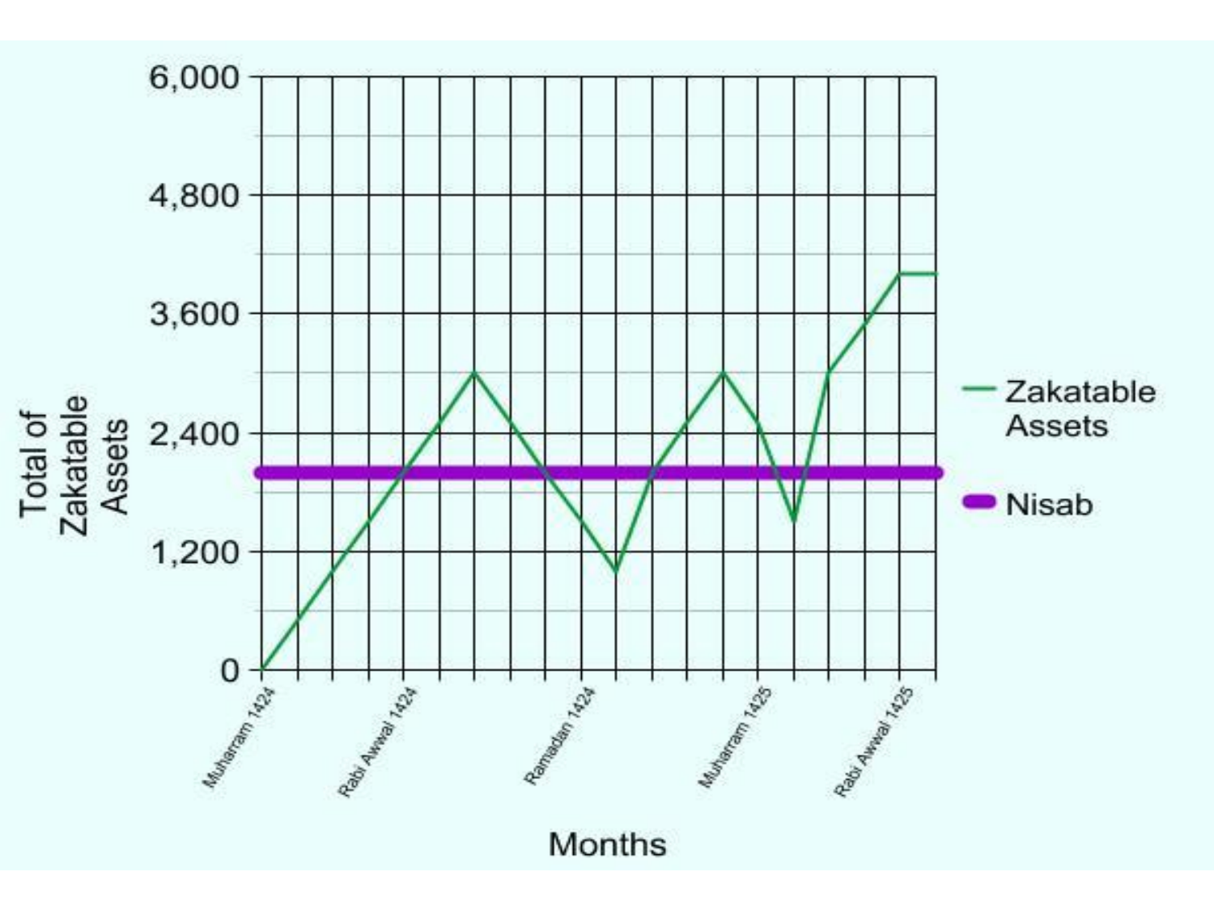Total of Zakatable Assets

6,000

4,800

3,600

2,400

1,200

0

Muharram 1424

Rabi Awwal 1424

Ramadan 1424

Muharram 1425

Rabi Awwal 1425

Months

Zakatable Assets

Nisab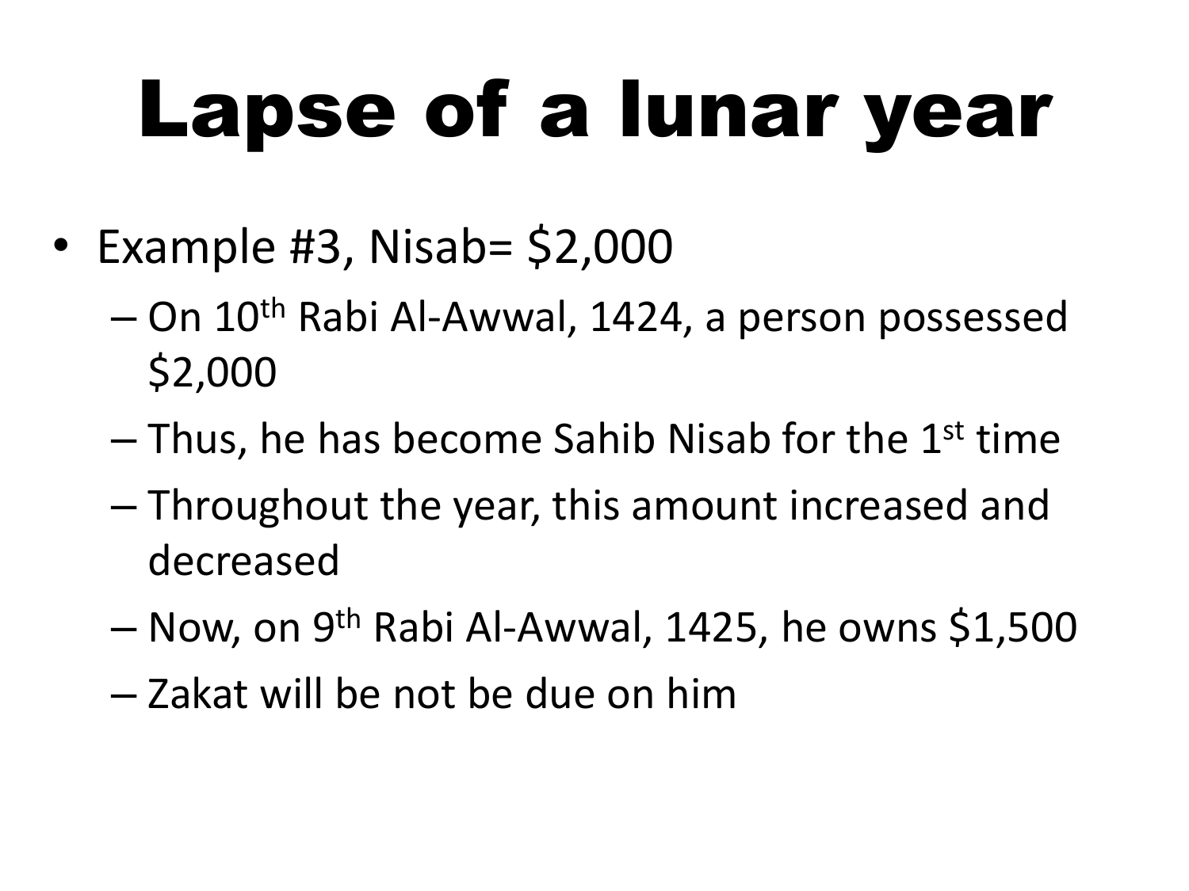# Lapse of a lunar year

- Example #3, Nisab= $2,000
  - On 10th Rabi Al-Awwal, 1424, a person possessed $2,000
  - Thus, he has become Sahib Nisab for the 1st time
  - Throughout the year, this amount increased and decreased
  - Now, on 9th Rabi Al-Awwal, 1425, he owns $1,500
  - Zakat will be not be due on him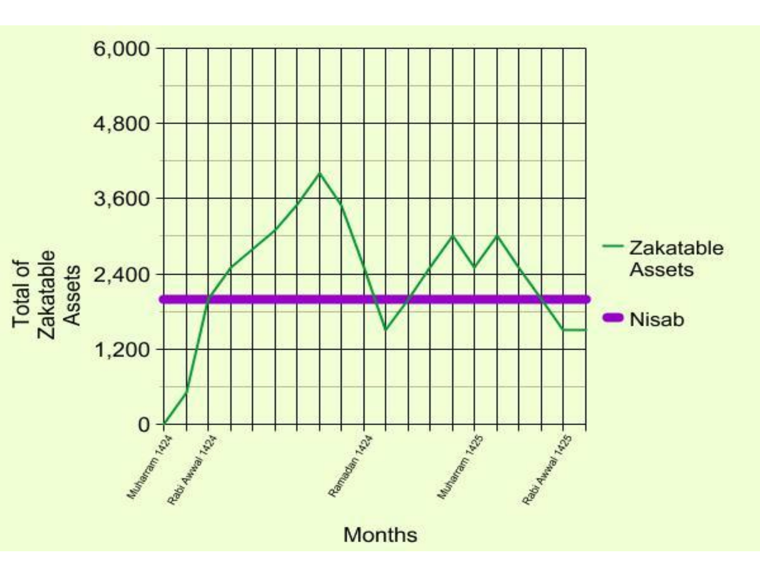6,000

4,800

3,600

2,400

1,200

0

Total of Zakatable Assets

Muharram 1424

Rabi Awwal 1424

Ramadan 1424

Muharram 1425

Rabi Awwal 1425

Months

Zakatable Assets

Nisab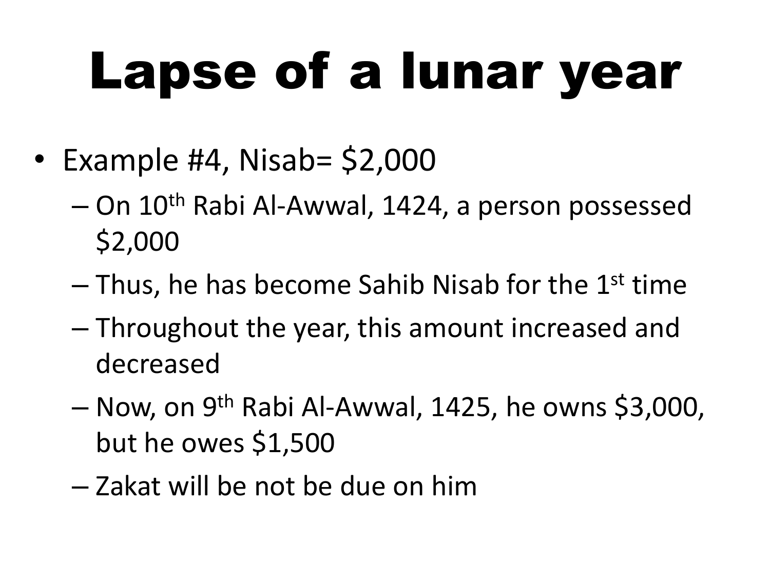# Lapse of a lunar year

- Example #4, Nisab= $2,000
  - On 10th Rabi Al-Awwal, 1424, a person possessed $2,000
  - Thus, he has become Sahib Nisab for the 1st time
  - Throughout the year, this amount increased and decreased
  - Now, on 9th Rabi Al-Awwal, 1425, he owns $3,000, but he owes $1,500
  - Zakat will be not be due on him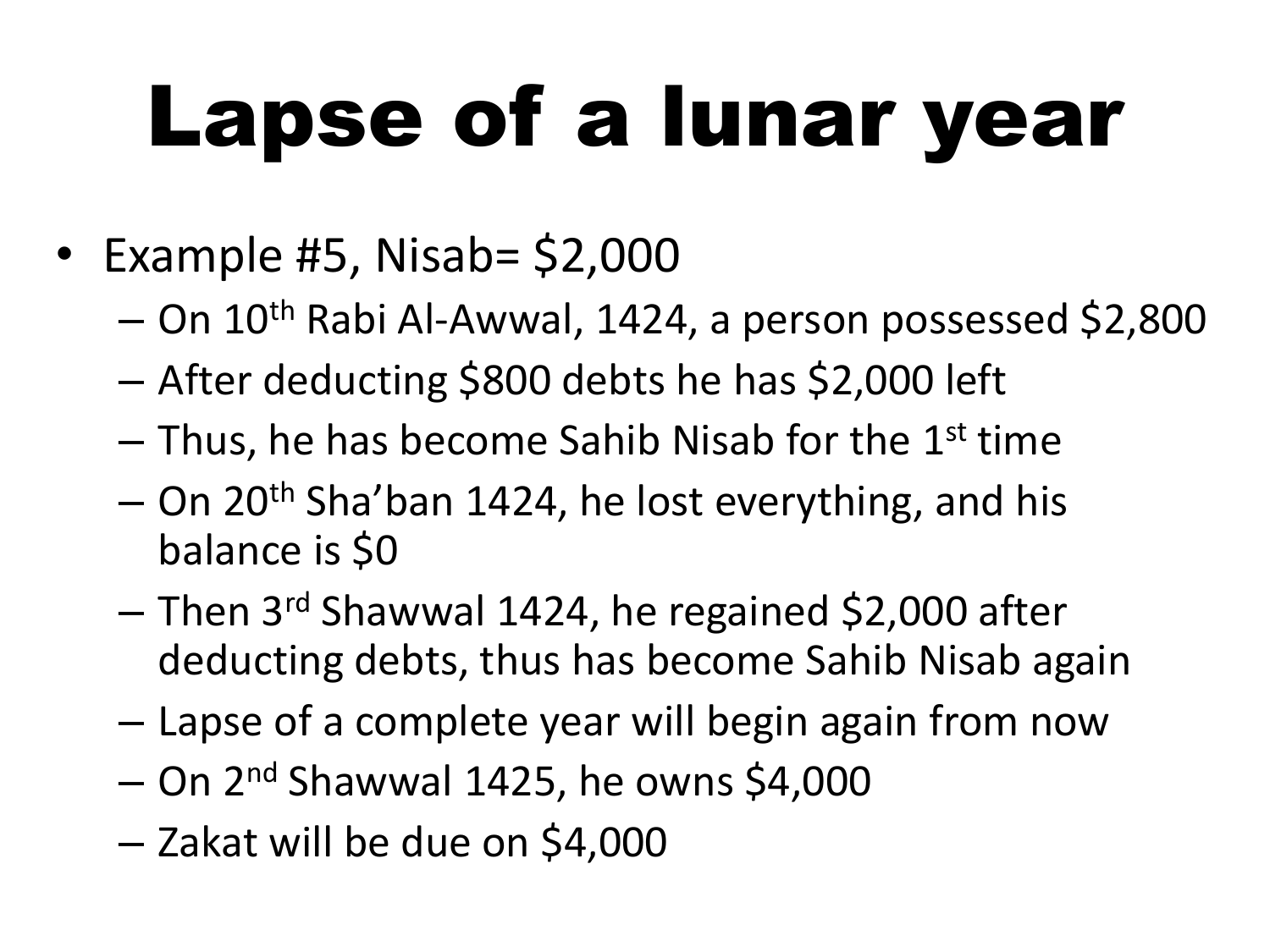# Lapse of a lunar year

- Example #5, Nisab= $2,000
  - On 10th Rabi Al-Awwal, 1424, a person possessed $2,800
  - After deducting $800 debts he has $2,000 left
  - Thus, he has become Sahib Nisab for the 1st time
  - On 20th Sha'ban 1424, he lost everything, and his balance is $0
  - Then 3rd Shawwal 1424, he regained $2,000 after deducting debts, thus has become Sahib Nisab again
  - Lapse of a complete year will begin again from now
  - On 2nd Shawwal 1425, he owns $4,000
  - Zakat will be due on $4,000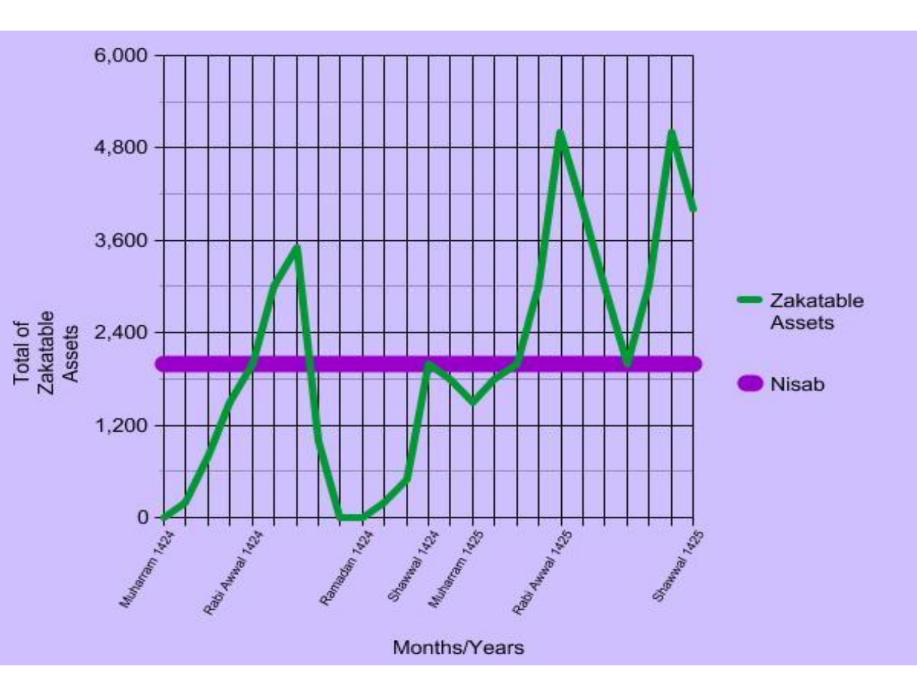Total of Zakatable Assets

6,000
4,800
3,600
2,400
1,200
0

Muharram 1424, Rabi Awwal 1424, Ramadan 1424, Shawwal 1424, Muharram 1425, Rabi Awwal 1425, Shawwal 1425

Months/Years

Zakatable Assets

Nisab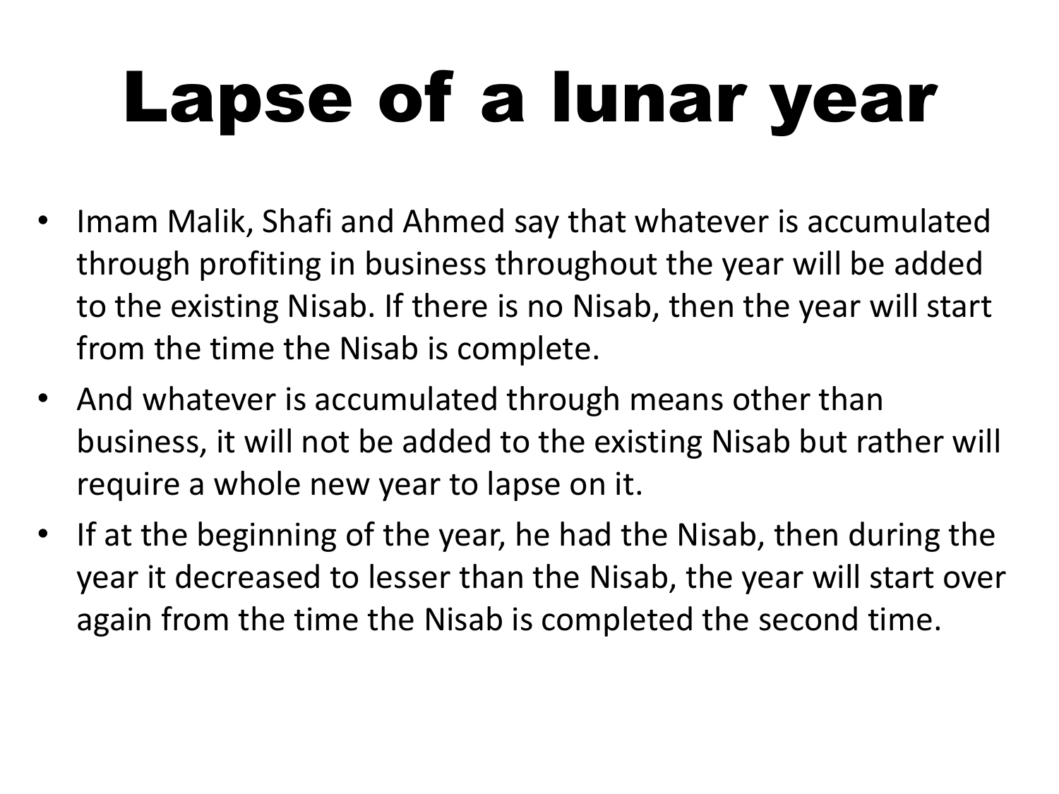# Lapse of a lunar year

- Imam Malik, Shafi and Ahmed say that whatever is accumulated through profiting in business throughout the year will be added to the existing Nisab. If there is no Nisab, then the year will start from the time the Nisab is complete.
- And whatever is accumulated through means other than business, it will not be added to the existing Nisab but rather will require a whole new year to lapse on it.
- If at the beginning of the year, he had the Nisab, then during the year it decreased to lesser than the Nisab, the year will start over again from the time the Nisab is completed the second time.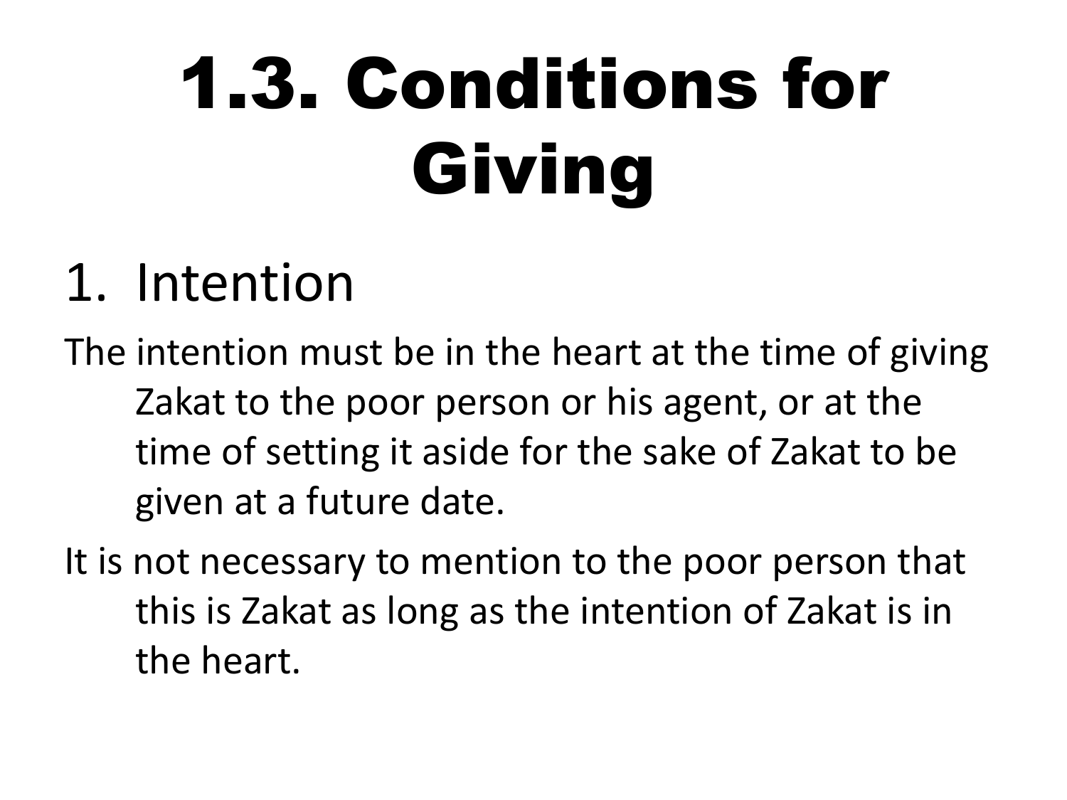# 1.3. Conditions for Giving

1. Intention

The intention must be in the heart at the time of giving Zakat to the poor person or his agent, or at the time of setting it aside for the sake of Zakat to be given at a future date.

It is not necessary to mention to the poor person that this is Zakat as long as the intention of Zakat is in the heart.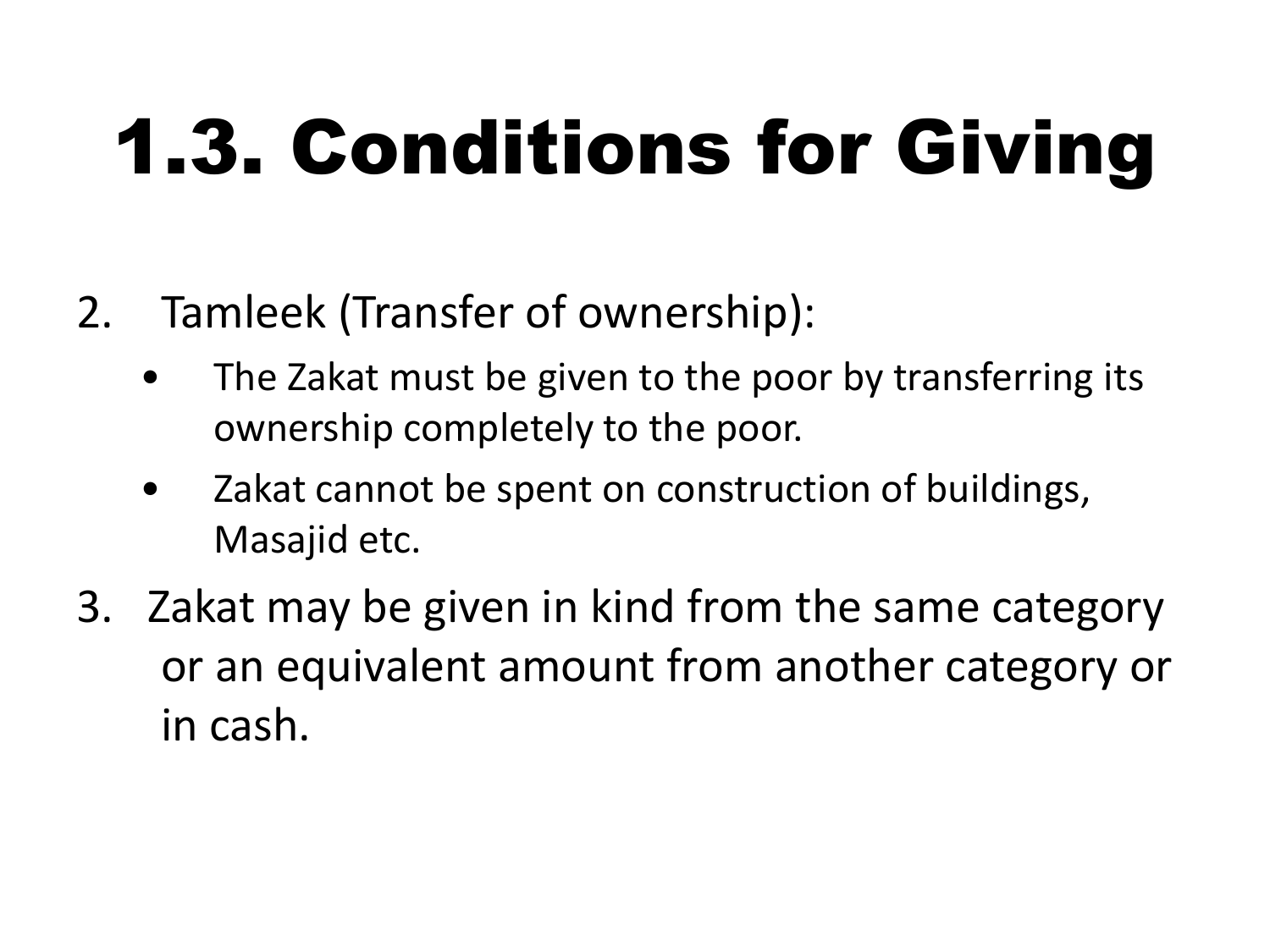# 1.3. Conditions for Giving

2. Tamleek (Transfer of ownership):
   - The Zakat must be given to the poor by transferring its ownership completely to the poor.
   - Zakat cannot be spent on construction of buildings, Masajid etc.
3. Zakat may be given in kind from the same category or an equivalent amount from another category or in cash.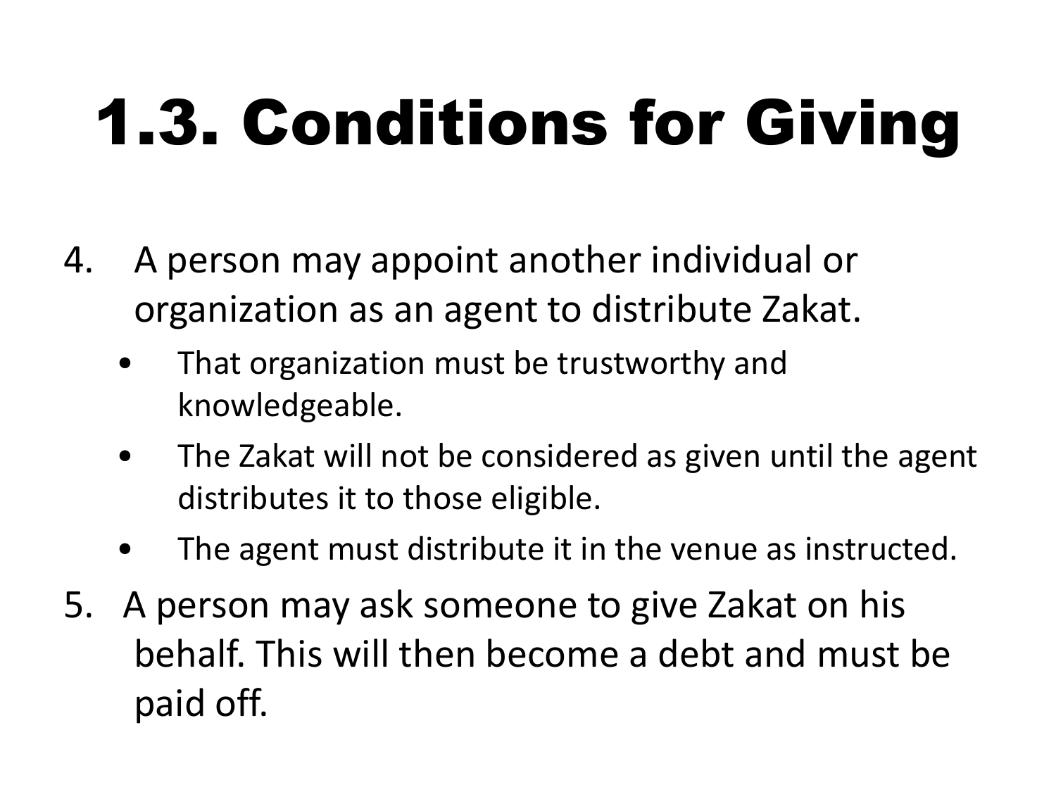# 1.3. Conditions for Giving

4. A person may appoint another individual or organization as an agent to distribute Zakat.
   - That organization must be trustworthy and knowledgeable.
   - The Zakat will not be considered as given until the agent distributes it to those eligible.
   - The agent must distribute it in the venue as instructed.
5. A person may ask someone to give Zakat on his behalf. This will then become a debt and must be paid off.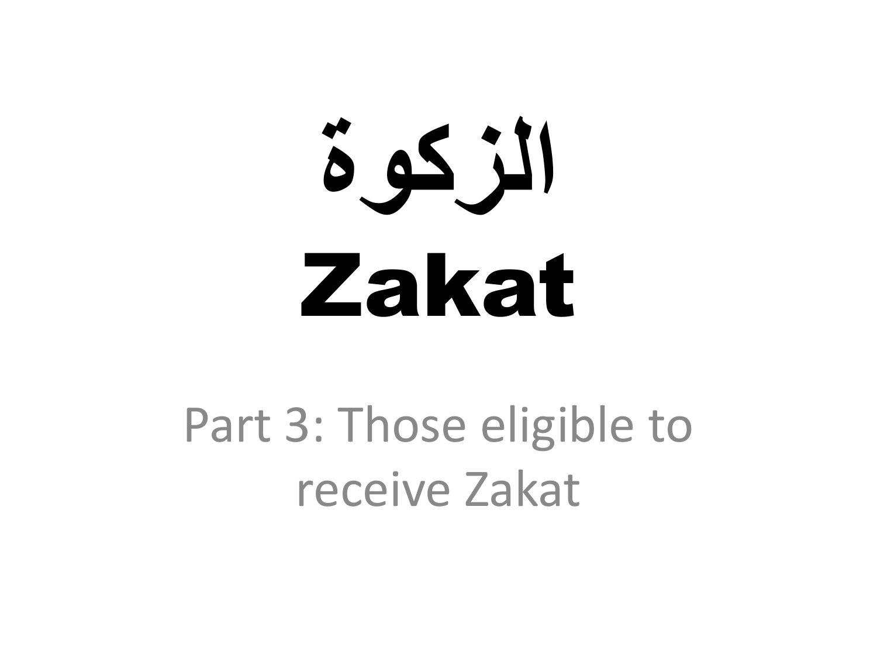# الزكوة

# Zakat

Part 3: Those eligible to receive Zakat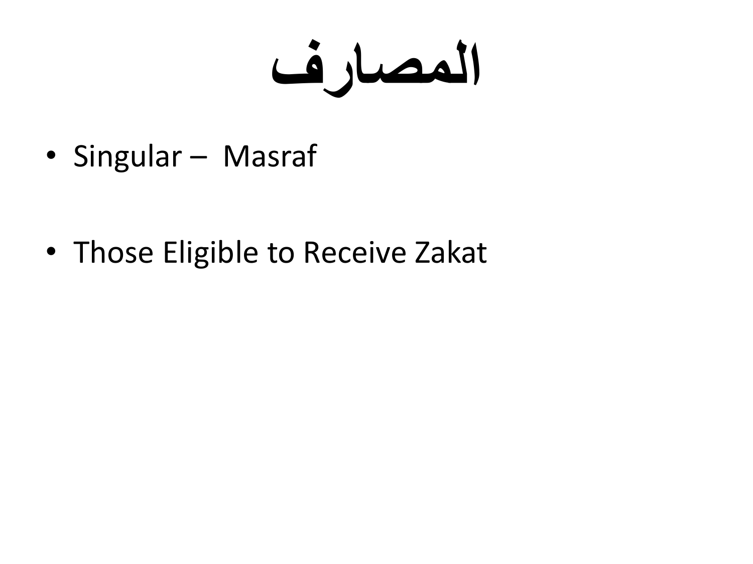# المصارف

- Singular – Masraf
- Those Eligible to Receive Zakat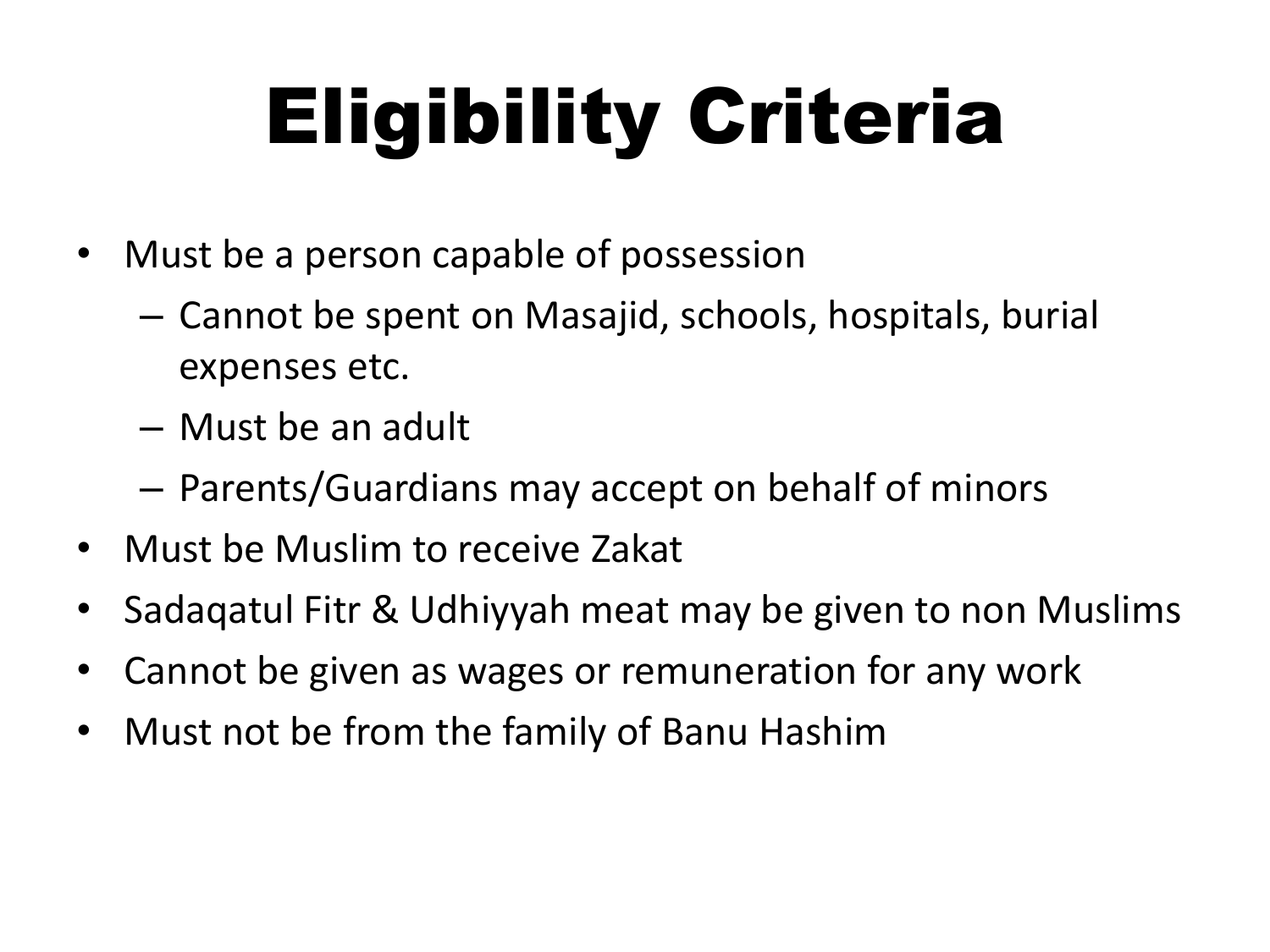# Eligibility Criteria

- Must be a person capable of possession
  - Cannot be spent on Masajid, schools, hospitals, burial expenses etc.
  - Must be an adult
  - Parents/Guardians may accept on behalf of minors
- Must be Muslim to receive Zakat
- Sadaqatul Fitr & Udhiyyah meat may be given to non Muslims
- Cannot be given as wages or remuneration for any work
- Must not be from the family of Banu Hashim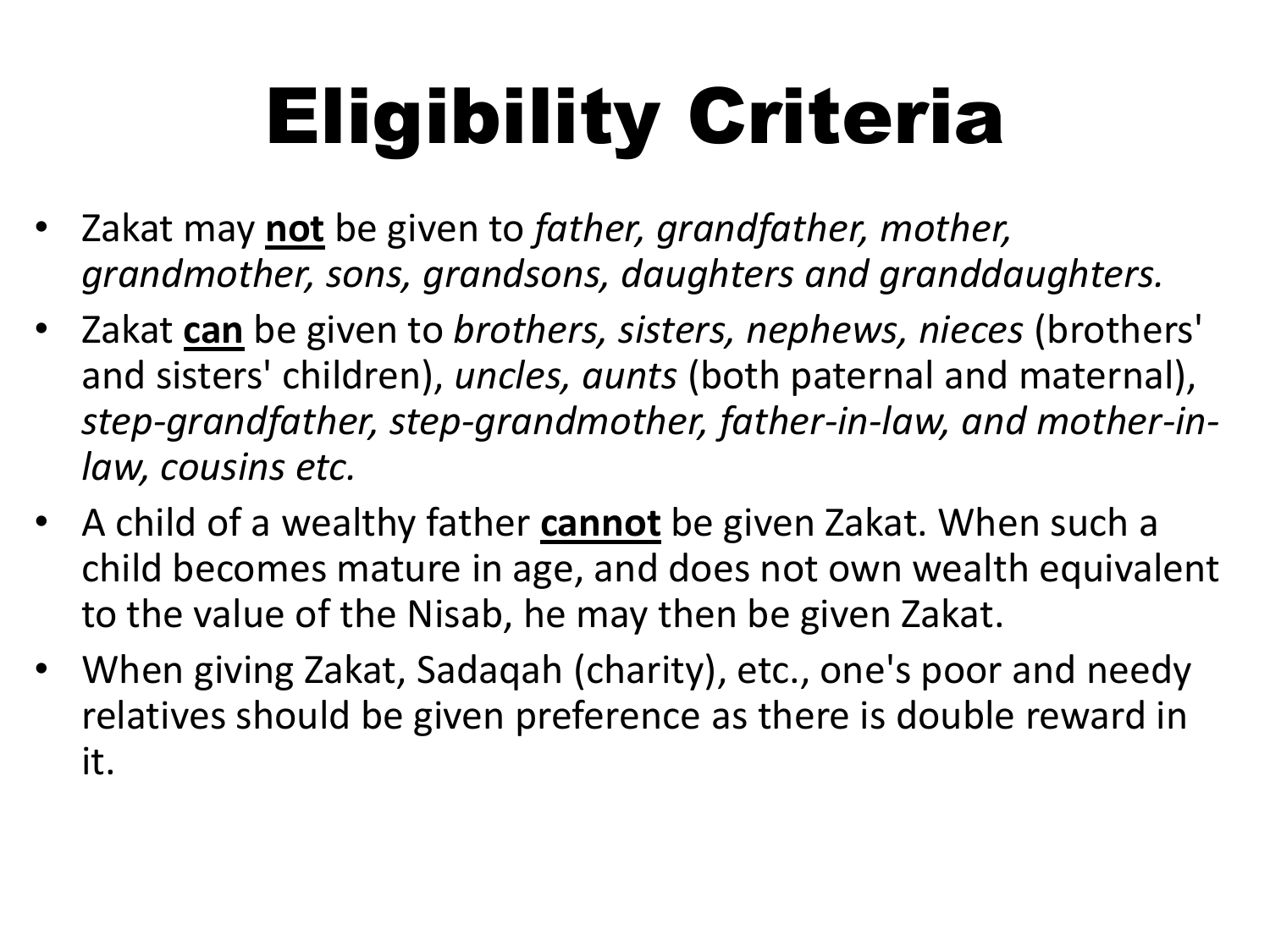# Eligibility Criteria

- Zakat may **not** be given to *father, grandfather, mother, grandmother, sons, grandsons, daughters and granddaughters.*
- Zakat **can** be given to *brothers, sisters, nephews, nieces* (brothers' and sisters' children), *uncles, aunts* (both paternal and maternal), *step-grandfather, step-grandmother, father-in-law, and mother-in-law, cousins etc.*
- A child of a wealthy father **cannot** be given Zakat. When such a child becomes mature in age, and does not own wealth equivalent to the value of the Nisab, he may then be given Zakat.
- When giving Zakat, Sadaqah (charity), etc., one's poor and needy relatives should be given preference as there is double reward in it.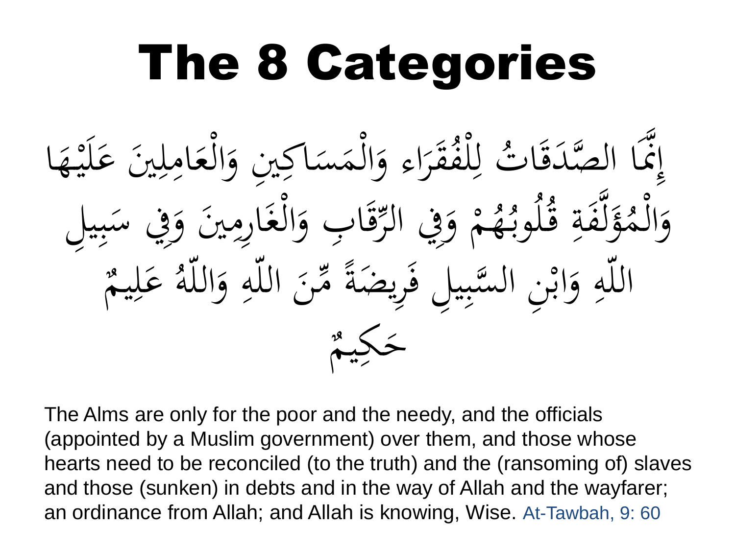# The 8 Categories

إِنَّمَا الصَّدَقَاتُ لِلْفُقَرَاءِ وَالْمَسَاكِينِ وَالْعَامِلِينَ عَلَيْهَا وَالْمُؤَلَّفَةِ قُلُوبُهُمْ وَفِي الرِّقَابِ وَالْغَارِمِينَ وَفِي سَبِيلِ اللّهِ وَابْنِ السَّبِيلِ فَرِيضَةً مِّنَ اللّهِ وَاللّهُ عَلِيمٌ حَكِيمٌ

The Alms are only for the poor and the needy, and the officials (appointed by a Muslim government) over them, and those whose hearts need to be reconciled (to the truth) and the (ransoming of) slaves and those (sunken) in debts and in the way of Allah and the wayfarer; an ordinance from Allah; and Allah is knowing, Wise. At-Tawbah, 9: 60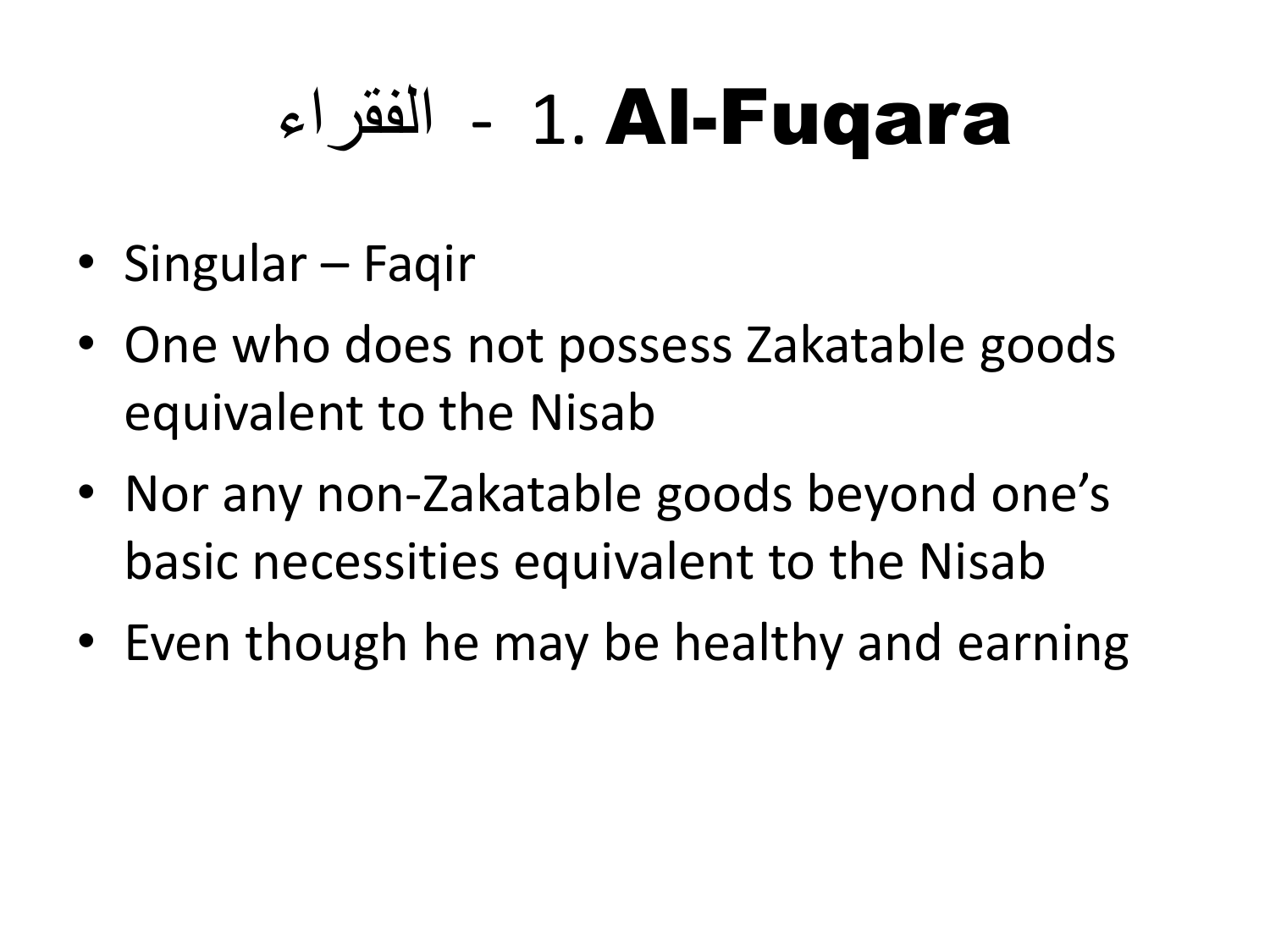# الفقراء - 1. Al-Fuqara

- Singular – Faqir
- One who does not possess Zakatable goods equivalent to the Nisab
- Nor any non-Zakatable goods beyond one's basic necessities equivalent to the Nisab
- Even though he may be healthy and earning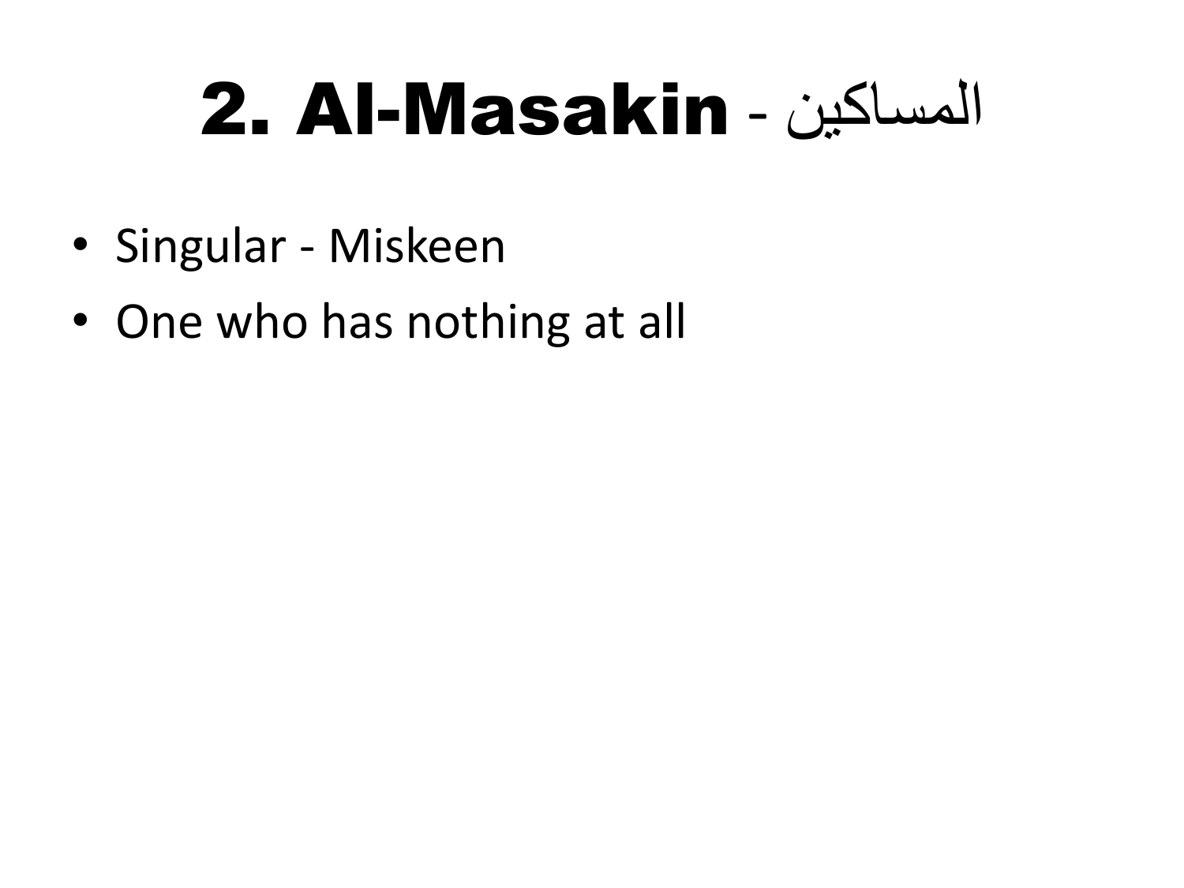# 2. Al-Masakin - المساكين

- Singular - Miskeen
- One who has nothing at all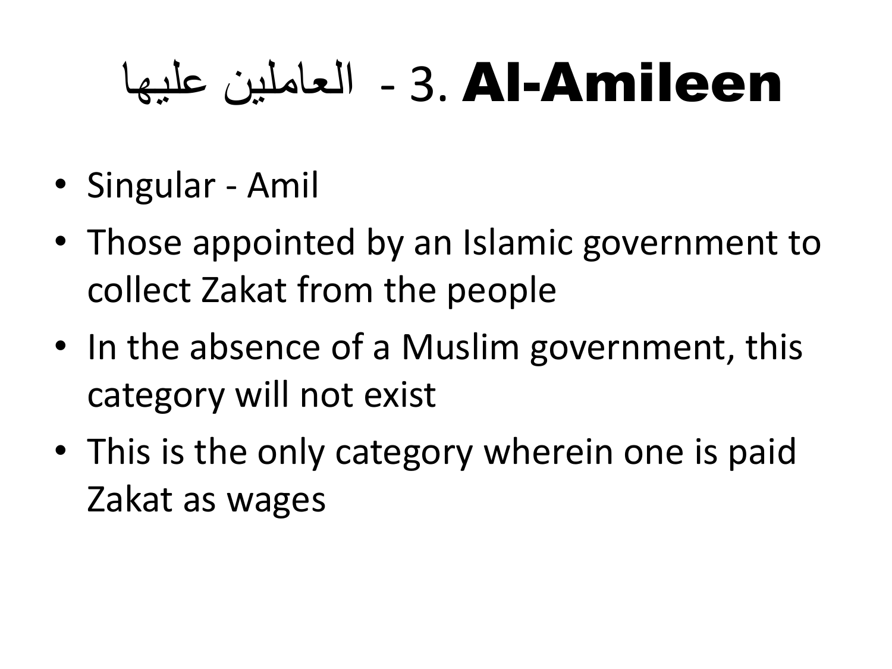# العاملين عليها - 3. **Al-Amileen**

- Singular - Amil
- Those appointed by an Islamic government to collect Zakat from the people
- In the absence of a Muslim government, this category will not exist
- This is the only category wherein one is paid Zakat as wages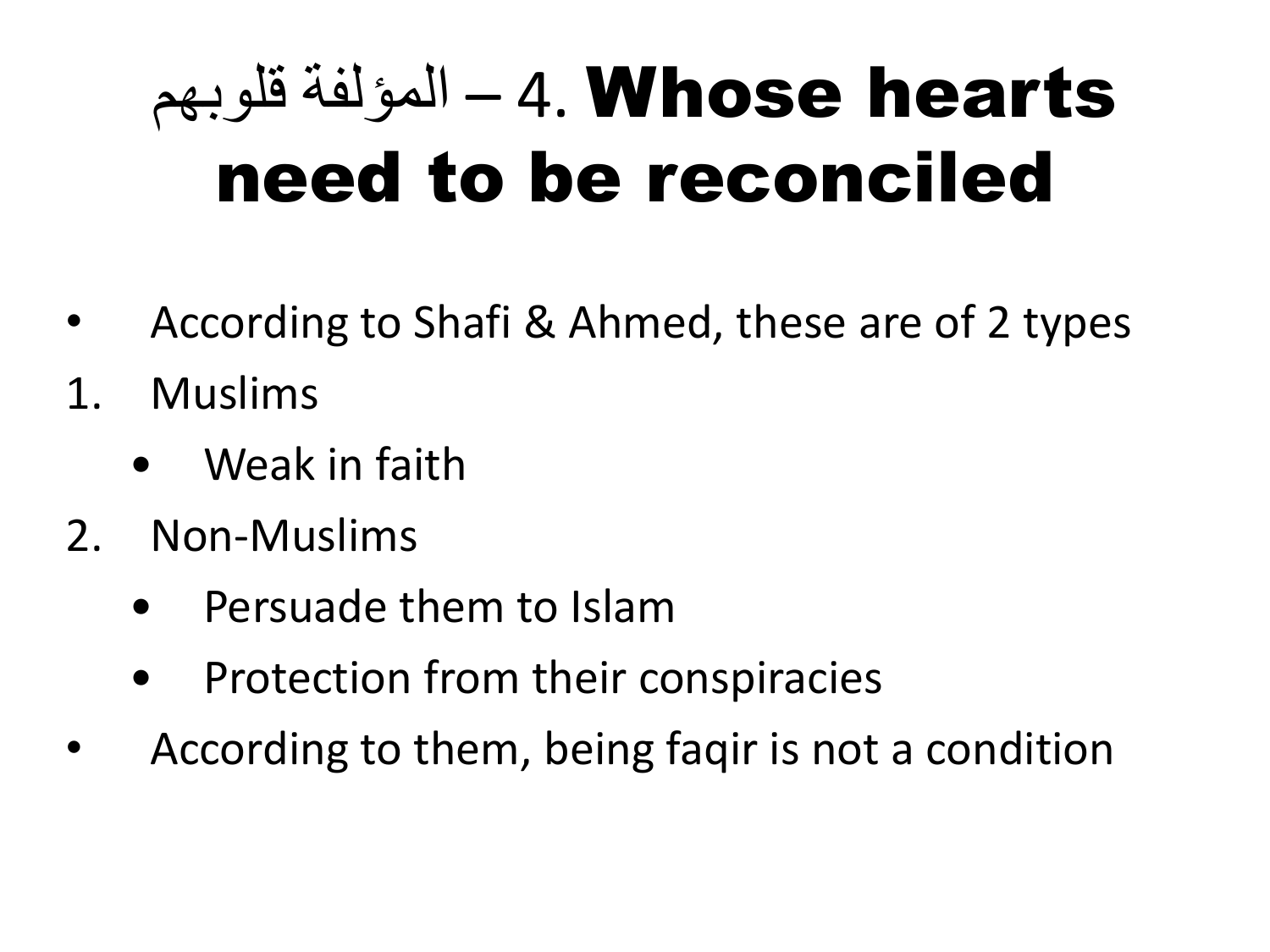# المؤلفة قلوبهم – 4. Whose hearts need to be reconciled

- According to Shafi & Ahmed, these are of 2 types

1. Muslims
   - Weak in faith
2. Non-Muslims
   - Persuade them to Islam
   - Protection from their conspiracies

- According to them, being faqir is not a condition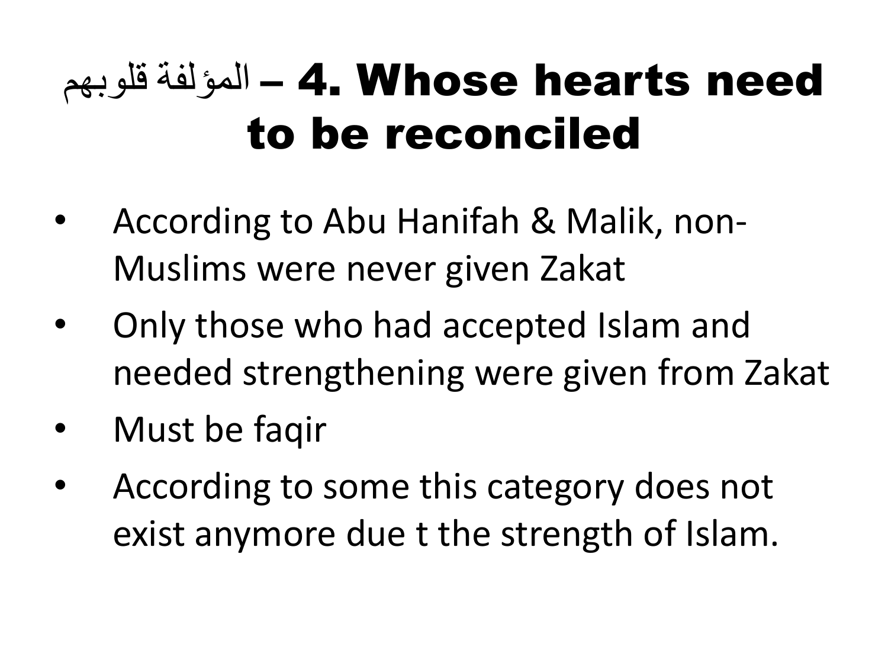# المؤلفة قلوبهم – 4. Whose hearts need to be reconciled

- According to Abu Hanifah & Malik, non-Muslims were never given Zakat
- Only those who had accepted Islam and needed strengthening were given from Zakat
- Must be faqir
- According to some this category does not exist anymore due t the strength of Islam.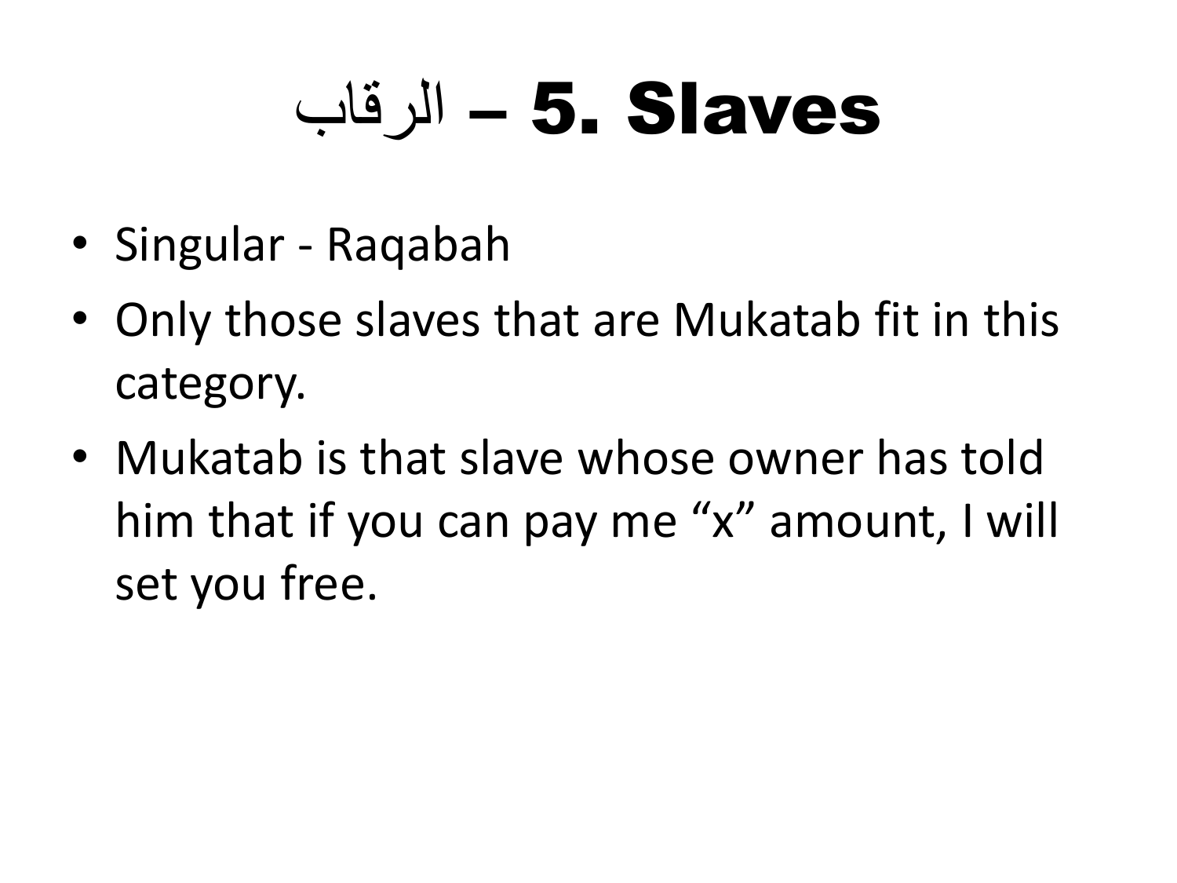# 5. Slaves – الرقاب

- Singular - Raqabah
- Only those slaves that are Mukatab fit in this category.
- Mukatab is that slave whose owner has told him that if you can pay me “x” amount, I will set you free.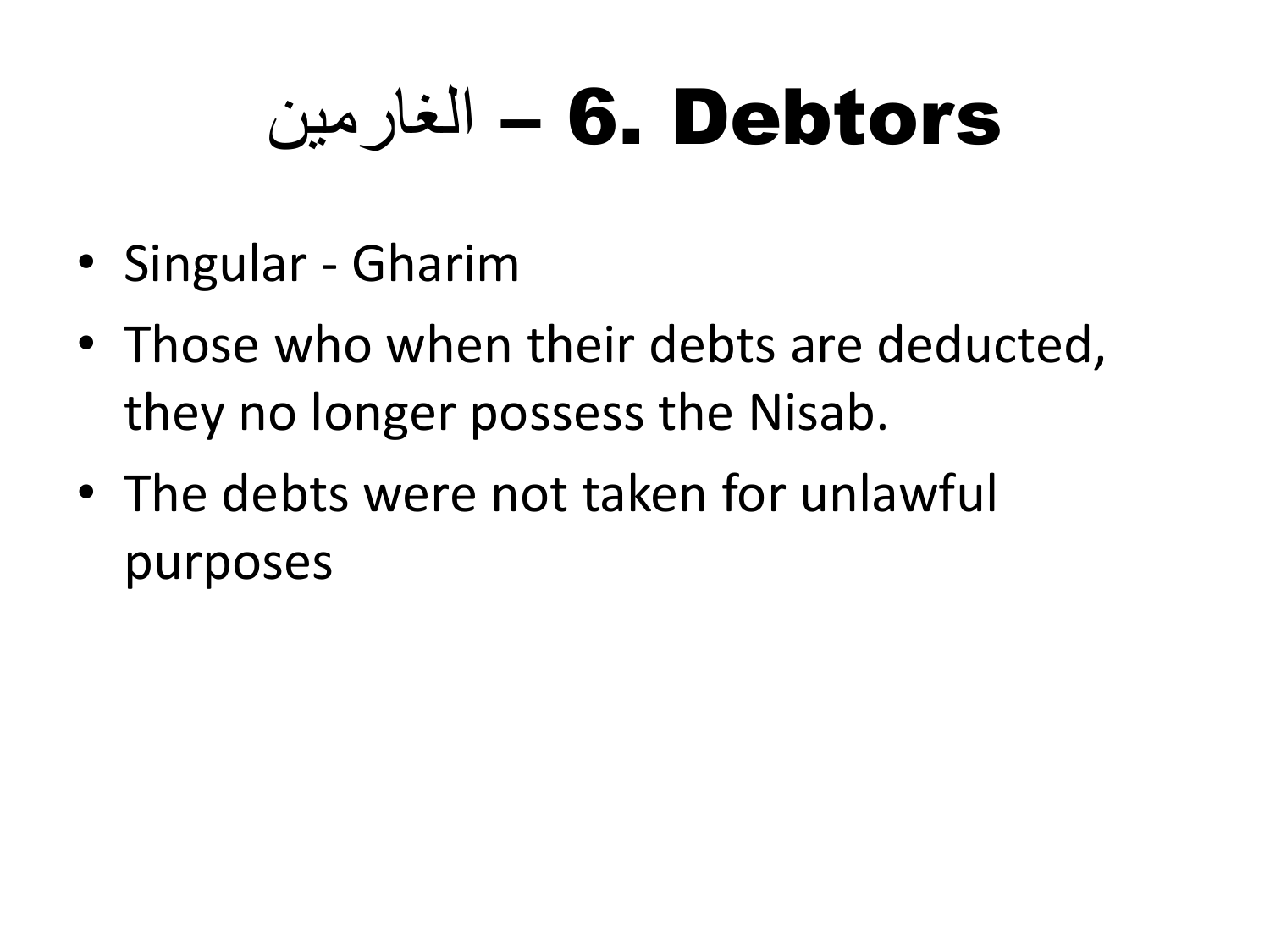# الغارمين – 6. Debtors

- Singular - Gharim
- Those who when their debts are deducted, they no longer possess the Nisab.
- The debts were not taken for unlawful purposes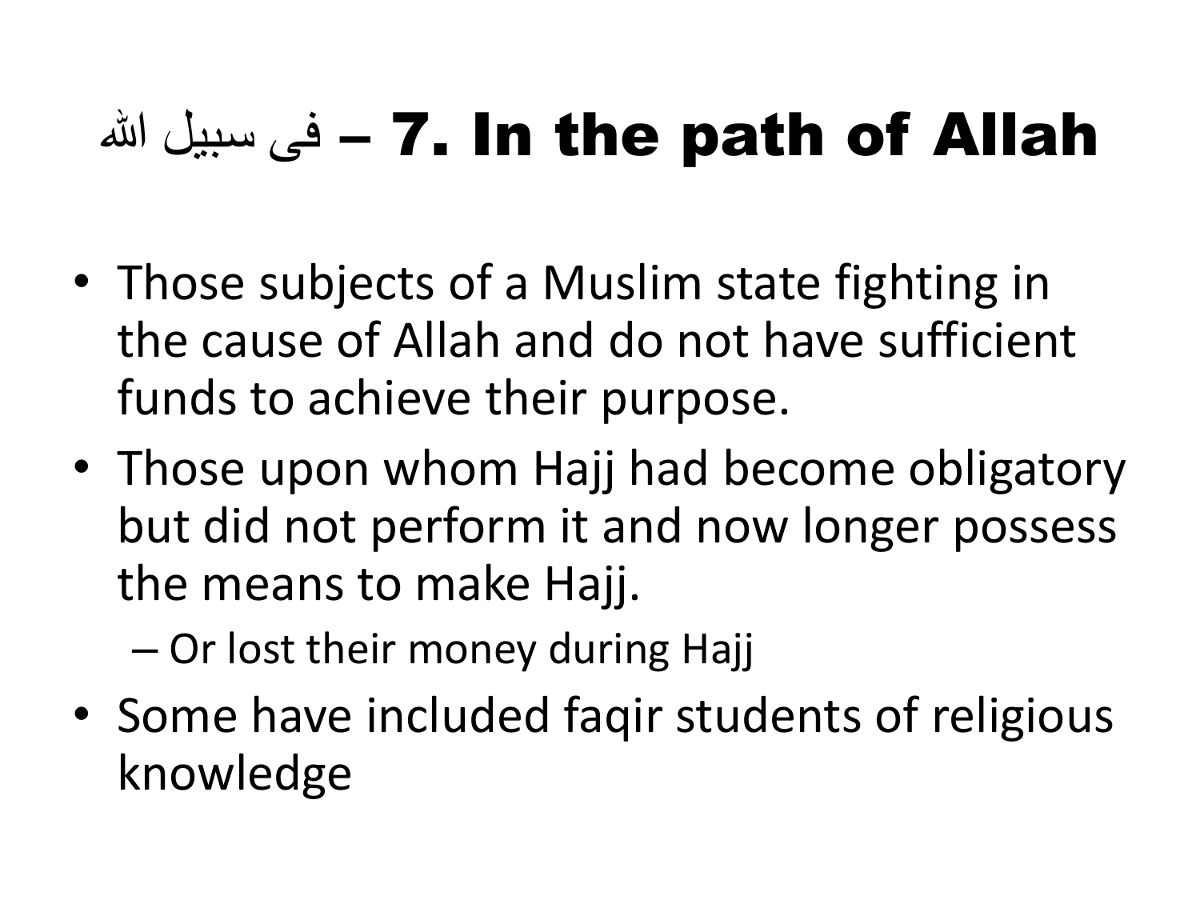# فی سبیل اللہ – 7. In the path of Allah

- Those subjects of a Muslim state fighting in the cause of Allah and do not have sufficient funds to achieve their purpose.
- Those upon whom Hajj had become obligatory but did not perform it and now longer possess the means to make Hajj.
  - Or lost their money during Hajj
- Some have included faqir students of religious knowledge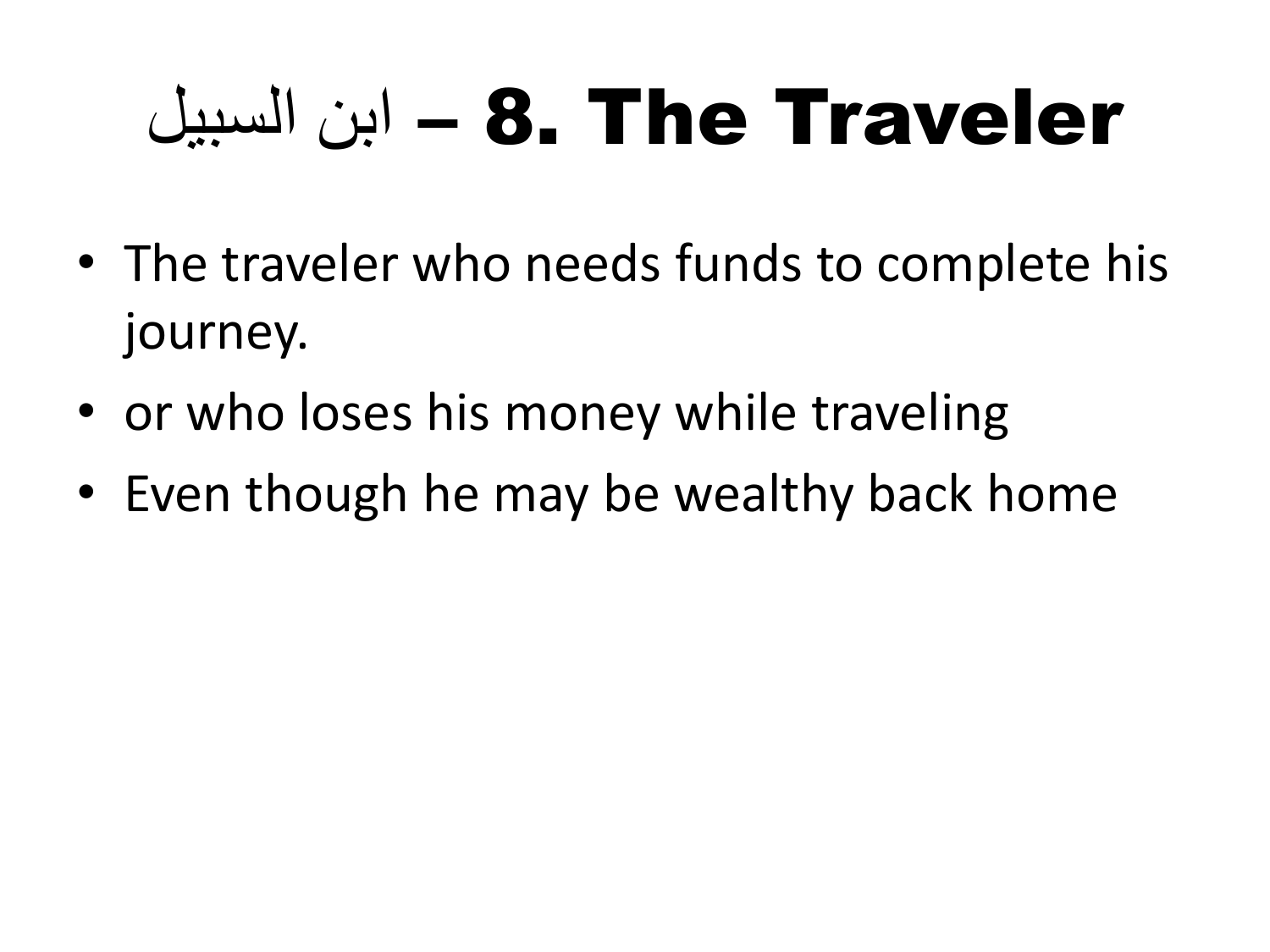# 8. The Traveler – ابن السبيل

- The traveler who needs funds to complete his journey.
- or who loses his money while traveling
- Even though he may be wealthy back home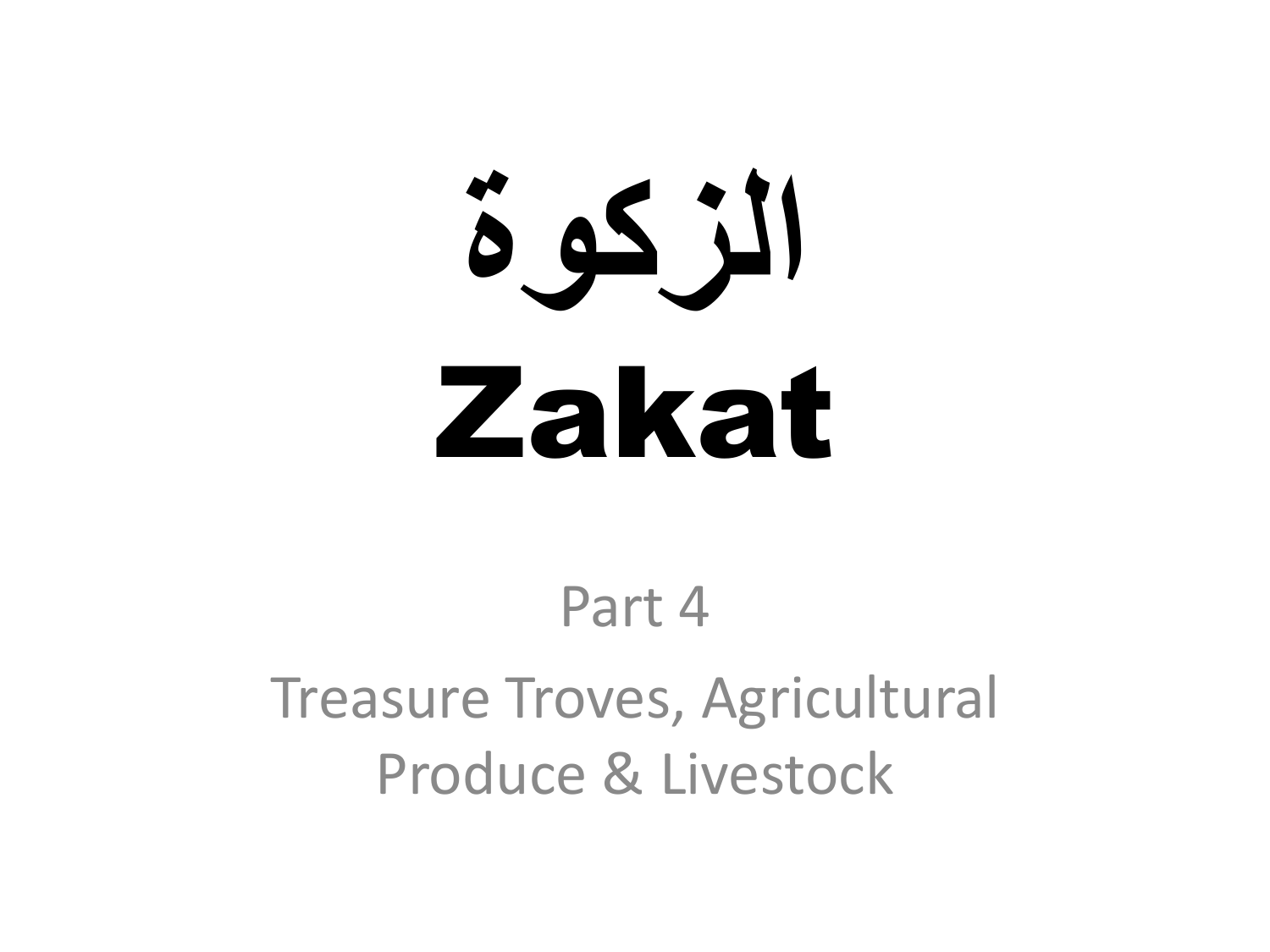# الزكوة

# Zakat

Part 4

Treasure Troves, Agricultural Produce & Livestock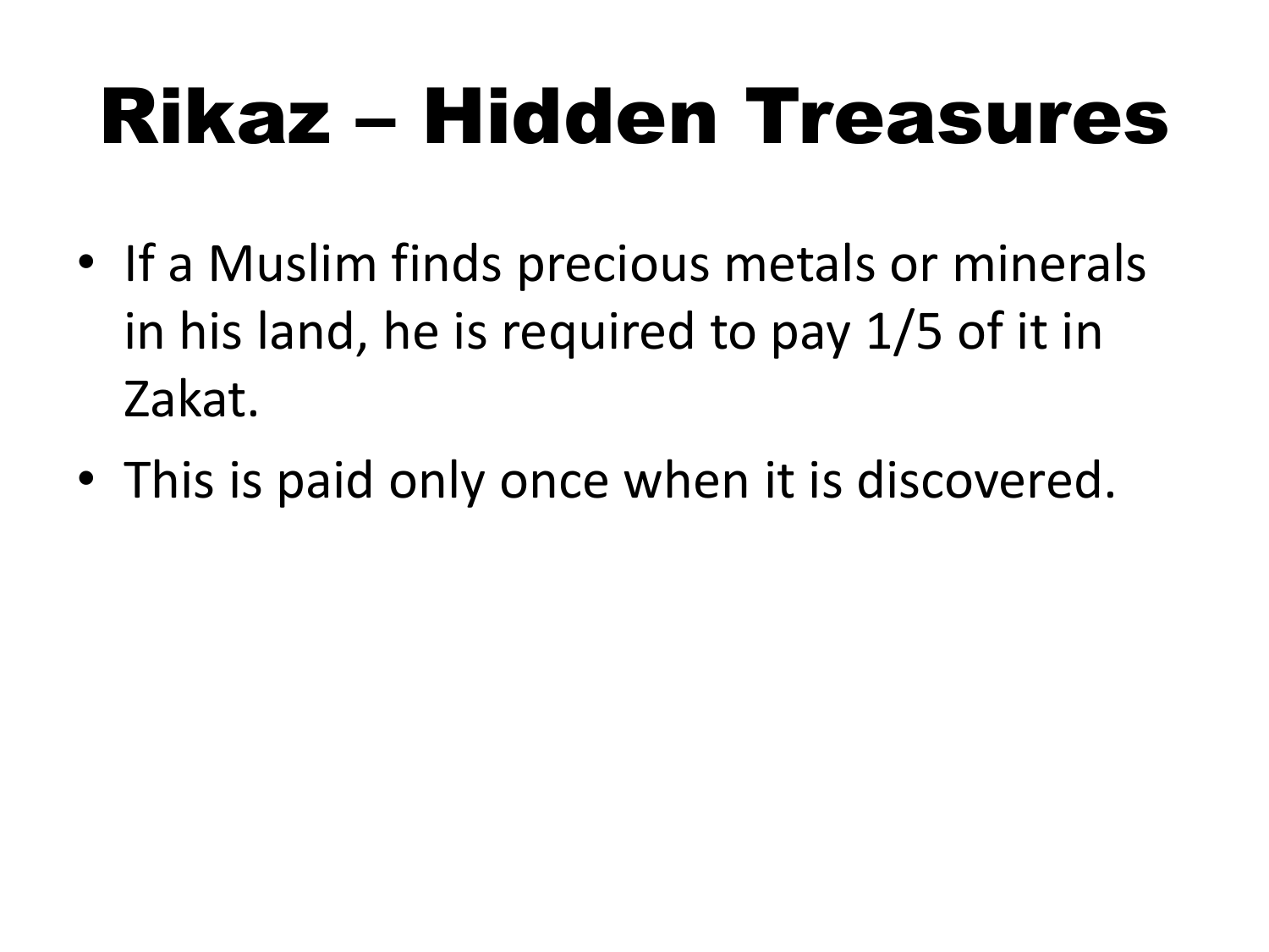# Rikaz – Hidden Treasures

- If a Muslim finds precious metals or minerals in his land, he is required to pay 1/5 of it in Zakat.
- This is paid only once when it is discovered.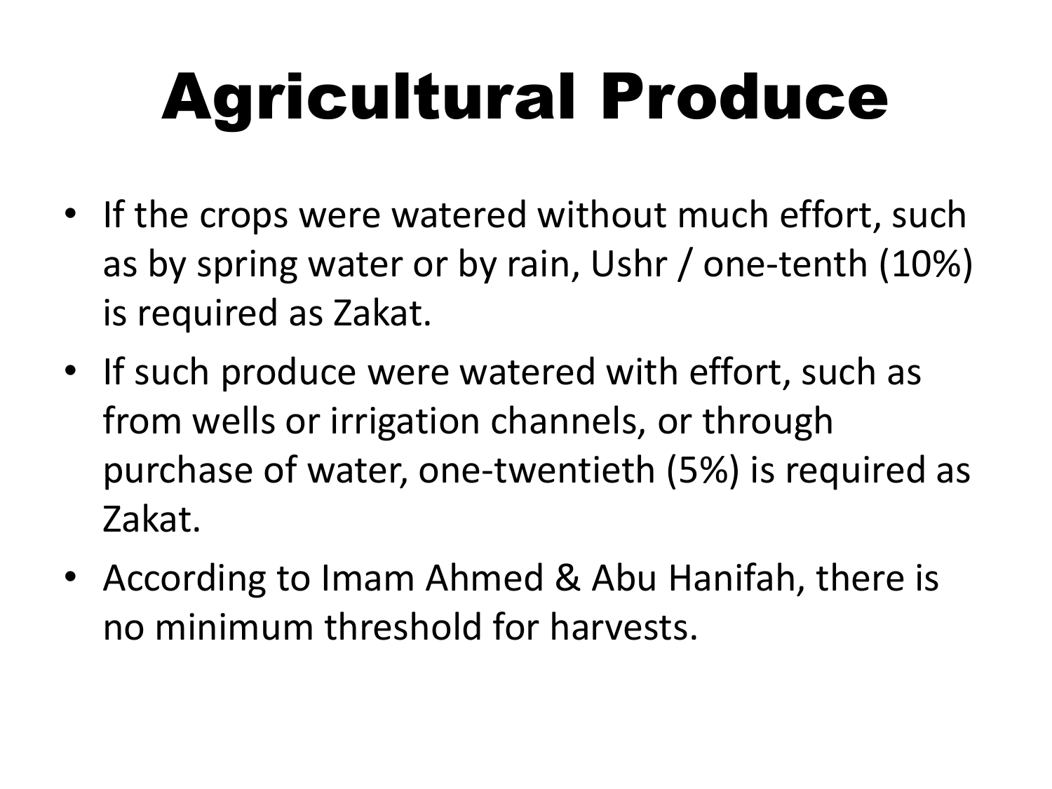# Agricultural Produce

- If the crops were watered without much effort, such as by spring water or by rain, Ushr / one-tenth (10%) is required as Zakat.
- If such produce were watered with effort, such as from wells or irrigation channels, or through purchase of water, one-twentieth (5%) is required as Zakat.
- According to Imam Ahmed & Abu Hanifah, there is no minimum threshold for harvests.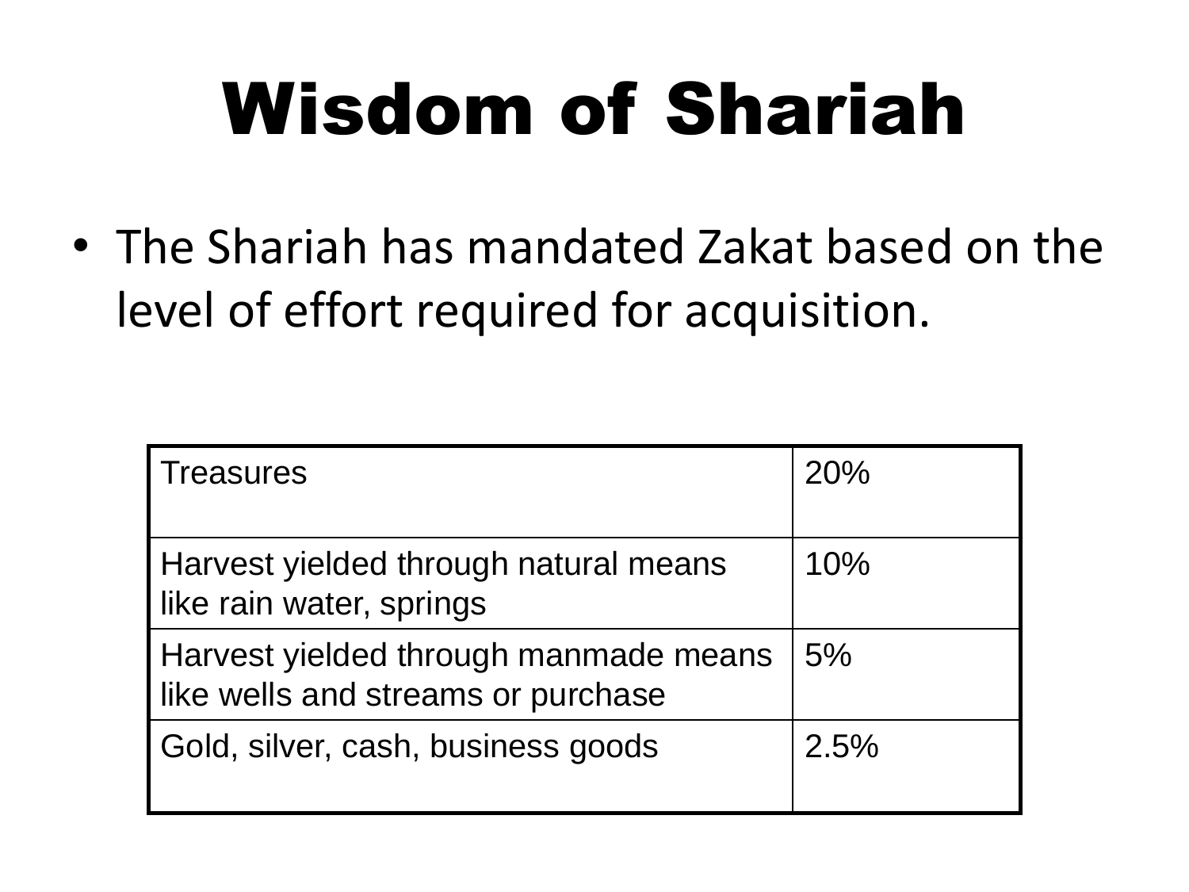# Wisdom of Shariah

- The Shariah has mandated Zakat based on the level of effort required for acquisition.

| | |
|---|---|
| Treasures | 20% |
| Harvest yielded through natural means like rain water, springs | 10% |
| Harvest yielded through manmade means like wells and streams or purchase | 5% |
| Gold, silver, cash, business goods | 2.5% |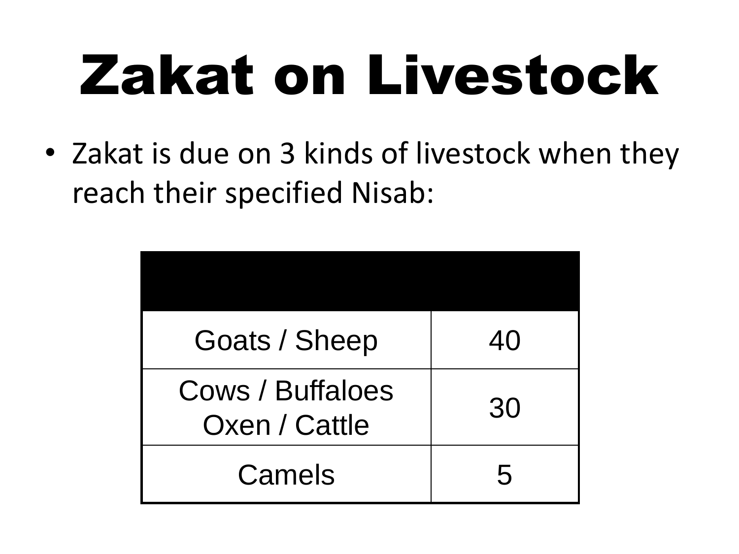# Zakat on Livestock

- Zakat is due on 3 kinds of livestock when they reach their specified Nisab:

| | |
|---|---|
| Goats / Sheep | 40 |
| Cows / Buffaloes Oxen / Cattle | 30 |
| Camels | 5 |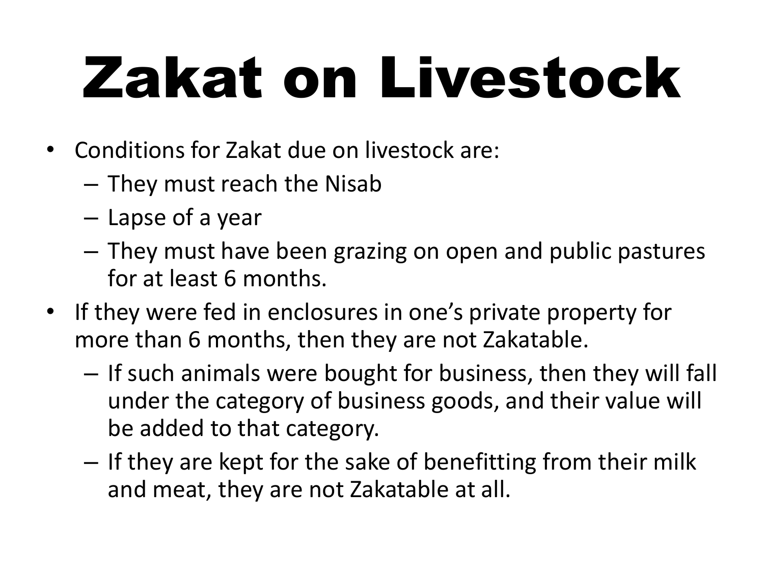# Zakat on Livestock

- Conditions for Zakat due on livestock are:
  - They must reach the Nisab
  - Lapse of a year
  - They must have been grazing on open and public pastures for at least 6 months.
- If they were fed in enclosures in one's private property for more than 6 months, then they are not Zakatable.
  - If such animals were bought for business, then they will fall under the category of business goods, and their value will be added to that category.
  - If they are kept for the sake of benefitting from their milk and meat, they are not Zakatable at all.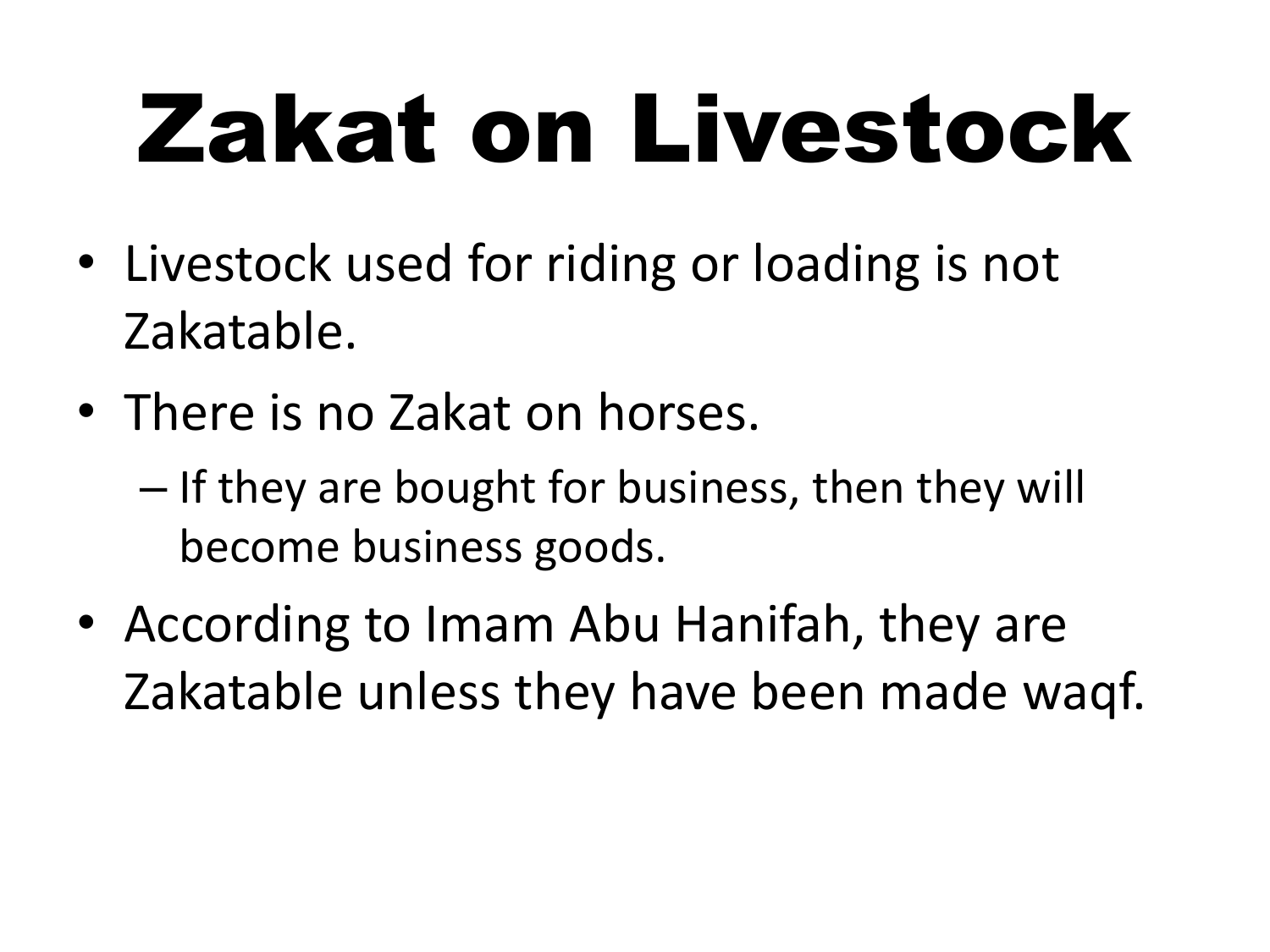# Zakat on Livestock

- Livestock used for riding or loading is not Zakatable.
- There is no Zakat on horses.
  - If they are bought for business, then they will become business goods.
- According to Imam Abu Hanifah, they are Zakatable unless they have been made waqf.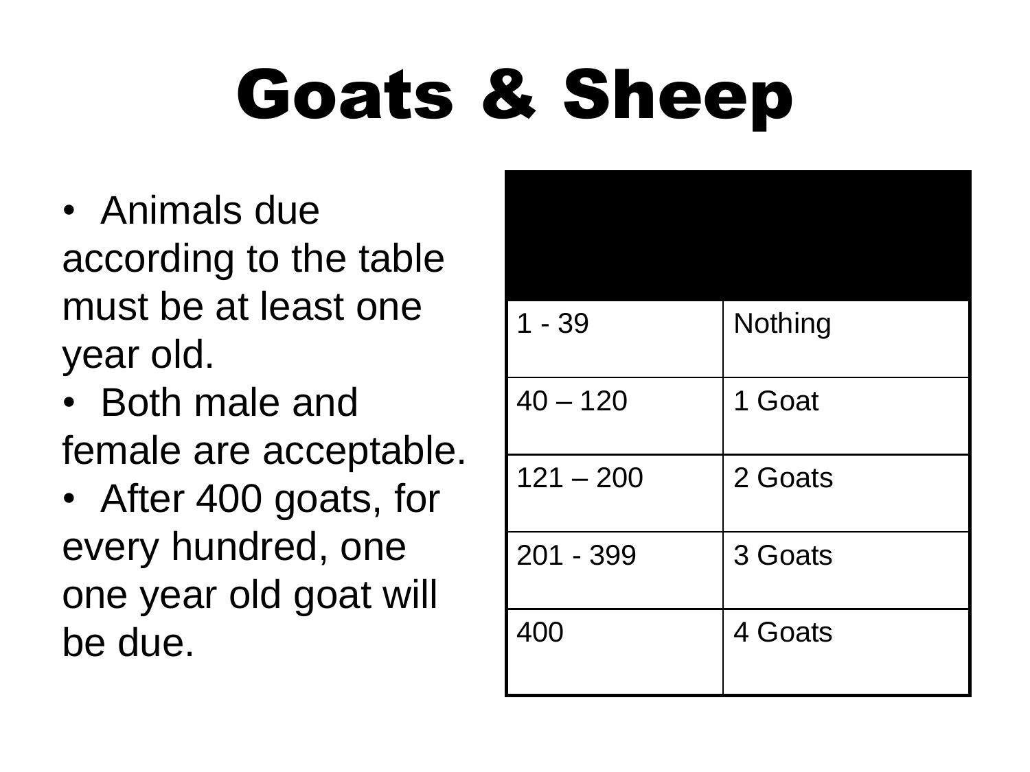# Goats & Sheep

- Animals due according to the table must be at least one year old.
- Both male and female are acceptable.
- After 400 goats, for every hundred, one one year old goat will be due.

| | |
|---|---|
| 1 - 39 | Nothing |
| 40 – 120 | 1 Goat |
| 121 – 200 | 2 Goats |
| 201 - 399 | 3 Goats |
| 400 | 4 Goats |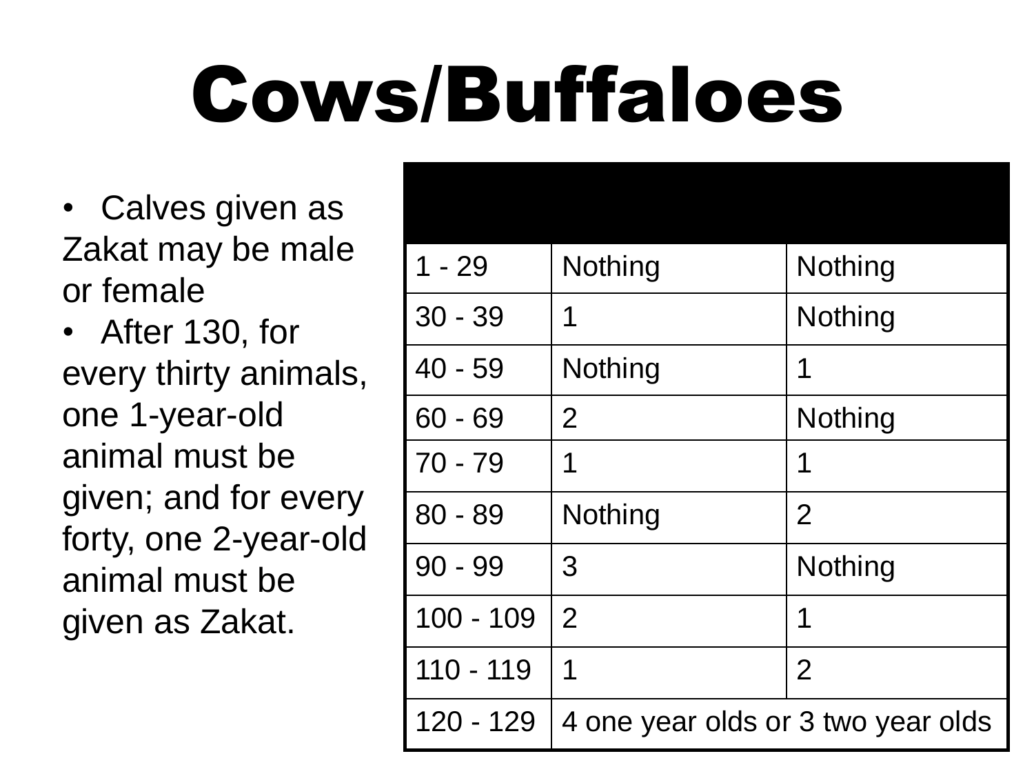# Cows/Buffaloes

- Calves given as Zakat may be male or female
- After 130, for every thirty animals, one 1-year-old animal must be given; and for every forty, one 2-year-old animal must be given as Zakat.

| | | |
|---|---|---|
| 1 - 29 | Nothing | Nothing |
| 30 - 39 | 1 | Nothing |
| 40 - 59 | Nothing | 1 |
| 60 - 69 | 2 | Nothing |
| 70 - 79 | 1 | 1 |
| 80 - 89 | Nothing | 2 |
| 90 - 99 | 3 | Nothing |
| 100 - 109 | 2 | 1 |
| 110 - 119 | 1 | 2 |
| 120 - 129 | 4 one year olds or 3 two year olds | |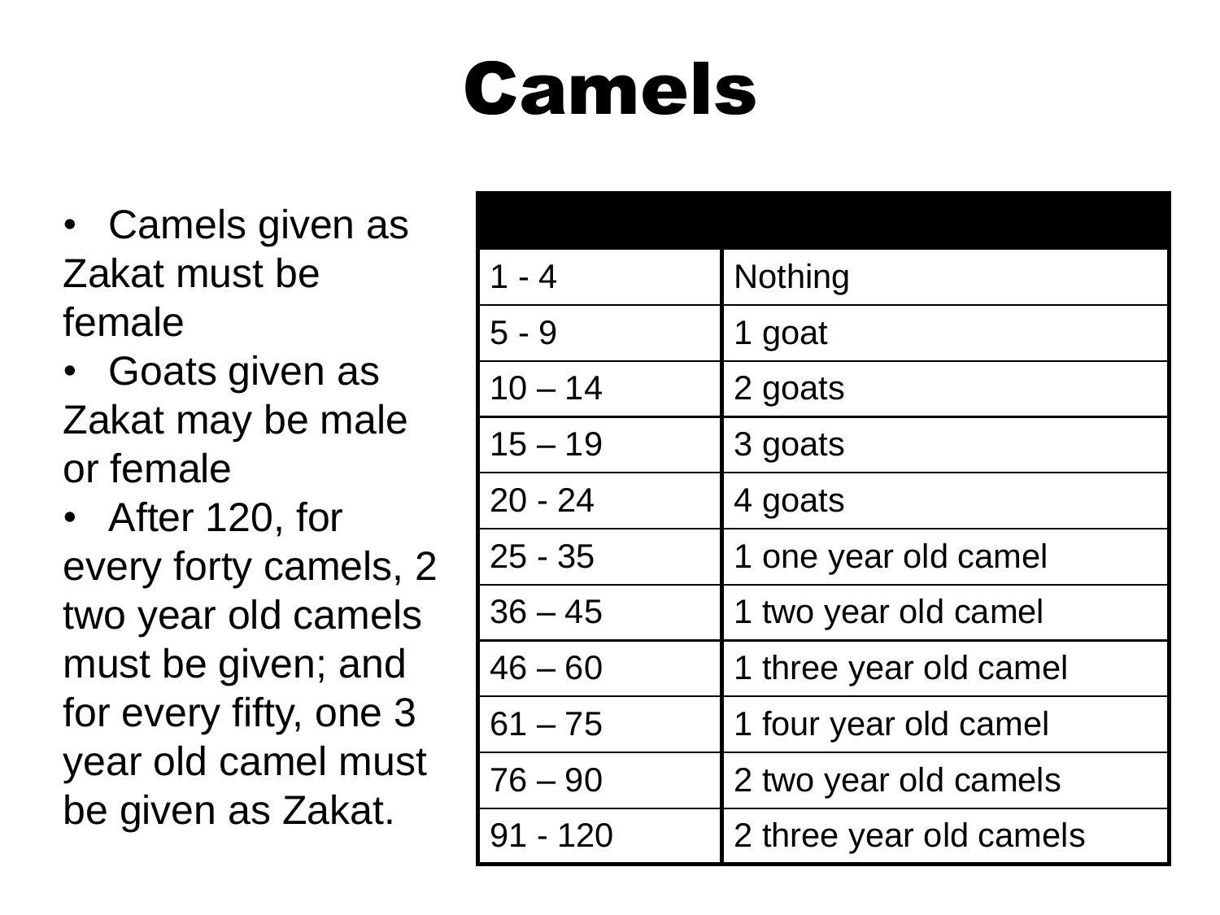# Camels

- Camels given as Zakat must be female
- Goats given as Zakat may be male or female
- After 120, for every forty camels, 2 two year old camels must be given; and for every fifty, one 3 year old camel must be given as Zakat.

| | |
|---|---|
| 1 - 4 | Nothing |
| 5 - 9 | 1 goat |
| 10 – 14 | 2 goats |
| 15 – 19 | 3 goats |
| 20 - 24 | 4 goats |
| 25 - 35 | 1 one year old camel |
| 36 – 45 | 1 two year old camel |
| 46 – 60 | 1 three year old camel |
| 61 – 75 | 1 four year old camel |
| 76 – 90 | 2 two year old camels |
| 91 - 120 | 2 three year old camels |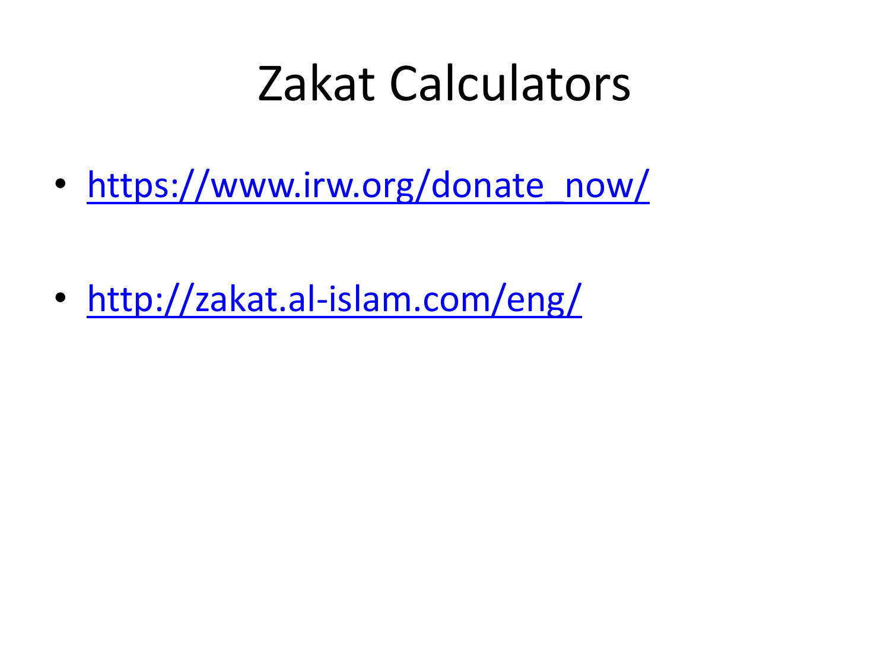# Zakat Calculators

- https://www.irw.org/donate_now/

- http://zakat.al-islam.com/eng/